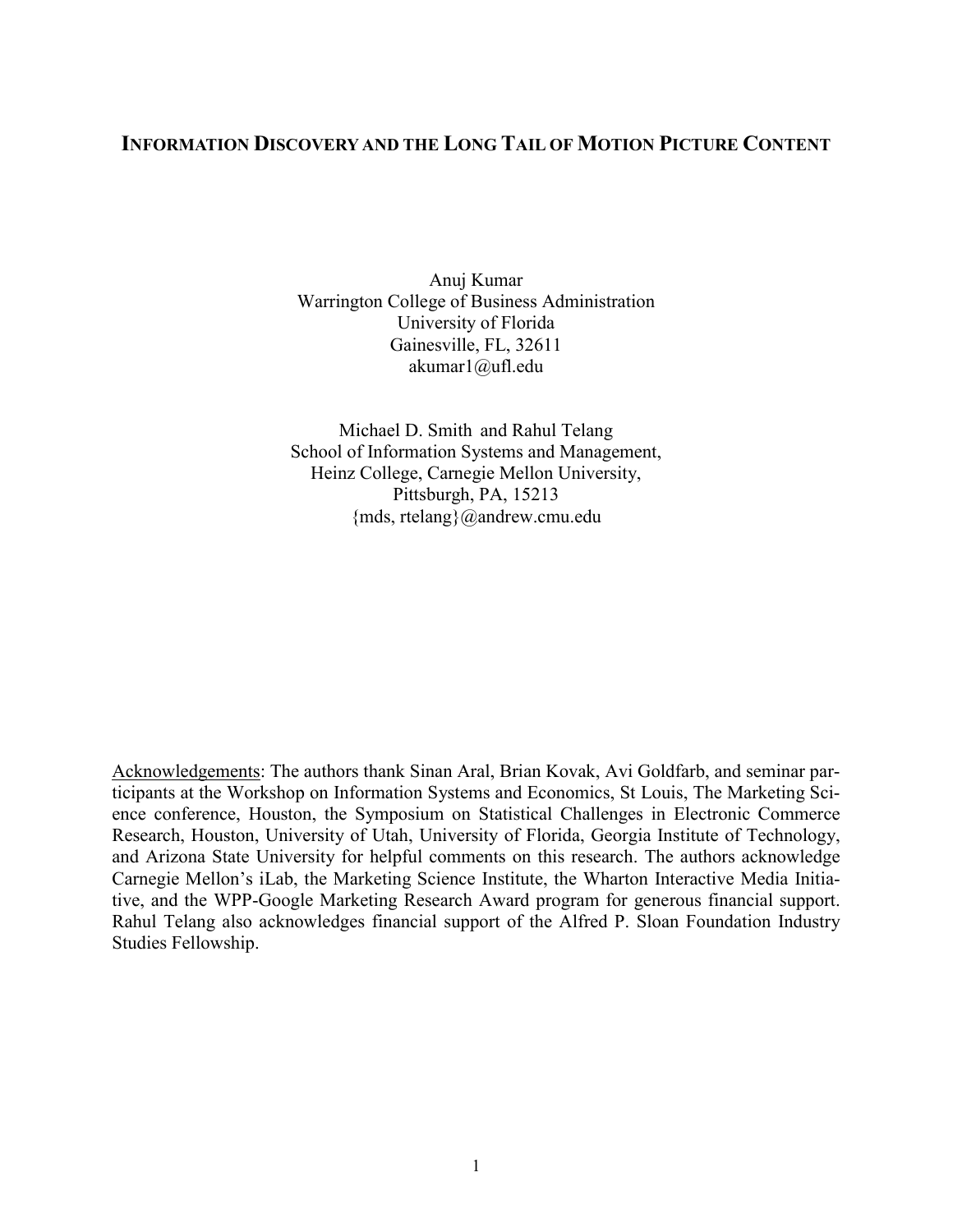# INFORMATION DISCOVERY AND THE LONG TAIL OF MOTION PICTURE CONTENT

Anuj Kumar
Warrington College of Business Administration
University of Florida
Gainesville, FL, 32611
akumar1@ufl.edu

Michael D. Smith and Rahul Telang
School of Information Systems and Management,
Heinz College, Carnegie Mellon University,
Pittsburgh, PA, 15213
{mds, rtelang}@andrew.cmu.edu

Acknowledgements: The authors thank Sinan Aral, Brian Kovak, Avi Goldfarb, and seminar participants at the Workshop on Information Systems and Economics, St Louis, The Marketing Science conference, Houston, the Symposium on Statistical Challenges in Electronic Commerce Research, Houston, University of Utah, University of Florida, Georgia Institute of Technology, and Arizona State University for helpful comments on this research. The authors acknowledge Carnegie Mellon's iLab, the Marketing Science Institute, the Wharton Interactive Media Initiative, and the WPP-Google Marketing Research Award program for generous financial support. Rahul Telang also acknowledges financial support of the Alfred P. Sloan Foundation Industry Studies Fellowship.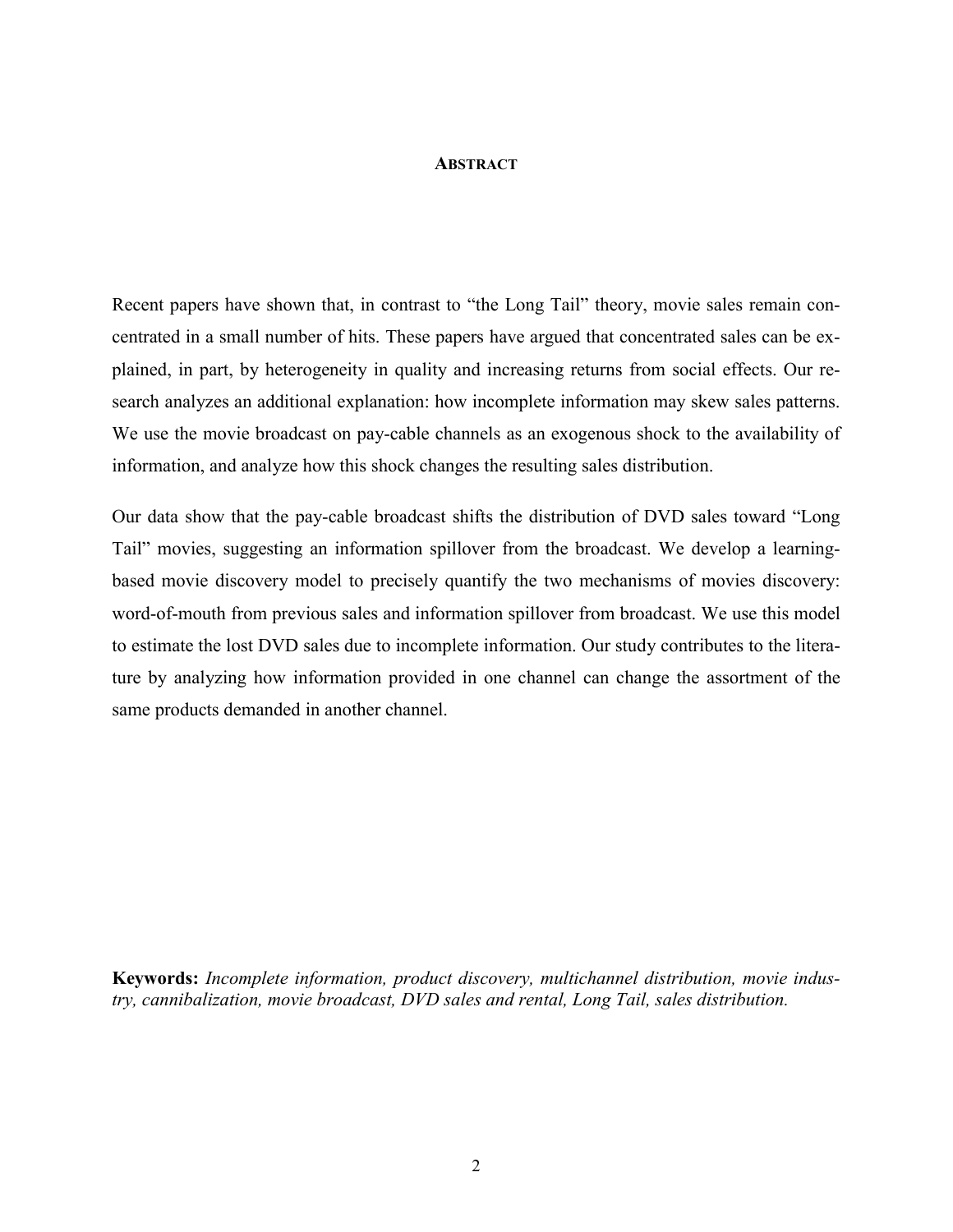# ABSTRACT

Recent papers have shown that, in contrast to "the Long Tail" theory, movie sales remain concentrated in a small number of hits. These papers have argued that concentrated sales can be explained, in part, by heterogeneity in quality and increasing returns from social effects. Our research analyzes an additional explanation: how incomplete information may skew sales patterns. We use the movie broadcast on pay-cable channels as an exogenous shock to the availability of information, and analyze how this shock changes the resulting sales distribution.

Our data show that the pay-cable broadcast shifts the distribution of DVD sales toward "Long Tail" movies, suggesting an information spillover from the broadcast. We develop a learning-based movie discovery model to precisely quantify the two mechanisms of movies discovery: word-of-mouth from previous sales and information spillover from broadcast. We use this model to estimate the lost DVD sales due to incomplete information. Our study contributes to the literature by analyzing how information provided in one channel can change the assortment of the same products demanded in another channel.

**Keywords:** *Incomplete information, product discovery, multichannel distribution, movie industry, cannibalization, movie broadcast, DVD sales and rental, Long Tail, sales distribution.*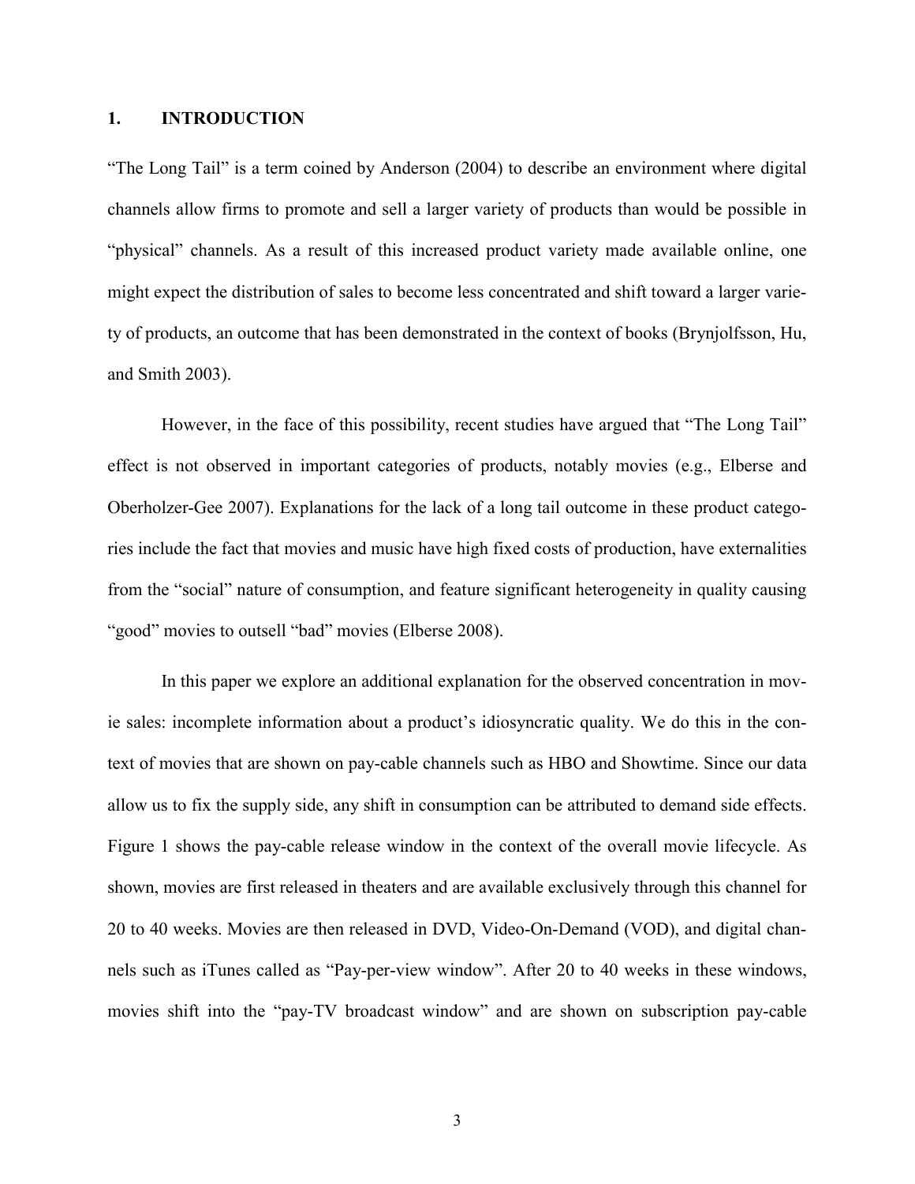# 1. INTRODUCTION

"The Long Tail" is a term coined by Anderson (2004) to describe an environment where digital channels allow firms to promote and sell a larger variety of products than would be possible in "physical" channels. As a result of this increased product variety made available online, one might expect the distribution of sales to become less concentrated and shift toward a larger variety of products, an outcome that has been demonstrated in the context of books (Brynjolfsson, Hu, and Smith 2003).

However, in the face of this possibility, recent studies have argued that "The Long Tail" effect is not observed in important categories of products, notably movies (e.g., Elberse and Oberholzer-Gee 2007). Explanations for the lack of a long tail outcome in these product categories include the fact that movies and music have high fixed costs of production, have externalities from the "social" nature of consumption, and feature significant heterogeneity in quality causing "good" movies to outsell "bad" movies (Elberse 2008).

In this paper we explore an additional explanation for the observed concentration in movie sales: incomplete information about a product's idiosyncratic quality. We do this in the context of movies that are shown on pay-cable channels such as HBO and Showtime. Since our data allow us to fix the supply side, any shift in consumption can be attributed to demand side effects. Figure 1 shows the pay-cable release window in the context of the overall movie lifecycle. As shown, movies are first released in theaters and are available exclusively through this channel for 20 to 40 weeks. Movies are then released in DVD, Video-On-Demand (VOD), and digital channels such as iTunes called as "Pay-per-view window". After 20 to 40 weeks in these windows, movies shift into the "pay-TV broadcast window" and are shown on subscription pay-cable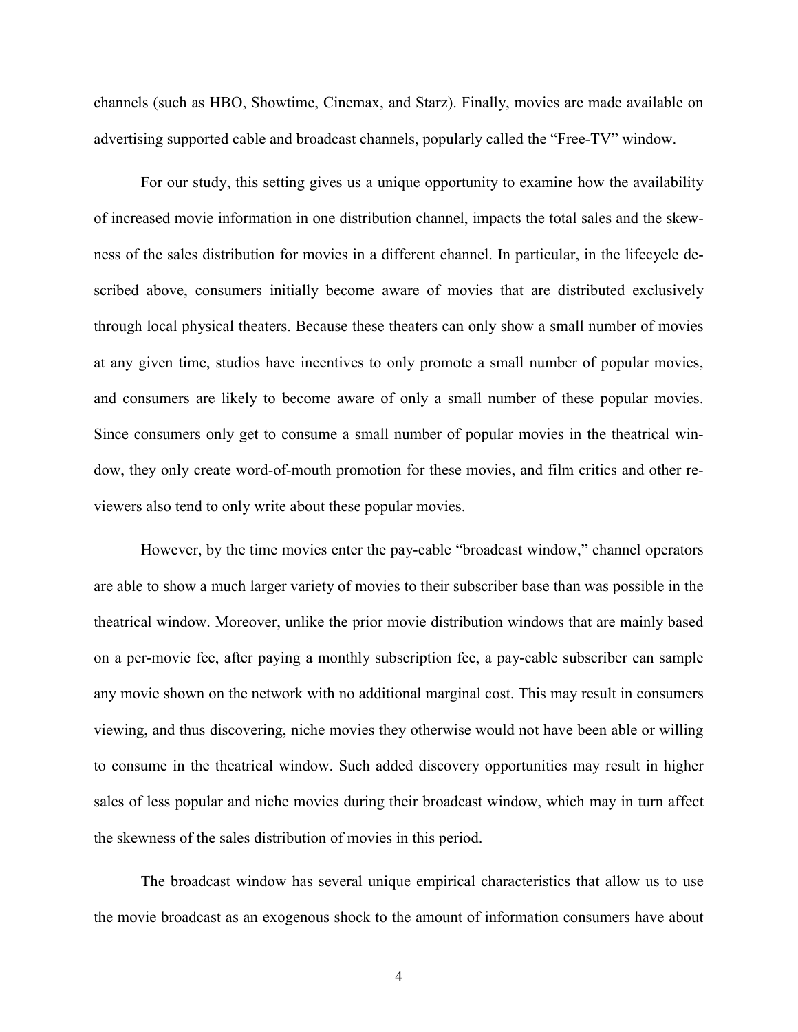channels (such as HBO, Showtime, Cinemax, and Starz). Finally, movies are made available on advertising supported cable and broadcast channels, popularly called the "Free-TV" window.

For our study, this setting gives us a unique opportunity to examine how the availability of increased movie information in one distribution channel, impacts the total sales and the skewness of the sales distribution for movies in a different channel. In particular, in the lifecycle described above, consumers initially become aware of movies that are distributed exclusively through local physical theaters. Because these theaters can only show a small number of movies at any given time, studios have incentives to only promote a small number of popular movies, and consumers are likely to become aware of only a small number of these popular movies. Since consumers only get to consume a small number of popular movies in the theatrical window, they only create word-of-mouth promotion for these movies, and film critics and other reviewers also tend to only write about these popular movies.

However, by the time movies enter the pay-cable "broadcast window," channel operators are able to show a much larger variety of movies to their subscriber base than was possible in the theatrical window. Moreover, unlike the prior movie distribution windows that are mainly based on a per-movie fee, after paying a monthly subscription fee, a pay-cable subscriber can sample any movie shown on the network with no additional marginal cost. This may result in consumers viewing, and thus discovering, niche movies they otherwise would not have been able or willing to consume in the theatrical window. Such added discovery opportunities may result in higher sales of less popular and niche movies during their broadcast window, which may in turn affect the skewness of the sales distribution of movies in this period.

The broadcast window has several unique empirical characteristics that allow us to use the movie broadcast as an exogenous shock to the amount of information consumers have about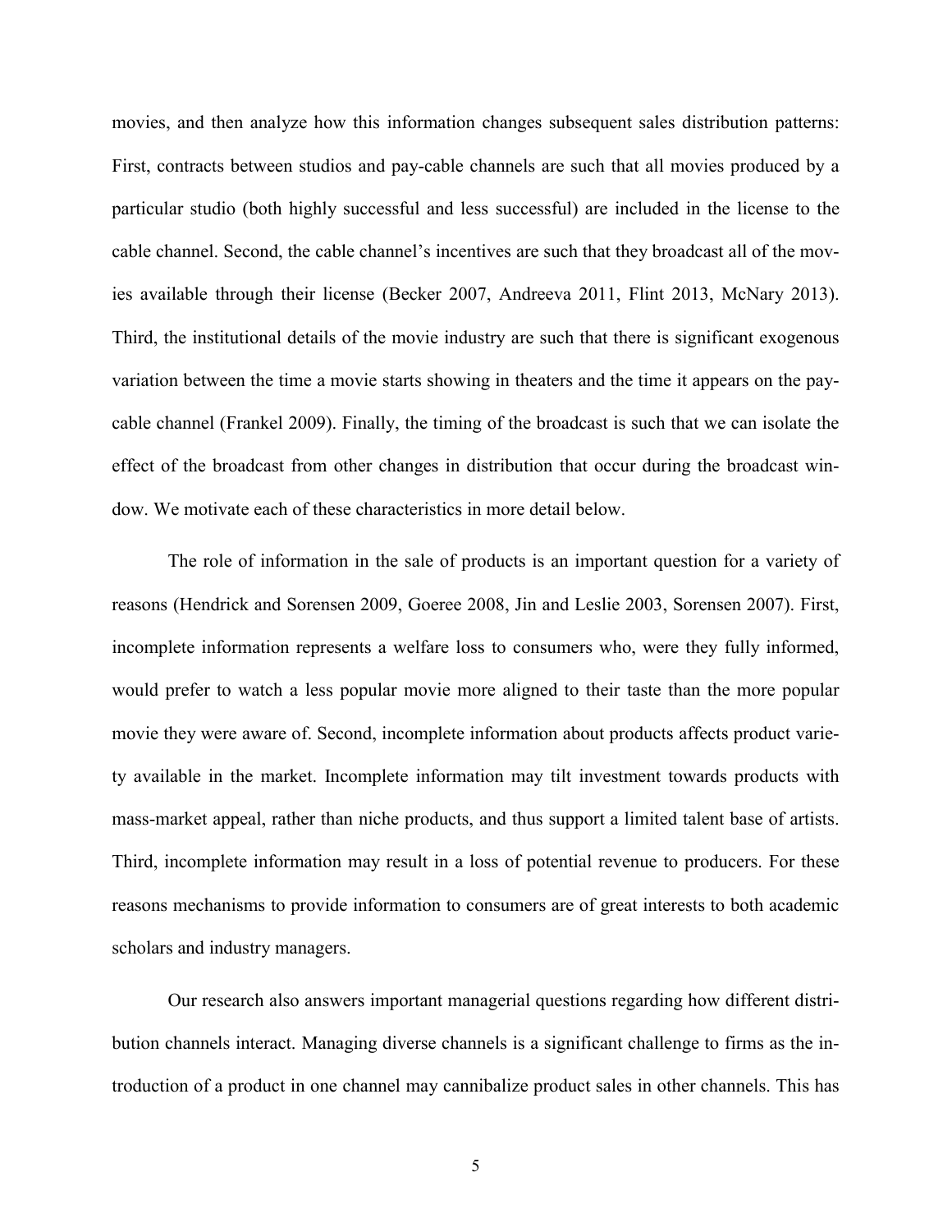movies, and then analyze how this information changes subsequent sales distribution patterns: First, contracts between studios and pay-cable channels are such that all movies produced by a particular studio (both highly successful and less successful) are included in the license to the cable channel. Second, the cable channel's incentives are such that they broadcast all of the movies available through their license (Becker 2007, Andreeva 2011, Flint 2013, McNary 2013). Third, the institutional details of the movie industry are such that there is significant exogenous variation between the time a movie starts showing in theaters and the time it appears on the pay-cable channel (Frankel 2009). Finally, the timing of the broadcast is such that we can isolate the effect of the broadcast from other changes in distribution that occur during the broadcast window. We motivate each of these characteristics in more detail below.

The role of information in the sale of products is an important question for a variety of reasons (Hendrick and Sorensen 2009, Goeree 2008, Jin and Leslie 2003, Sorensen 2007). First, incomplete information represents a welfare loss to consumers who, were they fully informed, would prefer to watch a less popular movie more aligned to their taste than the more popular movie they were aware of. Second, incomplete information about products affects product variety available in the market. Incomplete information may tilt investment towards products with mass-market appeal, rather than niche products, and thus support a limited talent base of artists. Third, incomplete information may result in a loss of potential revenue to producers. For these reasons mechanisms to provide information to consumers are of great interests to both academic scholars and industry managers.

Our research also answers important managerial questions regarding how different distribution channels interact. Managing diverse channels is a significant challenge to firms as the introduction of a product in one channel may cannibalize product sales in other channels. This has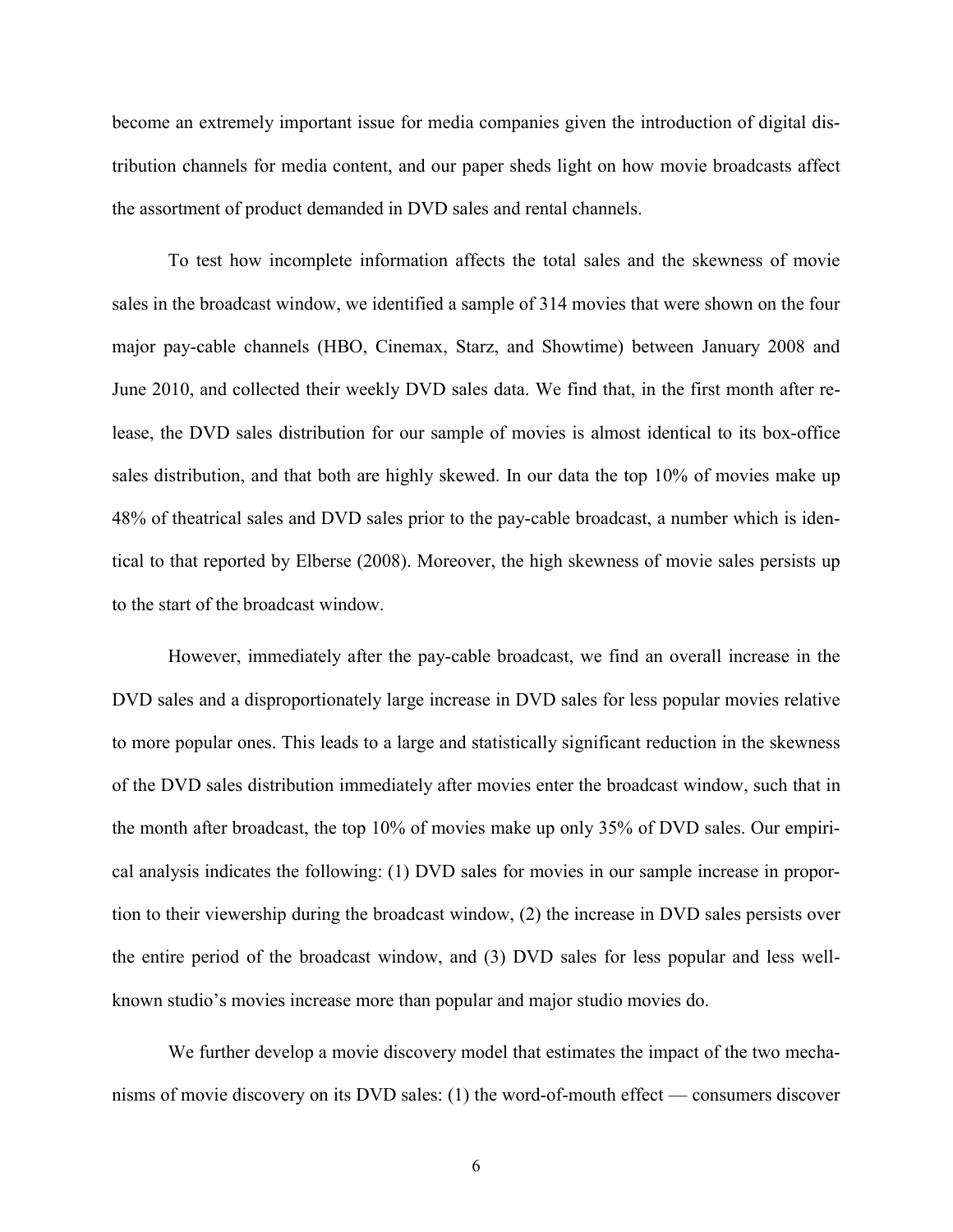become an extremely important issue for media companies given the introduction of digital distribution channels for media content, and our paper sheds light on how movie broadcasts affect the assortment of product demanded in DVD sales and rental channels.

To test how incomplete information affects the total sales and the skewness of movie sales in the broadcast window, we identified a sample of 314 movies that were shown on the four major pay-cable channels (HBO, Cinemax, Starz, and Showtime) between January 2008 and June 2010, and collected their weekly DVD sales data. We find that, in the first month after release, the DVD sales distribution for our sample of movies is almost identical to its box-office sales distribution, and that both are highly skewed. In our data the top 10% of movies make up 48% of theatrical sales and DVD sales prior to the pay-cable broadcast, a number which is identical to that reported by Elberse (2008). Moreover, the high skewness of movie sales persists up to the start of the broadcast window.

However, immediately after the pay-cable broadcast, we find an overall increase in the DVD sales and a disproportionately large increase in DVD sales for less popular movies relative to more popular ones. This leads to a large and statistically significant reduction in the skewness of the DVD sales distribution immediately after movies enter the broadcast window, such that in the month after broadcast, the top 10% of movies make up only 35% of DVD sales. Our empirical analysis indicates the following: (1) DVD sales for movies in our sample increase in proportion to their viewership during the broadcast window, (2) the increase in DVD sales persists over the entire period of the broadcast window, and (3) DVD sales for less popular and less well-known studio's movies increase more than popular and major studio movies do.

We further develop a movie discovery model that estimates the impact of the two mechanisms of movie discovery on its DVD sales: (1) the word-of-mouth effect — consumers discover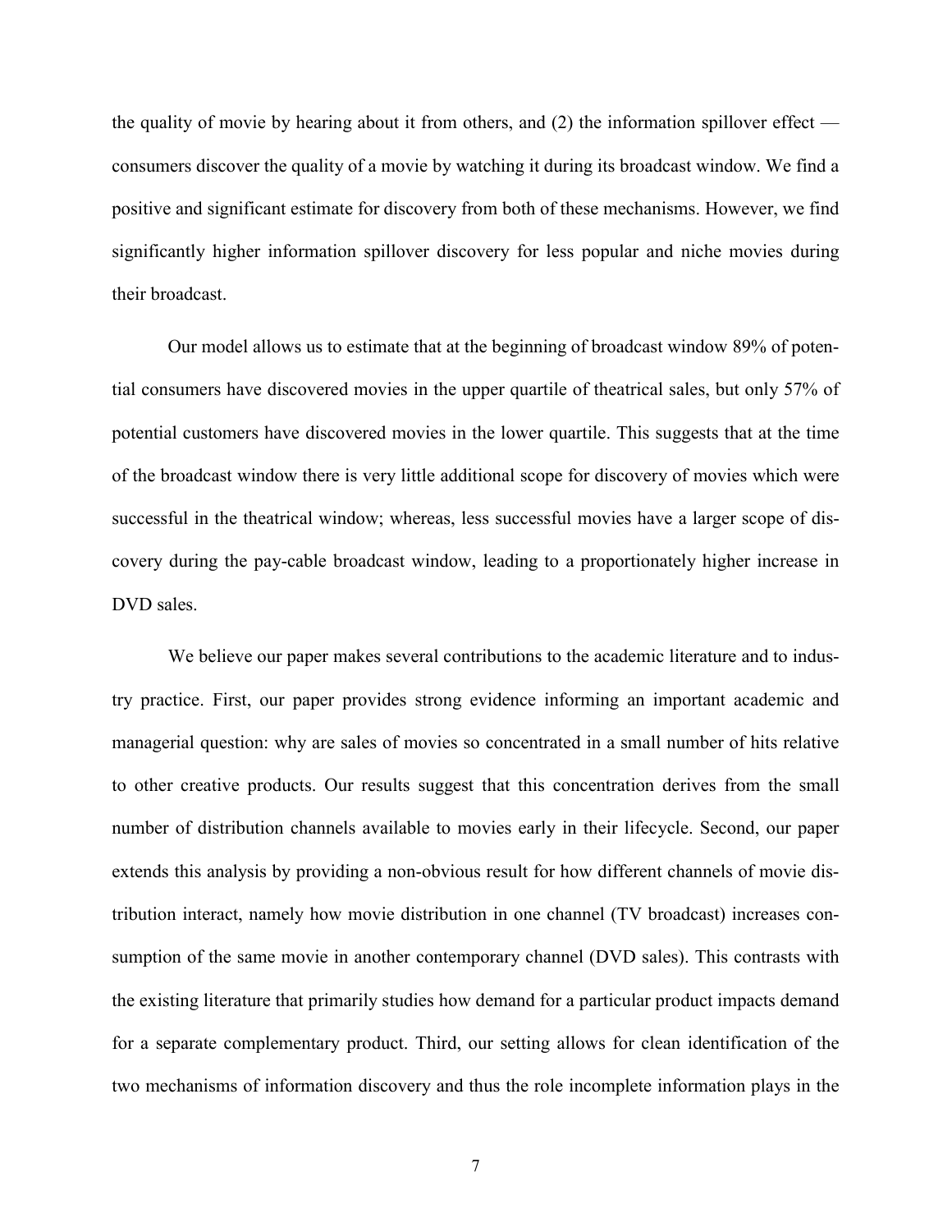the quality of movie by hearing about it from others, and (2) the information spillover effect — consumers discover the quality of a movie by watching it during its broadcast window. We find a positive and significant estimate for discovery from both of these mechanisms. However, we find significantly higher information spillover discovery for less popular and niche movies during their broadcast.

Our model allows us to estimate that at the beginning of broadcast window 89% of potential consumers have discovered movies in the upper quartile of theatrical sales, but only 57% of potential customers have discovered movies in the lower quartile. This suggests that at the time of the broadcast window there is very little additional scope for discovery of movies which were successful in the theatrical window; whereas, less successful movies have a larger scope of discovery during the pay-cable broadcast window, leading to a proportionately higher increase in DVD sales.

We believe our paper makes several contributions to the academic literature and to industry practice. First, our paper provides strong evidence informing an important academic and managerial question: why are sales of movies so concentrated in a small number of hits relative to other creative products. Our results suggest that this concentration derives from the small number of distribution channels available to movies early in their lifecycle. Second, our paper extends this analysis by providing a non-obvious result for how different channels of movie distribution interact, namely how movie distribution in one channel (TV broadcast) increases consumption of the same movie in another contemporary channel (DVD sales). This contrasts with the existing literature that primarily studies how demand for a particular product impacts demand for a separate complementary product. Third, our setting allows for clean identification of the two mechanisms of information discovery and thus the role incomplete information plays in the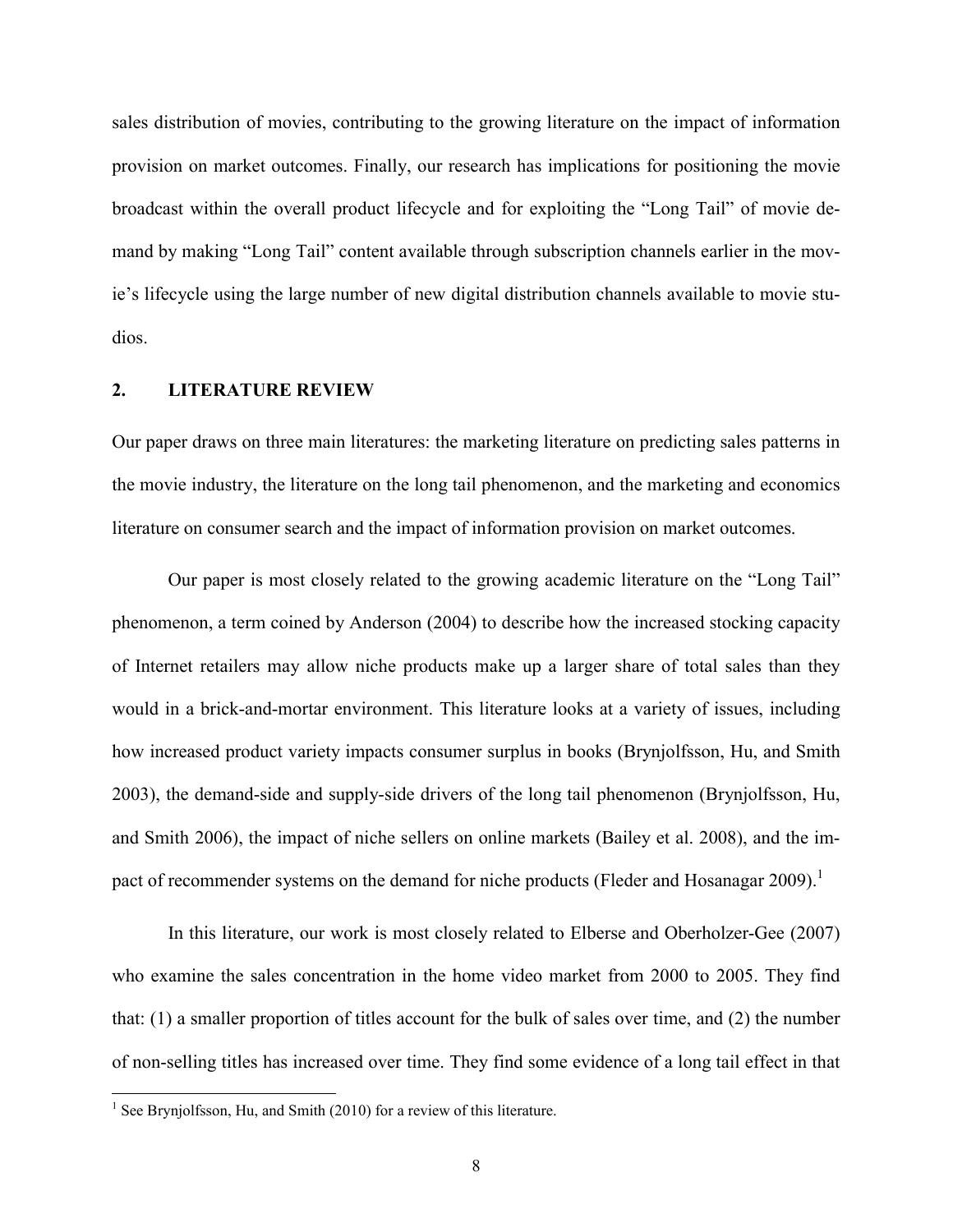sales distribution of movies, contributing to the growing literature on the impact of information provision on market outcomes. Finally, our research has implications for positioning the movie broadcast within the overall product lifecycle and for exploiting the "Long Tail" of movie demand by making "Long Tail" content available through subscription channels earlier in the movie's lifecycle using the large number of new digital distribution channels available to movie studios.

## 2. LITERATURE REVIEW

Our paper draws on three main literatures: the marketing literature on predicting sales patterns in the movie industry, the literature on the long tail phenomenon, and the marketing and economics literature on consumer search and the impact of information provision on market outcomes.

Our paper is most closely related to the growing academic literature on the "Long Tail" phenomenon, a term coined by Anderson (2004) to describe how the increased stocking capacity of Internet retailers may allow niche products make up a larger share of total sales than they would in a brick-and-mortar environment. This literature looks at a variety of issues, including how increased product variety impacts consumer surplus in books (Brynjolfsson, Hu, and Smith 2003), the demand-side and supply-side drivers of the long tail phenomenon (Brynjolfsson, Hu, and Smith 2006), the impact of niche sellers on online markets (Bailey et al. 2008), and the impact of recommender systems on the demand for niche products (Fleder and Hosanagar 2009).[1]

In this literature, our work is most closely related to Elberse and Oberholzer-Gee (2007) who examine the sales concentration in the home video market from 2000 to 2005. They find that: (1) a smaller proportion of titles account for the bulk of sales over time, and (2) the number of non-selling titles has increased over time. They find some evidence of a long tail effect in that

[1] See Brynjolfsson, Hu, and Smith (2010) for a review of this literature.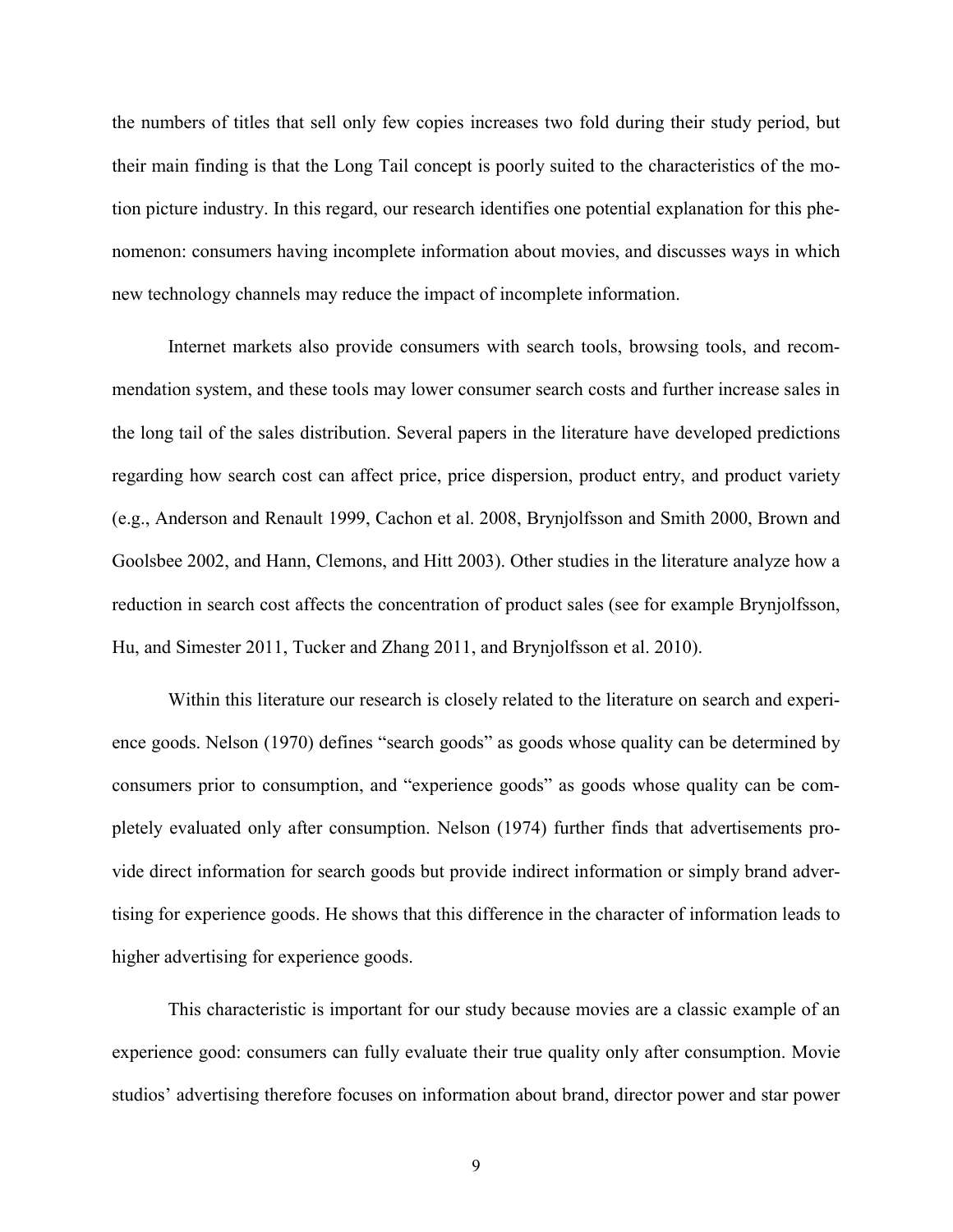the numbers of titles that sell only few copies increases two fold during their study period, but their main finding is that the Long Tail concept is poorly suited to the characteristics of the motion picture industry. In this regard, our research identifies one potential explanation for this phenomenon: consumers having incomplete information about movies, and discusses ways in which new technology channels may reduce the impact of incomplete information.

Internet markets also provide consumers with search tools, browsing tools, and recommendation system, and these tools may lower consumer search costs and further increase sales in the long tail of the sales distribution. Several papers in the literature have developed predictions regarding how search cost can affect price, price dispersion, product entry, and product variety (e.g., Anderson and Renault 1999, Cachon et al. 2008, Brynjolfsson and Smith 2000, Brown and Goolsbee 2002, and Hann, Clemons, and Hitt 2003). Other studies in the literature analyze how a reduction in search cost affects the concentration of product sales (see for example Brynjolfsson, Hu, and Simester 2011, Tucker and Zhang 2011, and Brynjolfsson et al. 2010).

Within this literature our research is closely related to the literature on search and experience goods. Nelson (1970) defines "search goods" as goods whose quality can be determined by consumers prior to consumption, and "experience goods" as goods whose quality can be completely evaluated only after consumption. Nelson (1974) further finds that advertisements provide direct information for search goods but provide indirect information or simply brand advertising for experience goods. He shows that this difference in the character of information leads to higher advertising for experience goods.

This characteristic is important for our study because movies are a classic example of an experience good: consumers can fully evaluate their true quality only after consumption. Movie studios' advertising therefore focuses on information about brand, director power and star power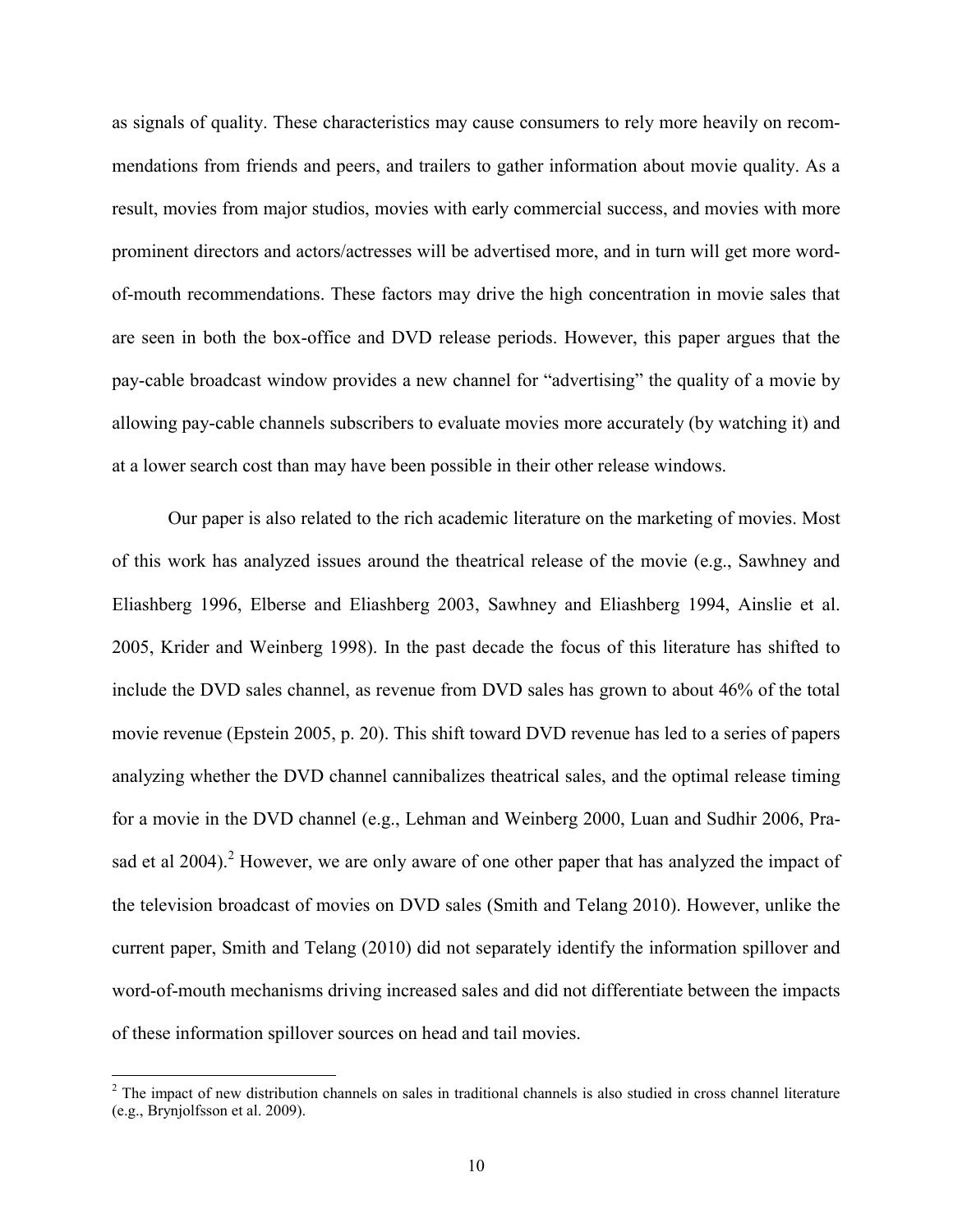as signals of quality. These characteristics may cause consumers to rely more heavily on recommendations from friends and peers, and trailers to gather information about movie quality. As a result, movies from major studios, movies with early commercial success, and movies with more prominent directors and actors/actresses will be advertised more, and in turn will get more word-of-mouth recommendations. These factors may drive the high concentration in movie sales that are seen in both the box-office and DVD release periods. However, this paper argues that the pay-cable broadcast window provides a new channel for "advertising" the quality of a movie by allowing pay-cable channels subscribers to evaluate movies more accurately (by watching it) and at a lower search cost than may have been possible in their other release windows.

Our paper is also related to the rich academic literature on the marketing of movies. Most of this work has analyzed issues around the theatrical release of the movie (e.g., Sawhney and Eliashberg 1996, Elberse and Eliashberg 2003, Sawhney and Eliashberg 1994, Ainslie et al. 2005, Krider and Weinberg 1998). In the past decade the focus of this literature has shifted to include the DVD sales channel, as revenue from DVD sales has grown to about 46% of the total movie revenue (Epstein 2005, p. 20). This shift toward DVD revenue has led to a series of papers analyzing whether the DVD channel cannibalizes theatrical sales, and the optimal release timing for a movie in the DVD channel (e.g., Lehman and Weinberg 2000, Luan and Sudhir 2006, Prasad et al 2004).[2] However, we are only aware of one other paper that has analyzed the impact of the television broadcast of movies on DVD sales (Smith and Telang 2010). However, unlike the current paper, Smith and Telang (2010) did not separately identify the information spillover and word-of-mouth mechanisms driving increased sales and did not differentiate between the impacts of these information spillover sources on head and tail movies.

[2] The impact of new distribution channels on sales in traditional channels is also studied in cross channel literature (e.g., Brynjolfsson et al. 2009).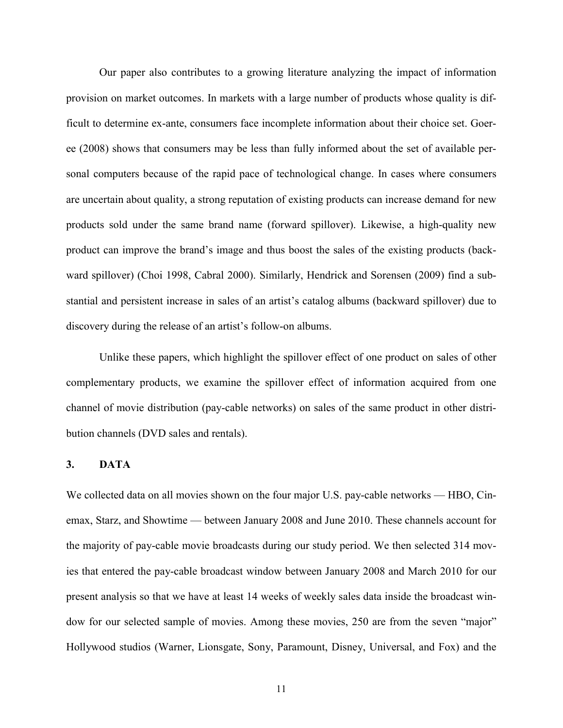Our paper also contributes to a growing literature analyzing the impact of information provision on market outcomes. In markets with a large number of products whose quality is difficult to determine ex-ante, consumers face incomplete information about their choice set. Goeree (2008) shows that consumers may be less than fully informed about the set of available personal computers because of the rapid pace of technological change. In cases where consumers are uncertain about quality, a strong reputation of existing products can increase demand for new products sold under the same brand name (forward spillover). Likewise, a high-quality new product can improve the brand's image and thus boost the sales of the existing products (backward spillover) (Choi 1998, Cabral 2000). Similarly, Hendrick and Sorensen (2009) find a substantial and persistent increase in sales of an artist's catalog albums (backward spillover) due to discovery during the release of an artist's follow-on albums.

Unlike these papers, which highlight the spillover effect of one product on sales of other complementary products, we examine the spillover effect of information acquired from one channel of movie distribution (pay-cable networks) on sales of the same product in other distribution channels (DVD sales and rentals).

## 3. DATA

We collected data on all movies shown on the four major U.S. pay-cable networks — HBO, Cinemax, Starz, and Showtime — between January 2008 and June 2010. These channels account for the majority of pay-cable movie broadcasts during our study period. We then selected 314 movies that entered the pay-cable broadcast window between January 2008 and March 2010 for our present analysis so that we have at least 14 weeks of weekly sales data inside the broadcast window for our selected sample of movies. Among these movies, 250 are from the seven "major" Hollywood studios (Warner, Lionsgate, Sony, Paramount, Disney, Universal, and Fox) and the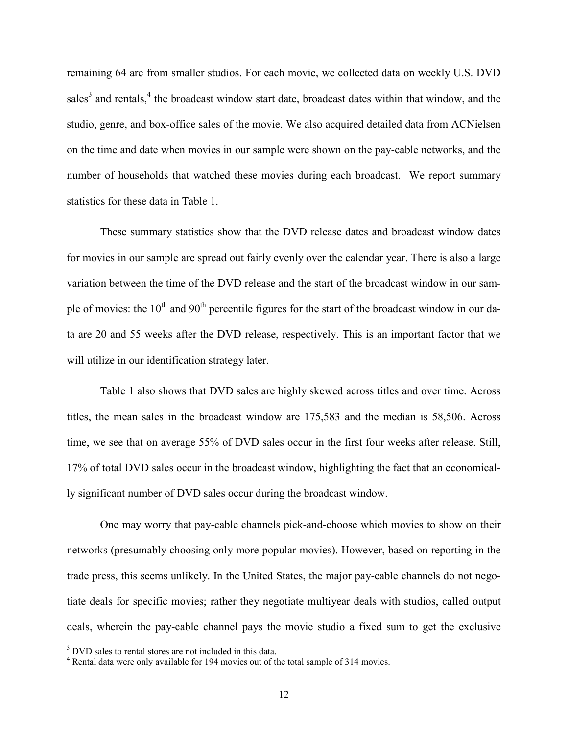remaining 64 are from smaller studios. For each movie, we collected data on weekly U.S. DVD sales[3] and rentals,[4] the broadcast window start date, broadcast dates within that window, and the studio, genre, and box-office sales of the movie. We also acquired detailed data from ACNielsen on the time and date when movies in our sample were shown on the pay-cable networks, and the number of households that watched these movies during each broadcast. We report summary statistics for these data in Table 1.

These summary statistics show that the DVD release dates and broadcast window dates for movies in our sample are spread out fairly evenly over the calendar year. There is also a large variation between the time of the DVD release and the start of the broadcast window in our sample of movies: the 10th and 90th percentile figures for the start of the broadcast window in our data are 20 and 55 weeks after the DVD release, respectively. This is an important factor that we will utilize in our identification strategy later.

Table 1 also shows that DVD sales are highly skewed across titles and over time. Across titles, the mean sales in the broadcast window are 175,583 and the median is 58,506. Across time, we see that on average 55% of DVD sales occur in the first four weeks after release. Still, 17% of total DVD sales occur in the broadcast window, highlighting the fact that an economically significant number of DVD sales occur during the broadcast window.

One may worry that pay-cable channels pick-and-choose which movies to show on their networks (presumably choosing only more popular movies). However, based on reporting in the trade press, this seems unlikely. In the United States, the major pay-cable channels do not negotiate deals for specific movies; rather they negotiate multiyear deals with studios, called output deals, wherein the pay-cable channel pays the movie studio a fixed sum to get the exclusive

[3] DVD sales to rental stores are not included in this data.

[4] Rental data were only available for 194 movies out of the total sample of 314 movies.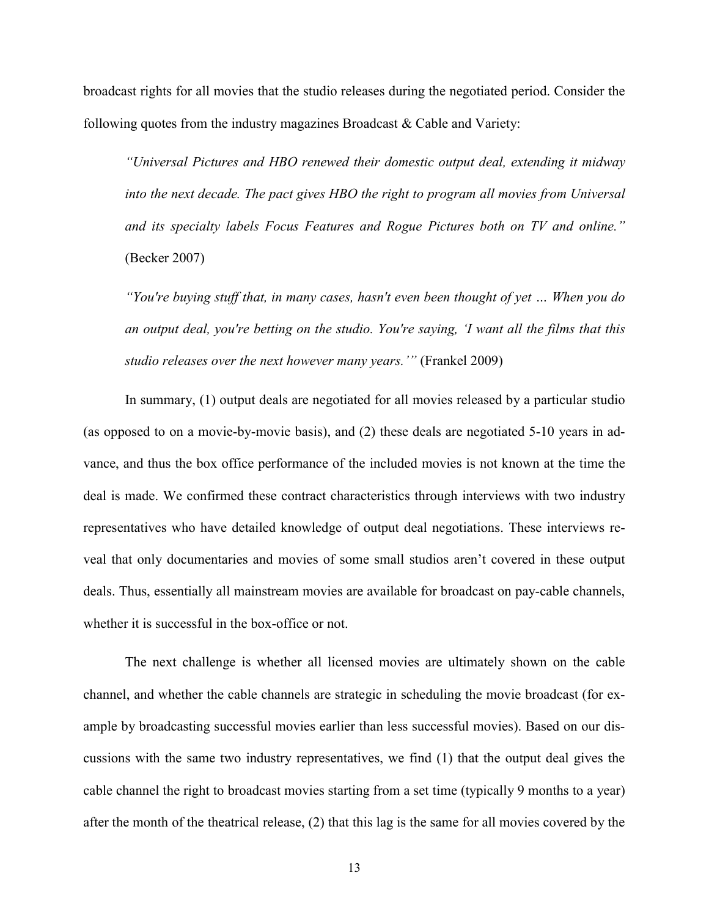broadcast rights for all movies that the studio releases during the negotiated period. Consider the following quotes from the industry magazines Broadcast & Cable and Variety:

> *"Universal Pictures and HBO renewed their domestic output deal, extending it midway into the next decade. The pact gives HBO the right to program all movies from Universal and its specialty labels Focus Features and Rogue Pictures both on TV and online."* (Becker 2007)

> *"You're buying stuff that, in many cases, hasn't even been thought of yet … When you do an output deal, you're betting on the studio. You're saying, 'I want all the films that this studio releases over the next however many years.'"* (Frankel 2009)

In summary, (1) output deals are negotiated for all movies released by a particular studio (as opposed to on a movie-by-movie basis), and (2) these deals are negotiated 5-10 years in advance, and thus the box office performance of the included movies is not known at the time the deal is made. We confirmed these contract characteristics through interviews with two industry representatives who have detailed knowledge of output deal negotiations. These interviews reveal that only documentaries and movies of some small studios aren't covered in these output deals. Thus, essentially all mainstream movies are available for broadcast on pay-cable channels, whether it is successful in the box-office or not.

The next challenge is whether all licensed movies are ultimately shown on the cable channel, and whether the cable channels are strategic in scheduling the movie broadcast (for example by broadcasting successful movies earlier than less successful movies). Based on our discussions with the same two industry representatives, we find (1) that the output deal gives the cable channel the right to broadcast movies starting from a set time (typically 9 months to a year) after the month of the theatrical release, (2) that this lag is the same for all movies covered by the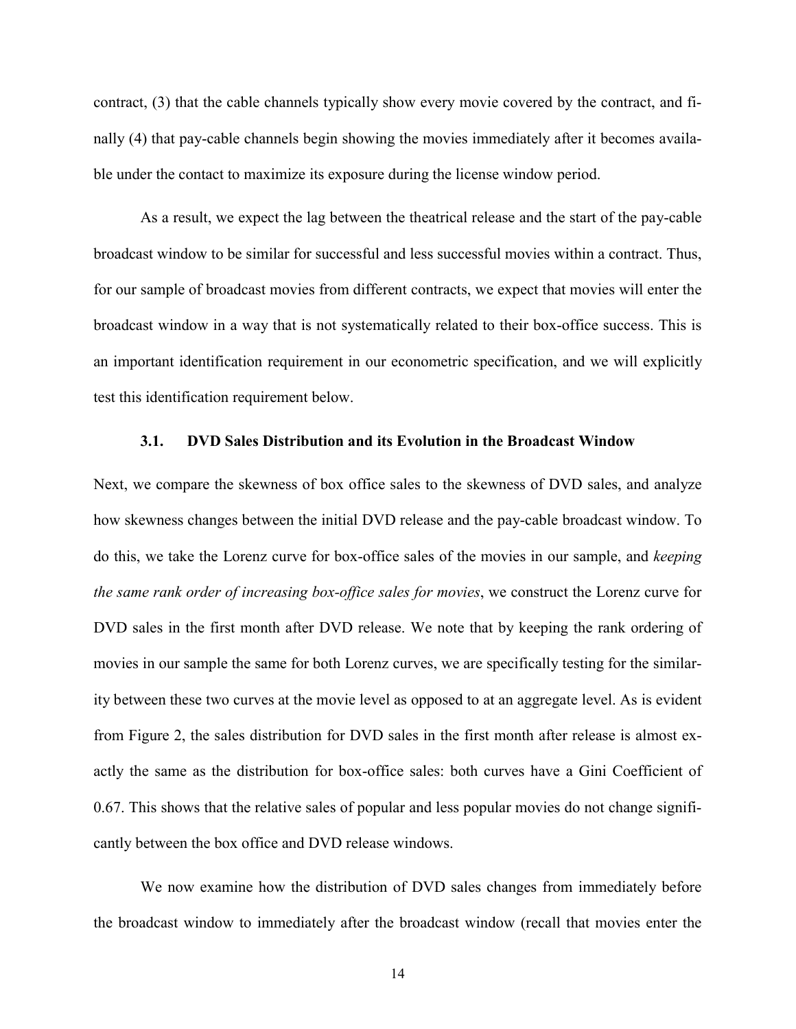contract, (3) that the cable channels typically show every movie covered by the contract, and finally (4) that pay-cable channels begin showing the movies immediately after it becomes available under the contact to maximize its exposure during the license window period.

As a result, we expect the lag between the theatrical release and the start of the pay-cable broadcast window to be similar for successful and less successful movies within a contract. Thus, for our sample of broadcast movies from different contracts, we expect that movies will enter the broadcast window in a way that is not systematically related to their box-office success. This is an important identification requirement in our econometric specification, and we will explicitly test this identification requirement below.

### 3.1. DVD Sales Distribution and its Evolution in the Broadcast Window

Next, we compare the skewness of box office sales to the skewness of DVD sales, and analyze how skewness changes between the initial DVD release and the pay-cable broadcast window. To do this, we take the Lorenz curve for box-office sales of the movies in our sample, and *keeping the same rank order of increasing box-office sales for movies*, we construct the Lorenz curve for DVD sales in the first month after DVD release. We note that by keeping the rank ordering of movies in our sample the same for both Lorenz curves, we are specifically testing for the similarity between these two curves at the movie level as opposed to at an aggregate level. As is evident from Figure 2, the sales distribution for DVD sales in the first month after release is almost exactly the same as the distribution for box-office sales: both curves have a Gini Coefficient of 0.67. This shows that the relative sales of popular and less popular movies do not change significantly between the box office and DVD release windows.

We now examine how the distribution of DVD sales changes from immediately before the broadcast window to immediately after the broadcast window (recall that movies enter the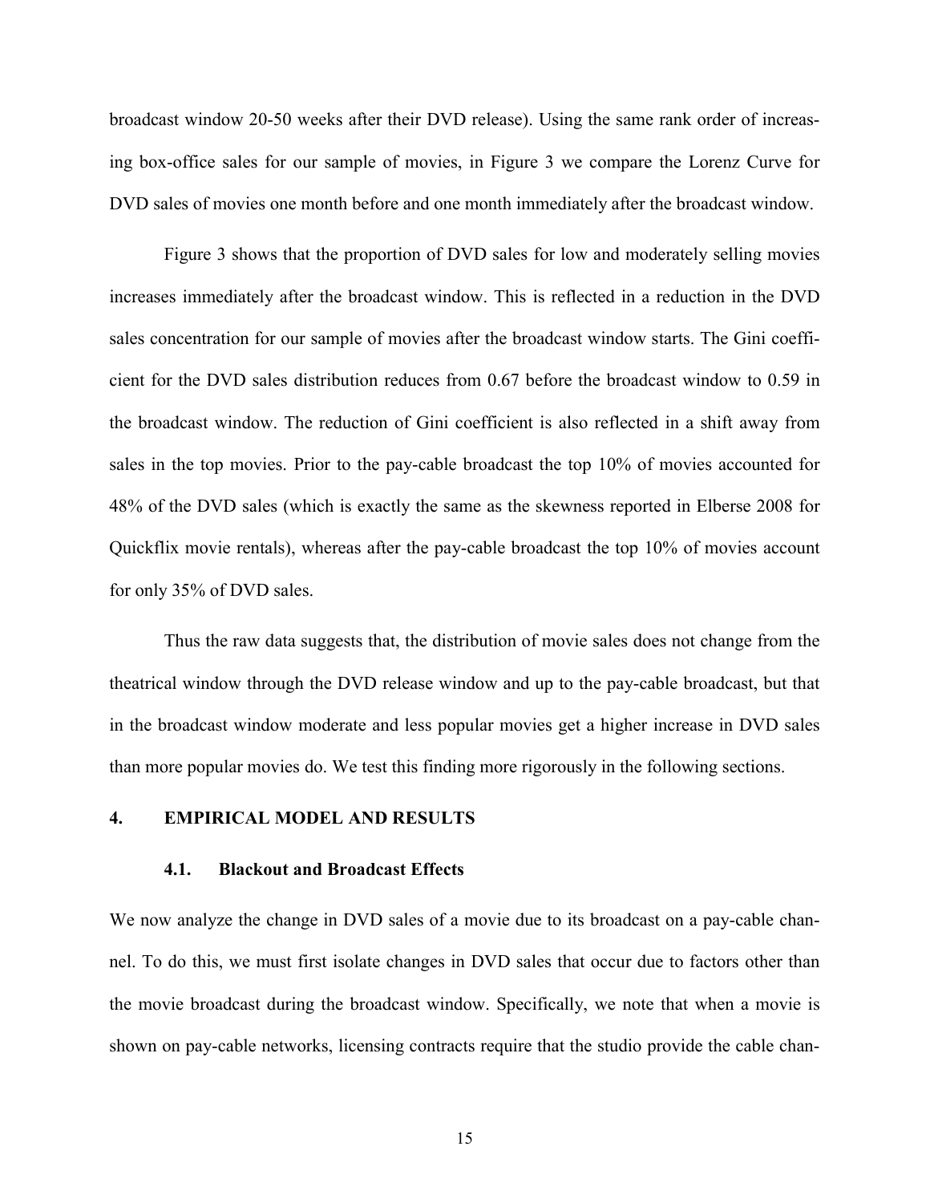broadcast window 20-50 weeks after their DVD release). Using the same rank order of increasing box-office sales for our sample of movies, in Figure 3 we compare the Lorenz Curve for DVD sales of movies one month before and one month immediately after the broadcast window.

Figure 3 shows that the proportion of DVD sales for low and moderately selling movies increases immediately after the broadcast window. This is reflected in a reduction in the DVD sales concentration for our sample of movies after the broadcast window starts. The Gini coefficient for the DVD sales distribution reduces from 0.67 before the broadcast window to 0.59 in the broadcast window. The reduction of Gini coefficient is also reflected in a shift away from sales in the top movies. Prior to the pay-cable broadcast the top 10% of movies accounted for 48% of the DVD sales (which is exactly the same as the skewness reported in Elberse 2008 for Quickflix movie rentals), whereas after the pay-cable broadcast the top 10% of movies account for only 35% of DVD sales.

Thus the raw data suggests that, the distribution of movie sales does not change from the theatrical window through the DVD release window and up to the pay-cable broadcast, but that in the broadcast window moderate and less popular movies get a higher increase in DVD sales than more popular movies do. We test this finding more rigorously in the following sections.

## 4. EMPIRICAL MODEL AND RESULTS

### 4.1. Blackout and Broadcast Effects

We now analyze the change in DVD sales of a movie due to its broadcast on a pay-cable channel. To do this, we must first isolate changes in DVD sales that occur due to factors other than the movie broadcast during the broadcast window. Specifically, we note that when a movie is shown on pay-cable networks, licensing contracts require that the studio provide the cable chan-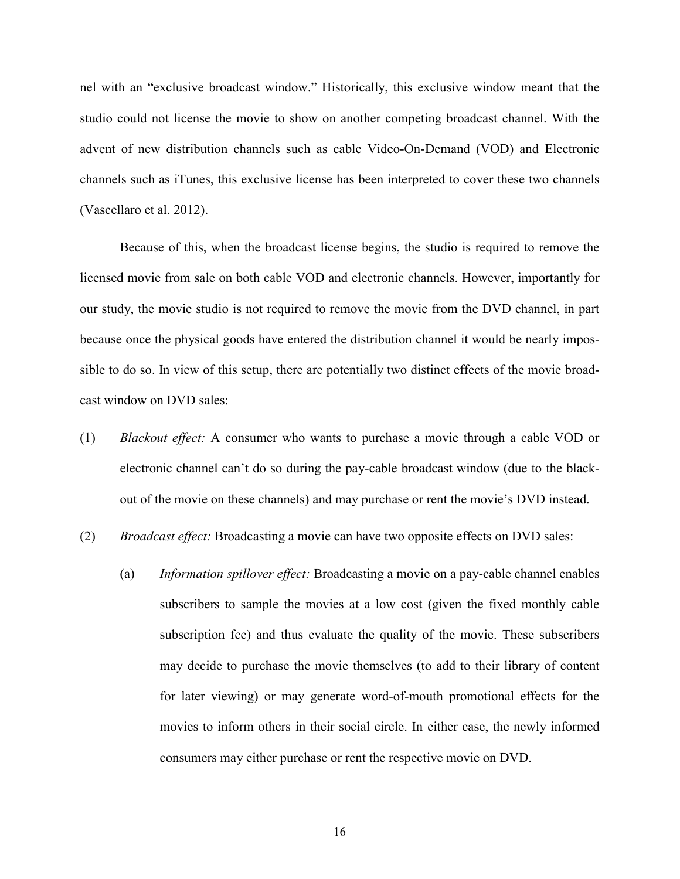nel with an "exclusive broadcast window." Historically, this exclusive window meant that the studio could not license the movie to show on another competing broadcast channel. With the advent of new distribution channels such as cable Video-On-Demand (VOD) and Electronic channels such as iTunes, this exclusive license has been interpreted to cover these two channels (Vascellaro et al. 2012).

Because of this, when the broadcast license begins, the studio is required to remove the licensed movie from sale on both cable VOD and electronic channels. However, importantly for our study, the movie studio is not required to remove the movie from the DVD channel, in part because once the physical goods have entered the distribution channel it would be nearly impossible to do so. In view of this setup, there are potentially two distinct effects of the movie broadcast window on DVD sales:

(1) *Blackout effect:* A consumer who wants to purchase a movie through a cable VOD or electronic channel can't do so during the pay-cable broadcast window (due to the blackout of the movie on these channels) and may purchase or rent the movie's DVD instead.

(2) *Broadcast effect:* Broadcasting a movie can have two opposite effects on DVD sales:

  (a) *Information spillover effect:* Broadcasting a movie on a pay-cable channel enables subscribers to sample the movies at a low cost (given the fixed monthly cable subscription fee) and thus evaluate the quality of the movie. These subscribers may decide to purchase the movie themselves (to add to their library of content for later viewing) or may generate word-of-mouth promotional effects for the movies to inform others in their social circle. In either case, the newly informed consumers may either purchase or rent the respective movie on DVD.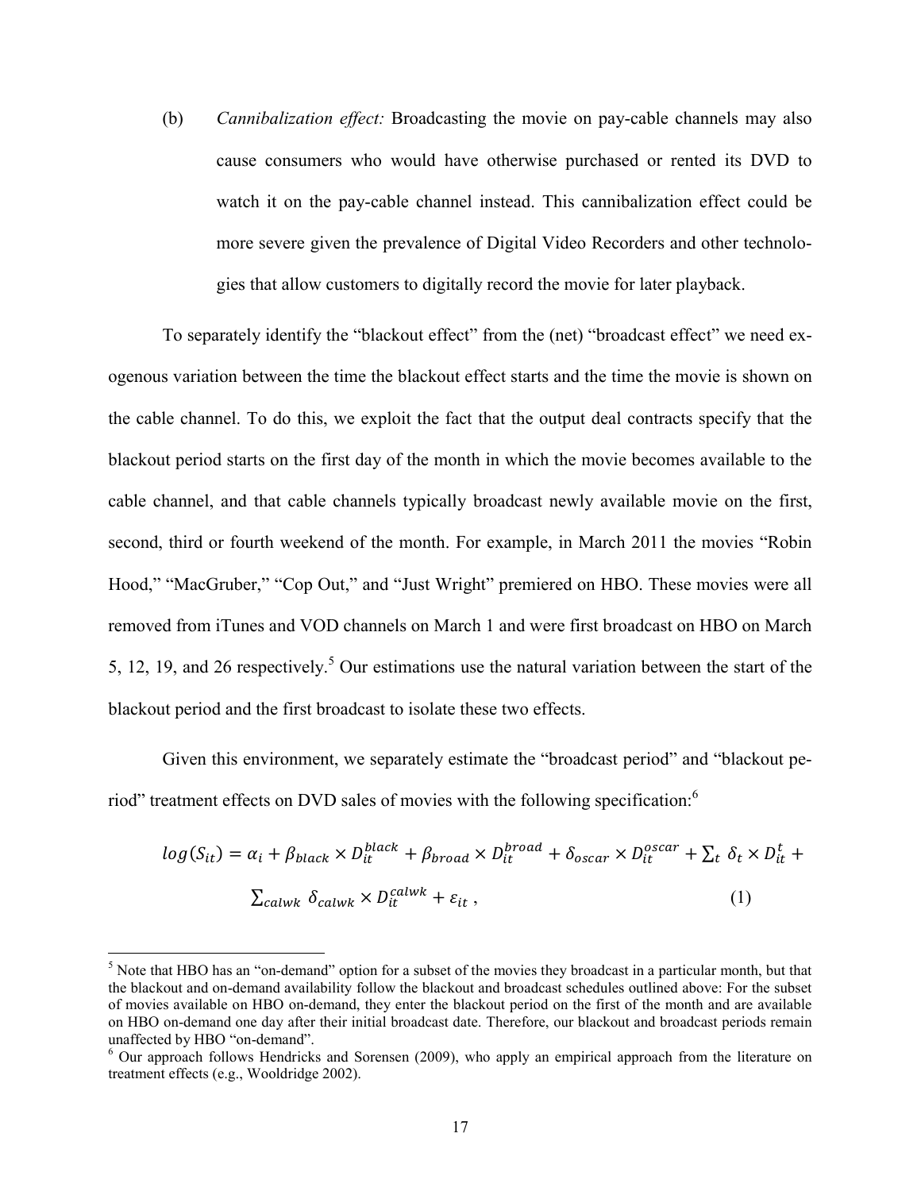(b) *Cannibalization effect:* Broadcasting the movie on pay-cable channels may also cause consumers who would have otherwise purchased or rented its DVD to watch it on the pay-cable channel instead. This cannibalization effect could be more severe given the prevalence of Digital Video Recorders and other technologies that allow customers to digitally record the movie for later playback.

To separately identify the "blackout effect" from the (net) "broadcast effect" we need exogenous variation between the time the blackout effect starts and the time the movie is shown on the cable channel. To do this, we exploit the fact that the output deal contracts specify that the blackout period starts on the first day of the month in which the movie becomes available to the cable channel, and that cable channels typically broadcast newly available movie on the first, second, third or fourth weekend of the month. For example, in March 2011 the movies "Robin Hood," "MacGruber," "Cop Out," and "Just Wright" premiered on HBO. These movies were all removed from iTunes and VOD channels on March 1 and were first broadcast on HBO on March 5, 12, 19, and 26 respectively.[5] Our estimations use the natural variation between the start of the blackout period and the first broadcast to isolate these two effects.

Given this environment, we separately estimate the "broadcast period" and "blackout period" treatment effects on DVD sales of movies with the following specification:[6]

$$log(S_{it}) = \alpha_i + \beta_{black} \times D_{it}^{black} + \beta_{broad} \times D_{it}^{broad} + \delta_{oscar} \times D_{it}^{oscar} + \sum_t \delta_t \times D_{it}^{t} + \sum_{calwk} \delta_{calwk} \times D_{it}^{calwk} + \varepsilon_{it} , \quad (1)$$

[5] Note that HBO has an "on-demand" option for a subset of the movies they broadcast in a particular month, but that the blackout and on-demand availability follow the blackout and broadcast schedules outlined above: For the subset of movies available on HBO on-demand, they enter the blackout period on the first of the month and are available on HBO on-demand one day after their initial broadcast date. Therefore, our blackout and broadcast periods remain unaffected by HBO "on-demand".

[6] Our approach follows Hendricks and Sorensen (2009), who apply an empirical approach from the literature on treatment effects (e.g., Wooldridge 2002).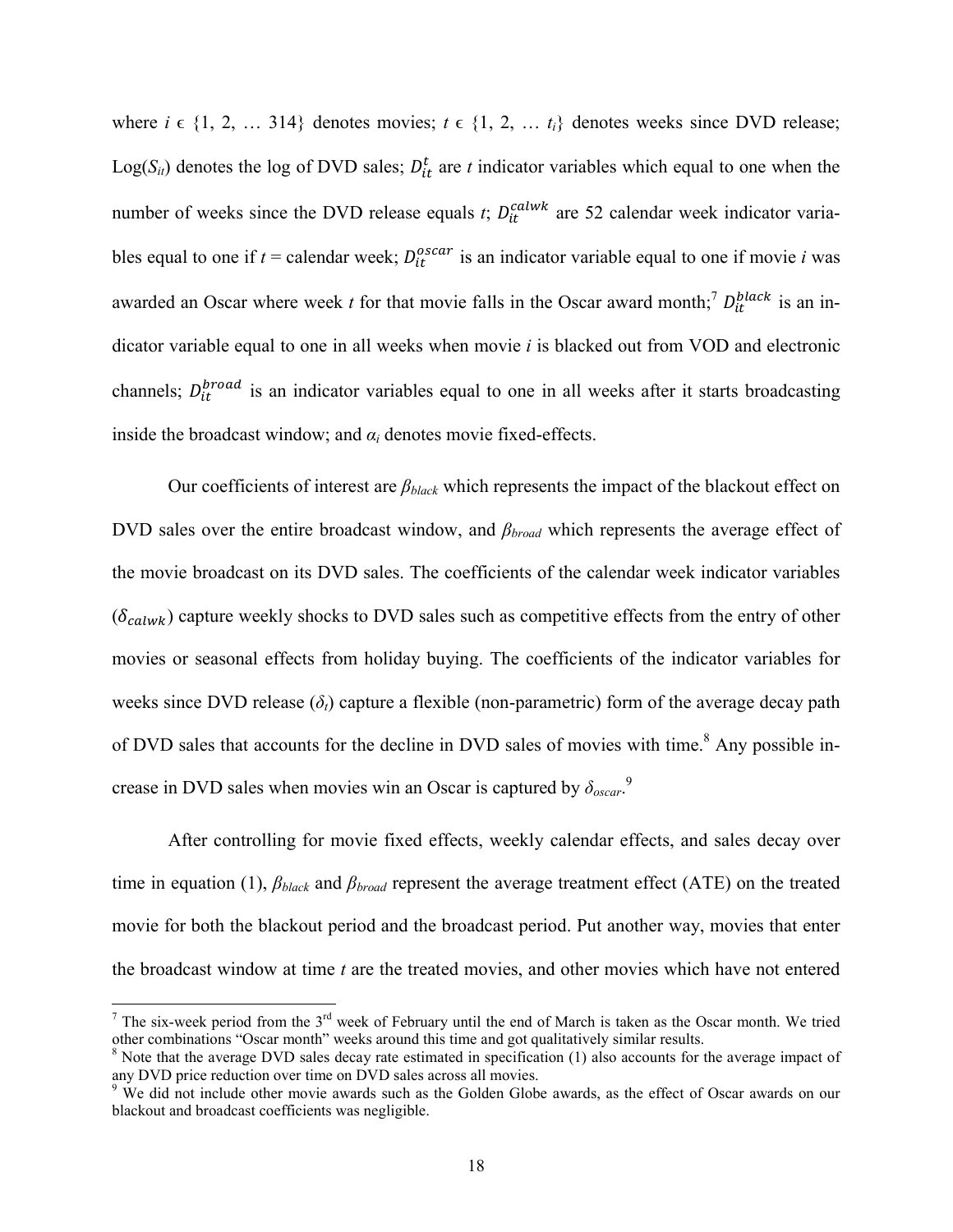where $i \in \{1, 2, \ldots 314\}$ denotes movies; $t \in \{1, 2, \ldots t_i\}$ denotes weeks since DVD release; $\text{Log}(S_{it})$ denotes the log of DVD sales; $D_{it}^{t}$ are *t* indicator variables which equal to one when the number of weeks since the DVD release equals *t*; $D_{it}^{calwk}$ are 52 calendar week indicator variables equal to one if *t* = calendar week; $D_{it}^{oscar}$ is an indicator variable equal to one if movie *i* was awarded an Oscar where week *t* for that movie falls in the Oscar award month;[7] $D_{it}^{black}$ is an indicator variable equal to one in all weeks when movie *i* is blacked out from VOD and electronic channels; $D_{it}^{broad}$ is an indicator variables equal to one in all weeks after it starts broadcasting inside the broadcast window; and $\alpha_i$ denotes movie fixed-effects.

Our coefficients of interest are $\beta_{black}$ which represents the impact of the blackout effect on DVD sales over the entire broadcast window, and $\beta_{broad}$ which represents the average effect of the movie broadcast on its DVD sales. The coefficients of the calendar week indicator variables ($\delta_{calwk}$) capture weekly shocks to DVD sales such as competitive effects from the entry of other movies or seasonal effects from holiday buying. The coefficients of the indicator variables for weeks since DVD release ($\delta_t$) capture a flexible (non-parametric) form of the average decay path of DVD sales that accounts for the decline in DVD sales of movies with time.[8] Any possible increase in DVD sales when movies win an Oscar is captured by $\delta_{oscar}$.[9]

After controlling for movie fixed effects, weekly calendar effects, and sales decay over time in equation (1), $\beta_{black}$ and $\beta_{broad}$ represent the average treatment effect (ATE) on the treated movie for both the blackout period and the broadcast period. Put another way, movies that enter the broadcast window at time *t* are the treated movies, and other movies which have not entered

---

[7] The six-week period from the 3rd week of February until the end of March is taken as the Oscar month. We tried other combinations "Oscar month" weeks around this time and got qualitatively similar results.

[8] Note that the average DVD sales decay rate estimated in specification (1) also accounts for the average impact of any DVD price reduction over time on DVD sales across all movies.

[9] We did not include other movie awards such as the Golden Globe awards, as the effect of Oscar awards on our blackout and broadcast coefficients was negligible.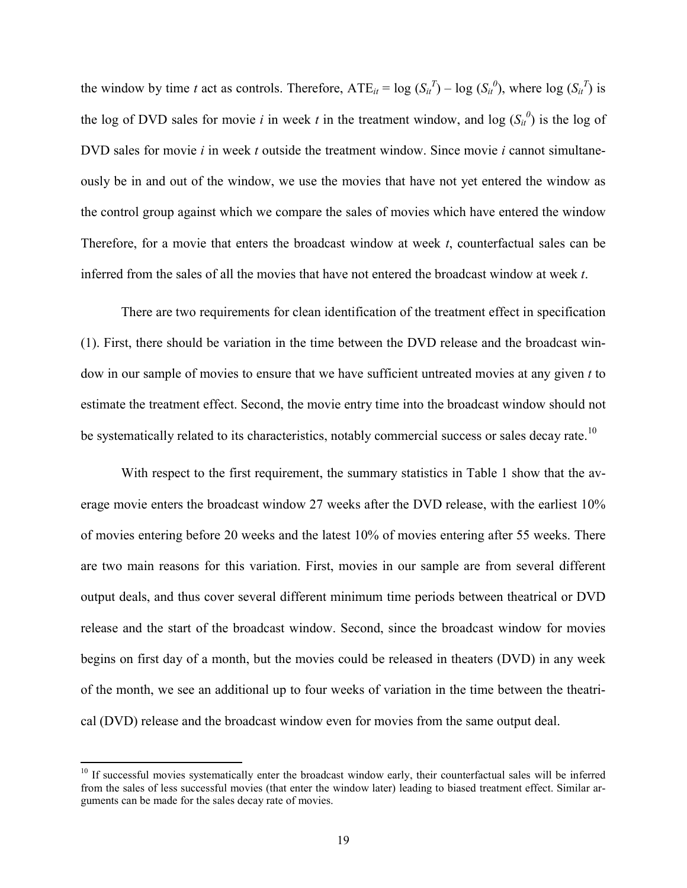the window by time $t$ act as controls. Therefore, $\text{ATE}_{it} = \log(S_{it}^{T}) - \log(S_{it}^{0})$, where $\log(S_{it}^{T})$ is the log of DVD sales for movie $i$ in week $t$ in the treatment window, and $\log(S_{it}^{0})$ is the log of DVD sales for movie $i$ in week $t$ outside the treatment window. Since movie $i$ cannot simultaneously be in and out of the window, we use the movies that have not yet entered the window as the control group against which we compare the sales of movies which have entered the window Therefore, for a movie that enters the broadcast window at week $t$, counterfactual sales can be inferred from the sales of all the movies that have not entered the broadcast window at week $t$.

There are two requirements for clean identification of the treatment effect in specification (1). First, there should be variation in the time between the DVD release and the broadcast window in our sample of movies to ensure that we have sufficient untreated movies at any given $t$ to estimate the treatment effect. Second, the movie entry time into the broadcast window should not be systematically related to its characteristics, notably commercial success or sales decay rate.[10]

With respect to the first requirement, the summary statistics in Table 1 show that the average movie enters the broadcast window 27 weeks after the DVD release, with the earliest 10% of movies entering before 20 weeks and the latest 10% of movies entering after 55 weeks. There are two main reasons for this variation. First, movies in our sample are from several different output deals, and thus cover several different minimum time periods between theatrical or DVD release and the start of the broadcast window. Second, since the broadcast window for movies begins on first day of a month, but the movies could be released in theaters (DVD) in any week of the month, we see an additional up to four weeks of variation in the time between the theatrical (DVD) release and the broadcast window even for movies from the same output deal.

[10] If successful movies systematically enter the broadcast window early, their counterfactual sales will be inferred from the sales of less successful movies (that enter the window later) leading to biased treatment effect. Similar arguments can be made for the sales decay rate of movies.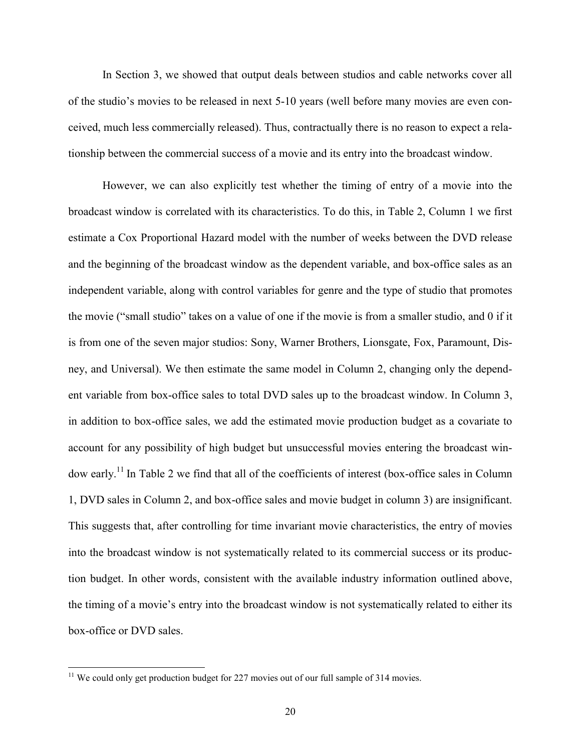In Section 3, we showed that output deals between studios and cable networks cover all of the studio's movies to be released in next 5-10 years (well before many movies are even conceived, much less commercially released). Thus, contractually there is no reason to expect a relationship between the commercial success of a movie and its entry into the broadcast window.

However, we can also explicitly test whether the timing of entry of a movie into the broadcast window is correlated with its characteristics. To do this, in Table 2, Column 1 we first estimate a Cox Proportional Hazard model with the number of weeks between the DVD release and the beginning of the broadcast window as the dependent variable, and box-office sales as an independent variable, along with control variables for genre and the type of studio that promotes the movie ("small studio" takes on a value of one if the movie is from a smaller studio, and 0 if it is from one of the seven major studios: Sony, Warner Brothers, Lionsgate, Fox, Paramount, Disney, and Universal). We then estimate the same model in Column 2, changing only the dependent variable from box-office sales to total DVD sales up to the broadcast window. In Column 3, in addition to box-office sales, we add the estimated movie production budget as a covariate to account for any possibility of high budget but unsuccessful movies entering the broadcast window early.[11] In Table 2 we find that all of the coefficients of interest (box-office sales in Column 1, DVD sales in Column 2, and box-office sales and movie budget in column 3) are insignificant. This suggests that, after controlling for time invariant movie characteristics, the entry of movies into the broadcast window is not systematically related to its commercial success or its production budget. In other words, consistent with the available industry information outlined above, the timing of a movie's entry into the broadcast window is not systematically related to either its box-office or DVD sales.

[11] We could only get production budget for 227 movies out of our full sample of 314 movies.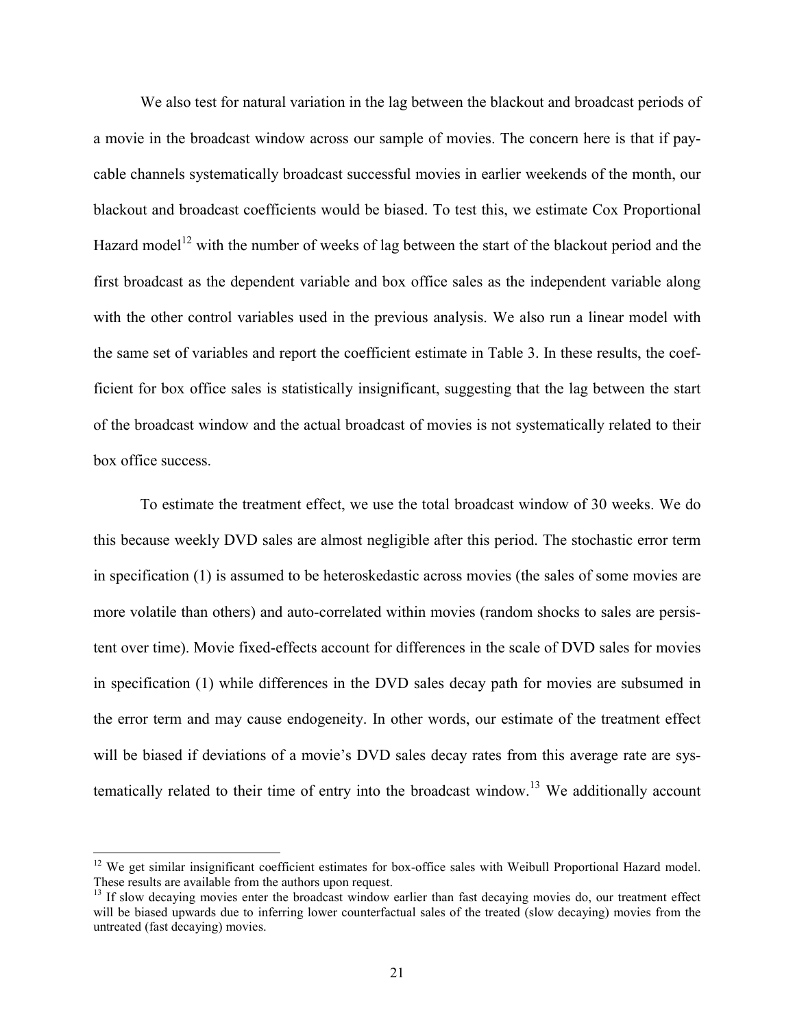We also test for natural variation in the lag between the blackout and broadcast periods of a movie in the broadcast window across our sample of movies. The concern here is that if pay-cable channels systematically broadcast successful movies in earlier weekends of the month, our blackout and broadcast coefficients would be biased. To test this, we estimate Cox Proportional Hazard model[12] with the number of weeks of lag between the start of the blackout period and the first broadcast as the dependent variable and box office sales as the independent variable along with the other control variables used in the previous analysis. We also run a linear model with the same set of variables and report the coefficient estimate in Table 3. In these results, the coefficient for box office sales is statistically insignificant, suggesting that the lag between the start of the broadcast window and the actual broadcast of movies is not systematically related to their box office success.

To estimate the treatment effect, we use the total broadcast window of 30 weeks. We do this because weekly DVD sales are almost negligible after this period. The stochastic error term in specification (1) is assumed to be heteroskedastic across movies (the sales of some movies are more volatile than others) and auto-correlated within movies (random shocks to sales are persistent over time). Movie fixed-effects account for differences in the scale of DVD sales for movies in specification (1) while differences in the DVD sales decay path for movies are subsumed in the error term and may cause endogeneity. In other words, our estimate of the treatment effect will be biased if deviations of a movie's DVD sales decay rates from this average rate are systematically related to their time of entry into the broadcast window.[13] We additionally account

[12] We get similar insignificant coefficient estimates for box-office sales with Weibull Proportional Hazard model. These results are available from the authors upon request.

[13] If slow decaying movies enter the broadcast window earlier than fast decaying movies do, our treatment effect will be biased upwards due to inferring lower counterfactual sales of the treated (slow decaying) movies from the untreated (fast decaying) movies.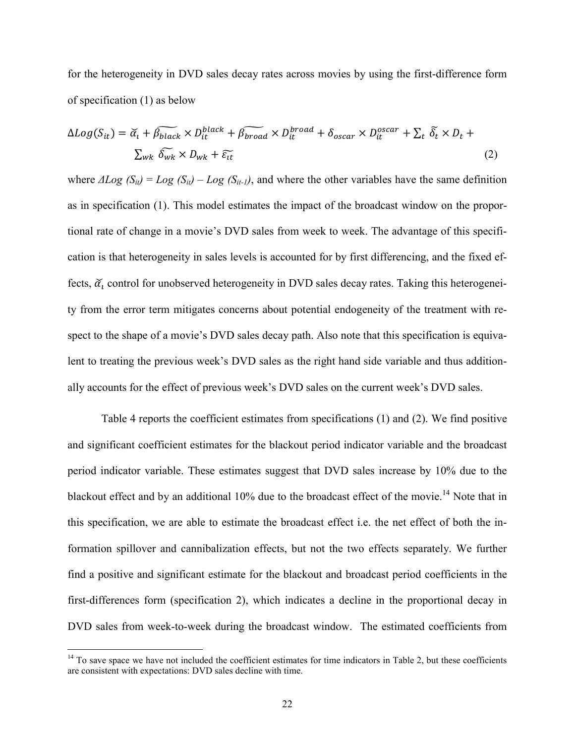for the heterogeneity in DVD sales decay rates across movies by using the first-difference form of specification (1) as below

$$\Delta Log(S_{it}) = \breve{\alpha}_i + \widetilde{\beta_{black}} \times D_{it}^{black} + \widetilde{\beta_{broad}} \times D_{it}^{broad} + \delta_{oscar} \times D_{it}^{oscar} + \sum_t \widetilde{\delta_t} \times D_t + \sum_{wk} \widetilde{\delta_{wk}} \times D_{wk} + \widetilde{\varepsilon_{it}} \tag{2}$$

where $\Delta Log\ (S_{it}) = Log\ (S_{it}) - Log\ (S_{it-1})$, and where the other variables have the same definition as in specification (1). This model estimates the impact of the broadcast window on the proportional rate of change in a movie's DVD sales from week to week. The advantage of this specification is that heterogeneity in sales levels is accounted for by first differencing, and the fixed effects, $\breve{\alpha}_i$ control for unobserved heterogeneity in DVD sales decay rates. Taking this heterogeneity from the error term mitigates concerns about potential endogeneity of the treatment with respect to the shape of a movie's DVD sales decay path. Also note that this specification is equivalent to treating the previous week's DVD sales as the right hand side variable and thus additionally accounts for the effect of previous week's DVD sales on the current week's DVD sales.

Table 4 reports the coefficient estimates from specifications (1) and (2). We find positive and significant coefficient estimates for the blackout period indicator variable and the broadcast period indicator variable. These estimates suggest that DVD sales increase by 10% due to the blackout effect and by an additional 10% due to the broadcast effect of the movie.[14] Note that in this specification, we are able to estimate the broadcast effect i.e. the net effect of both the information spillover and cannibalization effects, but not the two effects separately. We further find a positive and significant estimate for the blackout and broadcast period coefficients in the first-differences form (specification 2), which indicates a decline in the proportional decay in DVD sales from week-to-week during the broadcast window. The estimated coefficients from

[14] To save space we have not included the coefficient estimates for time indicators in Table 2, but these coefficients are consistent with expectations: DVD sales decline with time.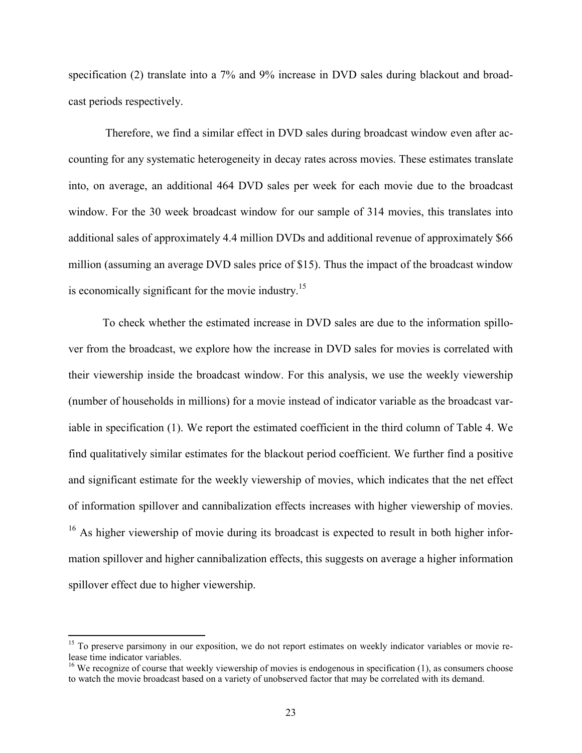specification (2) translate into a 7% and 9% increase in DVD sales during blackout and broadcast periods respectively.

Therefore, we find a similar effect in DVD sales during broadcast window even after accounting for any systematic heterogeneity in decay rates across movies. These estimates translate into, on average, an additional 464 DVD sales per week for each movie due to the broadcast window. For the 30 week broadcast window for our sample of 314 movies, this translates into additional sales of approximately 4.4 million DVDs and additional revenue of approximately $66 million (assuming an average DVD sales price of $15). Thus the impact of the broadcast window is economically significant for the movie industry.[15]

To check whether the estimated increase in DVD sales are due to the information spillover from the broadcast, we explore how the increase in DVD sales for movies is correlated with their viewership inside the broadcast window. For this analysis, we use the weekly viewership (number of households in millions) for a movie instead of indicator variable as the broadcast variable in specification (1). We report the estimated coefficient in the third column of Table 4. We find qualitatively similar estimates for the blackout period coefficient. We further find a positive and significant estimate for the weekly viewership of movies, which indicates that the net effect of information spillover and cannibalization effects increases with higher viewership of movies. [16] As higher viewership of movie during its broadcast is expected to result in both higher information spillover and higher cannibalization effects, this suggests on average a higher information spillover effect due to higher viewership.

---

[15] To preserve parsimony in our exposition, we do not report estimates on weekly indicator variables or movie release time indicator variables.

[16] We recognize of course that weekly viewership of movies is endogenous in specification (1), as consumers choose to watch the movie broadcast based on a variety of unobserved factor that may be correlated with its demand.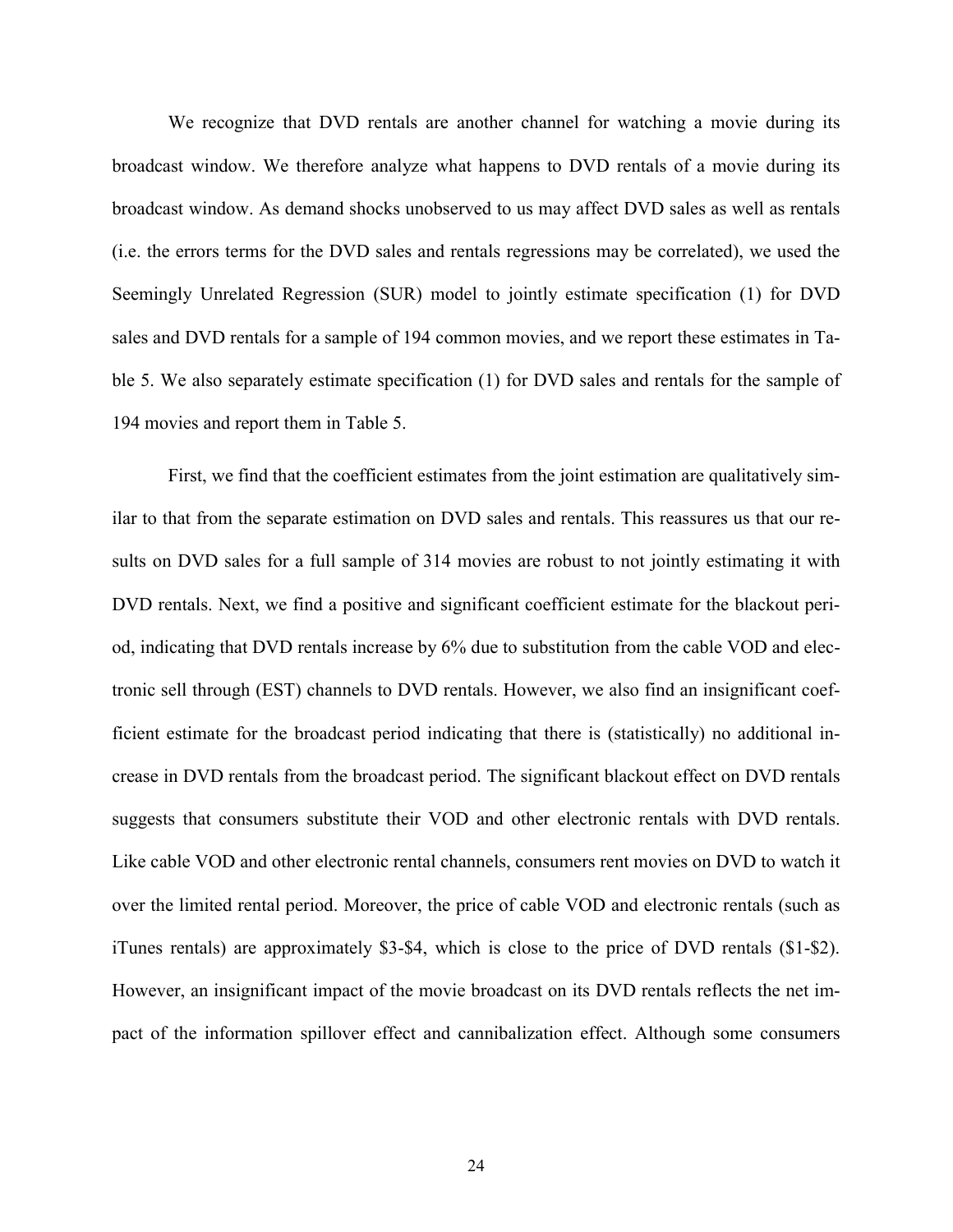We recognize that DVD rentals are another channel for watching a movie during its broadcast window. We therefore analyze what happens to DVD rentals of a movie during its broadcast window. As demand shocks unobserved to us may affect DVD sales as well as rentals (i.e. the errors terms for the DVD sales and rentals regressions may be correlated), we used the Seemingly Unrelated Regression (SUR) model to jointly estimate specification (1) for DVD sales and DVD rentals for a sample of 194 common movies, and we report these estimates in Table 5. We also separately estimate specification (1) for DVD sales and rentals for the sample of 194 movies and report them in Table 5.

First, we find that the coefficient estimates from the joint estimation are qualitatively similar to that from the separate estimation on DVD sales and rentals. This reassures us that our results on DVD sales for a full sample of 314 movies are robust to not jointly estimating it with DVD rentals. Next, we find a positive and significant coefficient estimate for the blackout period, indicating that DVD rentals increase by 6% due to substitution from the cable VOD and electronic sell through (EST) channels to DVD rentals. However, we also find an insignificant coefficient estimate for the broadcast period indicating that there is (statistically) no additional increase in DVD rentals from the broadcast period. The significant blackout effect on DVD rentals suggests that consumers substitute their VOD and other electronic rentals with DVD rentals. Like cable VOD and other electronic rental channels, consumers rent movies on DVD to watch it over the limited rental period. Moreover, the price of cable VOD and electronic rentals (such as iTunes rentals) are approximately \$3-\$4, which is close to the price of DVD rentals (\$1-\$2). However, an insignificant impact of the movie broadcast on its DVD rentals reflects the net impact of the information spillover effect and cannibalization effect. Although some consumers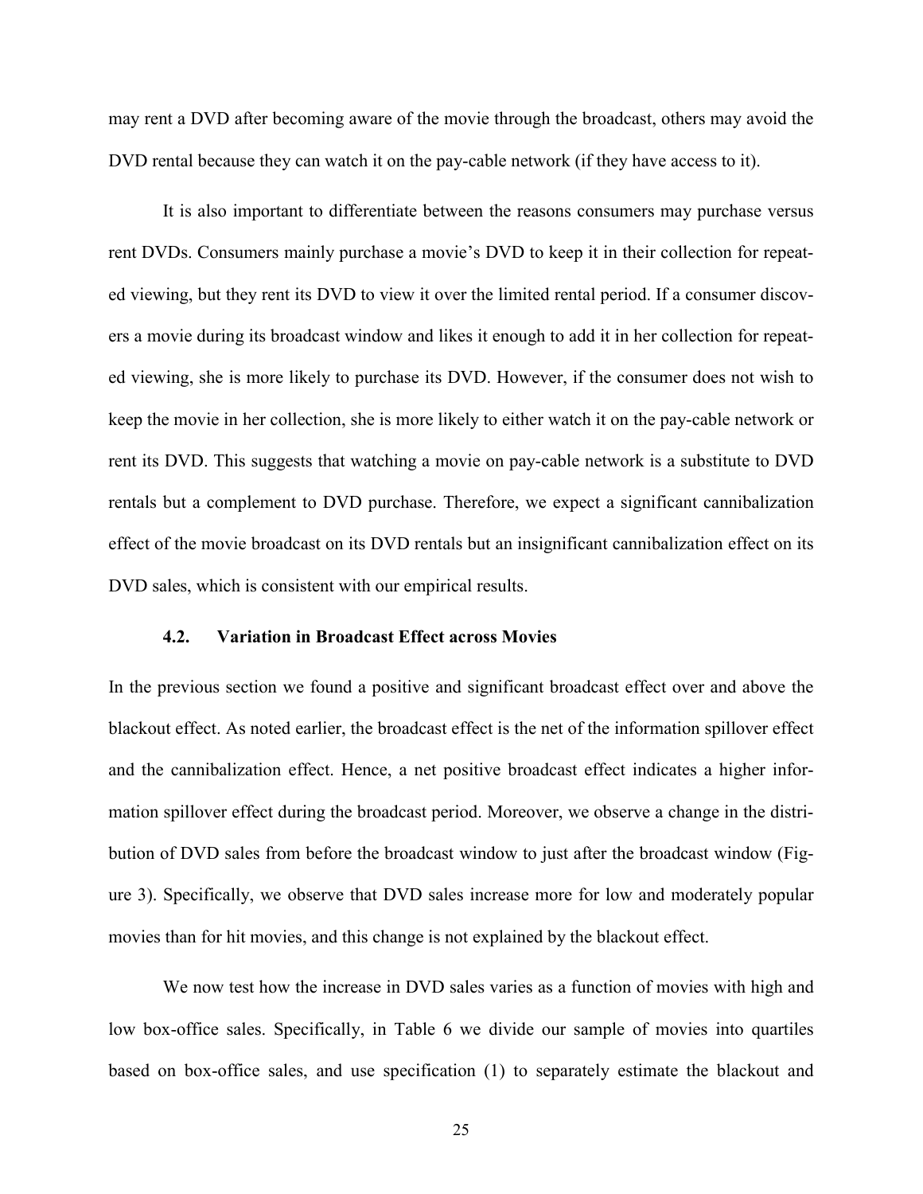may rent a DVD after becoming aware of the movie through the broadcast, others may avoid the DVD rental because they can watch it on the pay-cable network (if they have access to it).

It is also important to differentiate between the reasons consumers may purchase versus rent DVDs. Consumers mainly purchase a movie's DVD to keep it in their collection for repeated viewing, but they rent its DVD to view it over the limited rental period. If a consumer discovers a movie during its broadcast window and likes it enough to add it in her collection for repeated viewing, she is more likely to purchase its DVD. However, if the consumer does not wish to keep the movie in her collection, she is more likely to either watch it on the pay-cable network or rent its DVD. This suggests that watching a movie on pay-cable network is a substitute to DVD rentals but a complement to DVD purchase. Therefore, we expect a significant cannibalization effect of the movie broadcast on its DVD rentals but an insignificant cannibalization effect on its DVD sales, which is consistent with our empirical results.

### 4.2. Variation in Broadcast Effect across Movies

In the previous section we found a positive and significant broadcast effect over and above the blackout effect. As noted earlier, the broadcast effect is the net of the information spillover effect and the cannibalization effect. Hence, a net positive broadcast effect indicates a higher information spillover effect during the broadcast period. Moreover, we observe a change in the distribution of DVD sales from before the broadcast window to just after the broadcast window (Figure 3). Specifically, we observe that DVD sales increase more for low and moderately popular movies than for hit movies, and this change is not explained by the blackout effect.

We now test how the increase in DVD sales varies as a function of movies with high and low box-office sales. Specifically, in Table 6 we divide our sample of movies into quartiles based on box-office sales, and use specification (1) to separately estimate the blackout and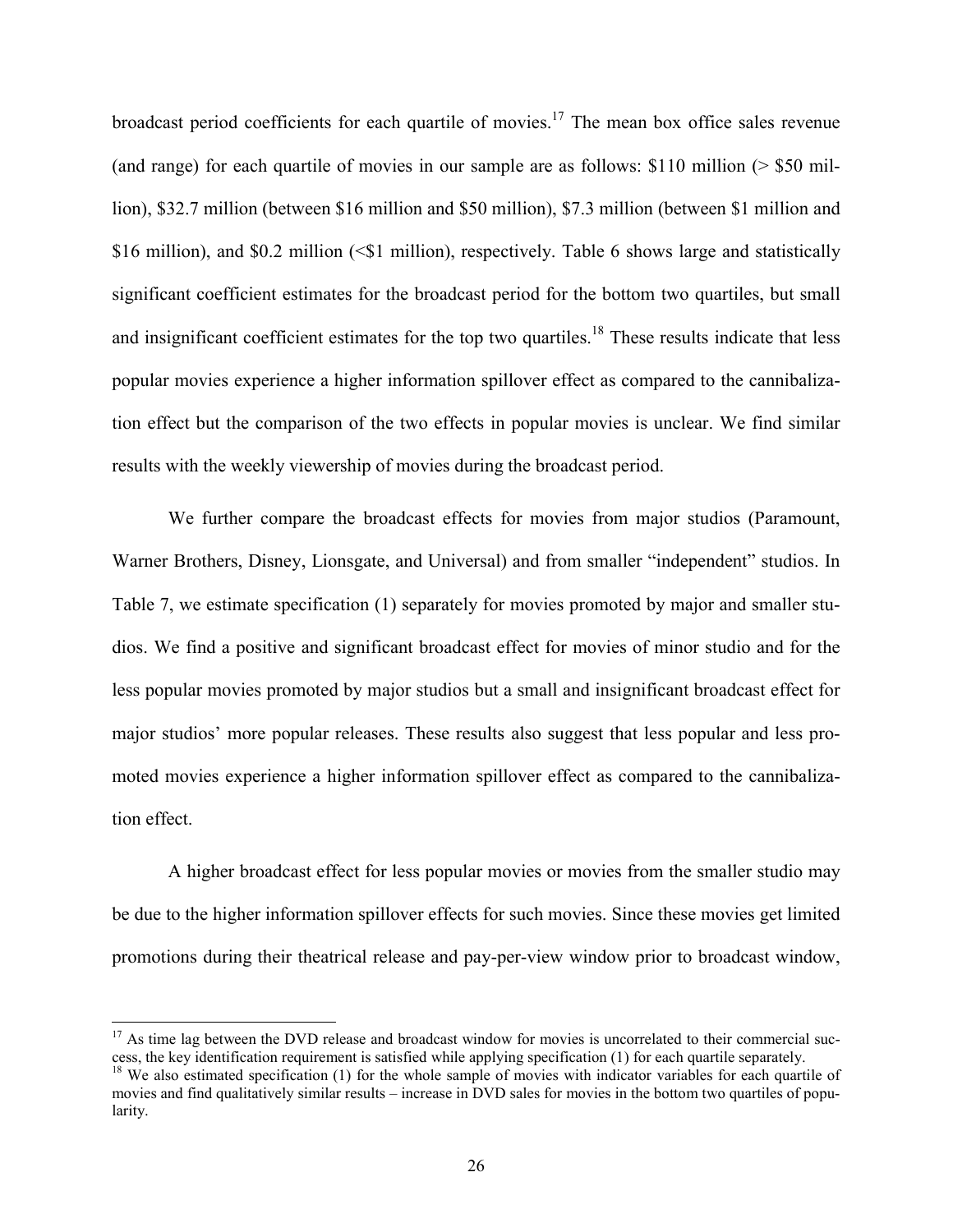broadcast period coefficients for each quartile of movies.[17] The mean box office sales revenue (and range) for each quartile of movies in our sample are as follows: \$110 million (> \$50 million), \$32.7 million (between \$16 million and \$50 million), \$7.3 million (between \$1 million and \$16 million), and \$0.2 million (<\$1 million), respectively. Table 6 shows large and statistically significant coefficient estimates for the broadcast period for the bottom two quartiles, but small and insignificant coefficient estimates for the top two quartiles.[18] These results indicate that less popular movies experience a higher information spillover effect as compared to the cannibalization effect but the comparison of the two effects in popular movies is unclear. We find similar results with the weekly viewership of movies during the broadcast period.

We further compare the broadcast effects for movies from major studios (Paramount, Warner Brothers, Disney, Lionsgate, and Universal) and from smaller "independent" studios. In Table 7, we estimate specification (1) separately for movies promoted by major and smaller studios. We find a positive and significant broadcast effect for movies of minor studio and for the less popular movies promoted by major studios but a small and insignificant broadcast effect for major studios' more popular releases. These results also suggest that less popular and less promoted movies experience a higher information spillover effect as compared to the cannibalization effect.

A higher broadcast effect for less popular movies or movies from the smaller studio may be due to the higher information spillover effects for such movies. Since these movies get limited promotions during their theatrical release and pay-per-view window prior to broadcast window,

[17] As time lag between the DVD release and broadcast window for movies is uncorrelated to their commercial success, the key identification requirement is satisfied while applying specification (1) for each quartile separately.

[18] We also estimated specification (1) for the whole sample of movies with indicator variables for each quartile of movies and find qualitatively similar results – increase in DVD sales for movies in the bottom two quartiles of popularity.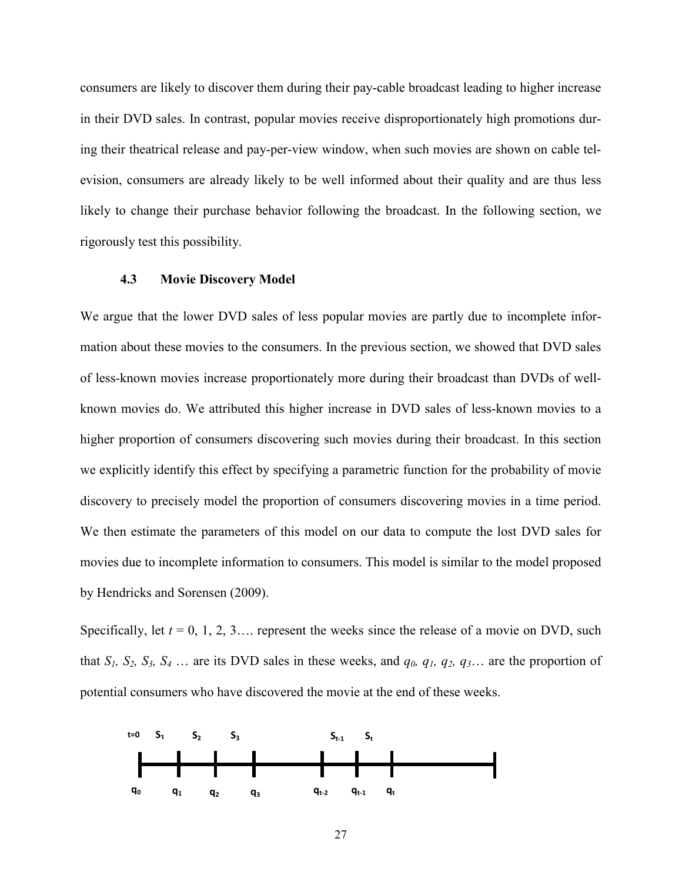consumers are likely to discover them during their pay-cable broadcast leading to higher increase in their DVD sales. In contrast, popular movies receive disproportionately high promotions during their theatrical release and pay-per-view window, when such movies are shown on cable television, consumers are already likely to be well informed about their quality and are thus less likely to change their purchase behavior following the broadcast. In the following section, we rigorously test this possibility.

### 4.3 Movie Discovery Model

We argue that the lower DVD sales of less popular movies are partly due to incomplete information about these movies to the consumers. In the previous section, we showed that DVD sales of less-known movies increase proportionately more during their broadcast than DVDs of well-known movies do. We attributed this higher increase in DVD sales of less-known movies to a higher proportion of consumers discovering such movies during their broadcast. In this section we explicitly identify this effect by specifying a parametric function for the probability of movie discovery to precisely model the proportion of consumers discovering movies in a time period. We then estimate the parameters of this model on our data to compute the lost DVD sales for movies due to incomplete information to consumers. This model is similar to the model proposed by Hendricks and Sorensen (2009).

Specifically, let $t$ = 0, 1, 2, 3…. represent the weeks since the release of a movie on DVD, such that $S_1, S_2, S_3, S_4$ … are its DVD sales in these weeks, and $q_0, q_1, q_2, q_3$… are the proportion of potential consumers who have discovered the movie at the end of these weeks.

$t=0$ $S_1$ $S_2$ $S_3$ $S_{t-1}$ $S_t$

$q_0$ $q_1$ $q_2$ $q_3$ $q_{t-2}$ $q_{t-1}$ $q_t$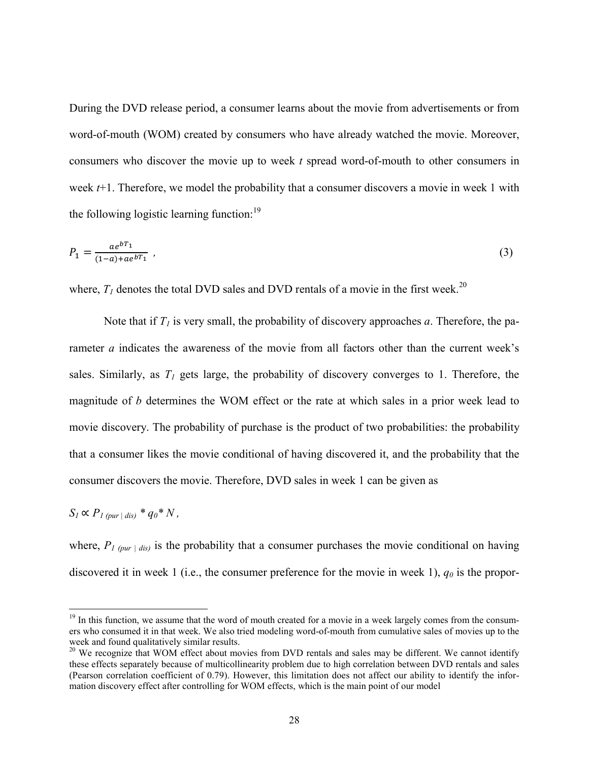During the DVD release period, a consumer learns about the movie from advertisements or from word-of-mouth (WOM) created by consumers who have already watched the movie. Moreover, consumers who discover the movie up to week $t$ spread word-of-mouth to other consumers in week $t$+1. Therefore, we model the probability that a consumer discovers a movie in week 1 with the following logistic learning function:[19]

$$P_1 = \frac{ae^{bT_1}}{(1-a)+ae^{bT_1}} \ , \tag{3}$$

where, $T_1$ denotes the total DVD sales and DVD rentals of a movie in the first week.[20]

Note that if $T_1$ is very small, the probability of discovery approaches $a$. Therefore, the parameter $a$ indicates the awareness of the movie from all factors other than the current week's sales. Similarly, as $T_1$ gets large, the probability of discovery converges to 1. Therefore, the magnitude of $b$ determines the WOM effect or the rate at which sales in a prior week lead to movie discovery. The probability of purchase is the product of two probabilities: the probability that a consumer likes the movie conditional of having discovered it, and the probability that the consumer discovers the movie. Therefore, DVD sales in week 1 can be given as

$$S_1 \propto P_{1\,(pur\,|\,dis)} * q_0 * N \,,$$

where, $P_{1\,(pur\,|\,dis)}$ is the probability that a consumer purchases the movie conditional on having discovered it in week 1 (i.e., the consumer preference for the movie in week 1), $q_0$ is the propor-

---

[19] In this function, we assume that the word of mouth created for a movie in a week largely comes from the consumers who consumed it in that week. We also tried modeling word-of-mouth from cumulative sales of movies up to the week and found qualitatively similar results.

[20] We recognize that WOM effect about movies from DVD rentals and sales may be different. We cannot identify these effects separately because of multicollinearity problem due to high correlation between DVD rentals and sales (Pearson correlation coefficient of 0.79). However, this limitation does not affect our ability to identify the information discovery effect after controlling for WOM effects, which is the main point of our model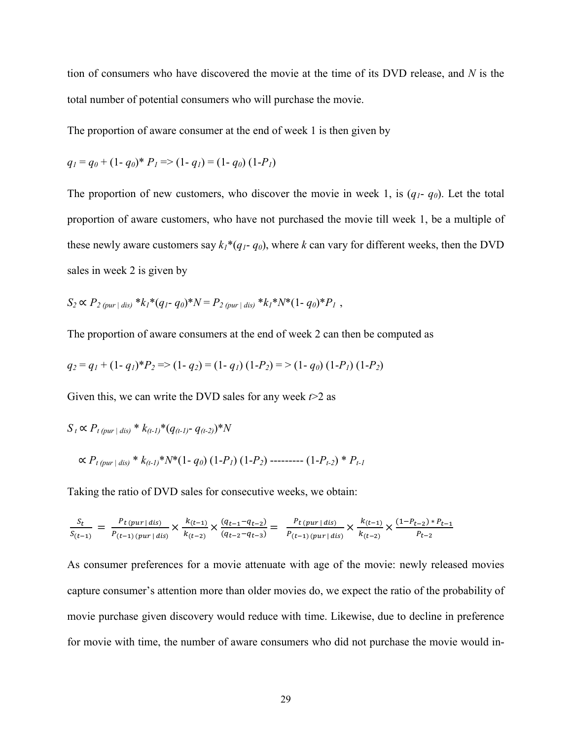tion of consumers who have discovered the movie at the time of its DVD release, and $N$ is the total number of potential consumers who will purchase the movie.

The proportion of aware consumer at the end of week 1 is then given by

$$q_1 = q_0 + (1- q_0)* P_1 \Rightarrow (1- q_1) = (1- q_0)\,(1-P_1)$$

The proportion of new customers, who discover the movie in week 1, is ($q_1$- $q_0$). Let the total proportion of aware customers, who have not purchased the movie till week 1, be a multiple of these newly aware customers say $k_1*(q_1- q_0)$, where $k$ can vary for different weeks, then the DVD sales in week 2 is given by

$$S_2 \propto P_{2\,(pur\,|\,dis)} *k_1*(q_1- q_0)*N = P_{2\,(pur\,|\,dis)} *k_1*N*(1- q_0)*P_1 \;,$$

The proportion of aware consumers at the end of week 2 can then be computed as

$$q_2 = q_1 + (1- q_1)*P_2 \Rightarrow (1- q_2) = (1- q_1)\,(1-P_2) \Rightarrow (1- q_0)\,(1-P_1)\,(1-P_2)$$

Given this, we can write the DVD sales for any week $t$>2 as

$$S_t \propto P_{t\,(pur\,|\,dis)} * k_{(t-1)}*(q_{(t-1)}- q_{(t-2)})*N$$

$$\propto P_{t\,(pur\,|\,dis)} * k_{(t-1)}*N*(1- q_0)\,(1-P_1)\,(1-P_2) \text{ --------- } (1-P_{t-2}) * P_{t-1}$$

Taking the ratio of DVD sales for consecutive weeks, we obtain:

$$\frac{S_t}{S_{(t-1)}} = \frac{P_{t\,(pur\,|\,dis)}}{P_{(t-1)\,(pur\,|\,dis)}} \times \frac{k_{(t-1)}}{k_{(t-2)}} \times \frac{(q_{t-1} - q_{t-2})}{(q_{t-2} - q_{t-3})} = \frac{P_{t\,(pur\,|\,dis)}}{P_{(t-1)\,(pur\,|\,dis)}} \times \frac{k_{(t-1)}}{k_{(t-2)}} \times \frac{(1-P_{t-2}) * P_{t-1}}{P_{t-2}}$$

As consumer preferences for a movie attenuate with age of the movie: newly released movies capture consumer's attention more than older movies do, we expect the ratio of the probability of movie purchase given discovery would reduce with time. Likewise, due to decline in preference for movie with time, the number of aware consumers who did not purchase the movie would in-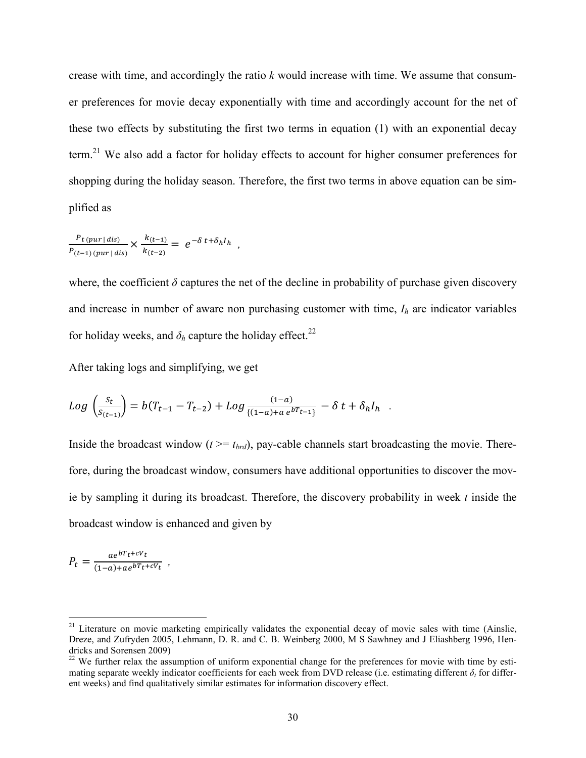crease with time, and accordingly the ratio $k$ would increase with time. We assume that consumer preferences for movie decay exponentially with time and accordingly account for the net of these two effects by substituting the first two terms in equation (1) with an exponential decay term.[21] We also add a factor for holiday effects to account for higher consumer preferences for shopping during the holiday season. Therefore, the first two terms in above equation can be simplified as

$$\frac{P_{t\,(pur\,|\,dis)}}{P_{(t-1)\,(pur\,|\,dis)}} \times \frac{k_{(t-1)}}{k_{(t-2)}} = e^{-\delta\, t + \delta_h I_h} \quad ,$$

where, the coefficient $\delta$ captures the net of the decline in probability of purchase given discovery and increase in number of aware non purchasing customer with time, $I_h$ are indicator variables for holiday weeks, and $\delta_h$ capture the holiday effect.[22]

After taking logs and simplifying, we get

$$Log\,\left(\frac{S_t}{S_{(t-1)}}\right) = b(T_{t-1} - T_{t-2}) + Log\,\frac{(1-a)}{\{(1-a)+a\,e^{bT_{t-1}}\}} - \delta\, t + \delta_h I_h \quad .$$

Inside the broadcast window ($t >= t_{brd}$), pay-cable channels start broadcasting the movie. Therefore, during the broadcast window, consumers have additional opportunities to discover the movie by sampling it during its broadcast. Therefore, the discovery probability in week $t$ inside the broadcast window is enhanced and given by

$$P_t = \frac{a e^{bT_t + cV_t}}{(1-a) + a e^{bT_t + cV_t}} \quad ,$$

---

[21] Literature on movie marketing empirically validates the exponential decay of movie sales with time (Ainslie, Dreze, and Zufryden 2005, Lehmann, D. R. and C. B. Weinberg 2000, M S Sawhney and J Eliashberg 1996, Hendricks and Sorensen 2009)

[22] We further relax the assumption of uniform exponential change for the preferences for movie with time by estimating separate weekly indicator coefficients for each week from DVD release (i.e. estimating different $\delta_t$ for different weeks) and find qualitatively similar estimates for information discovery effect.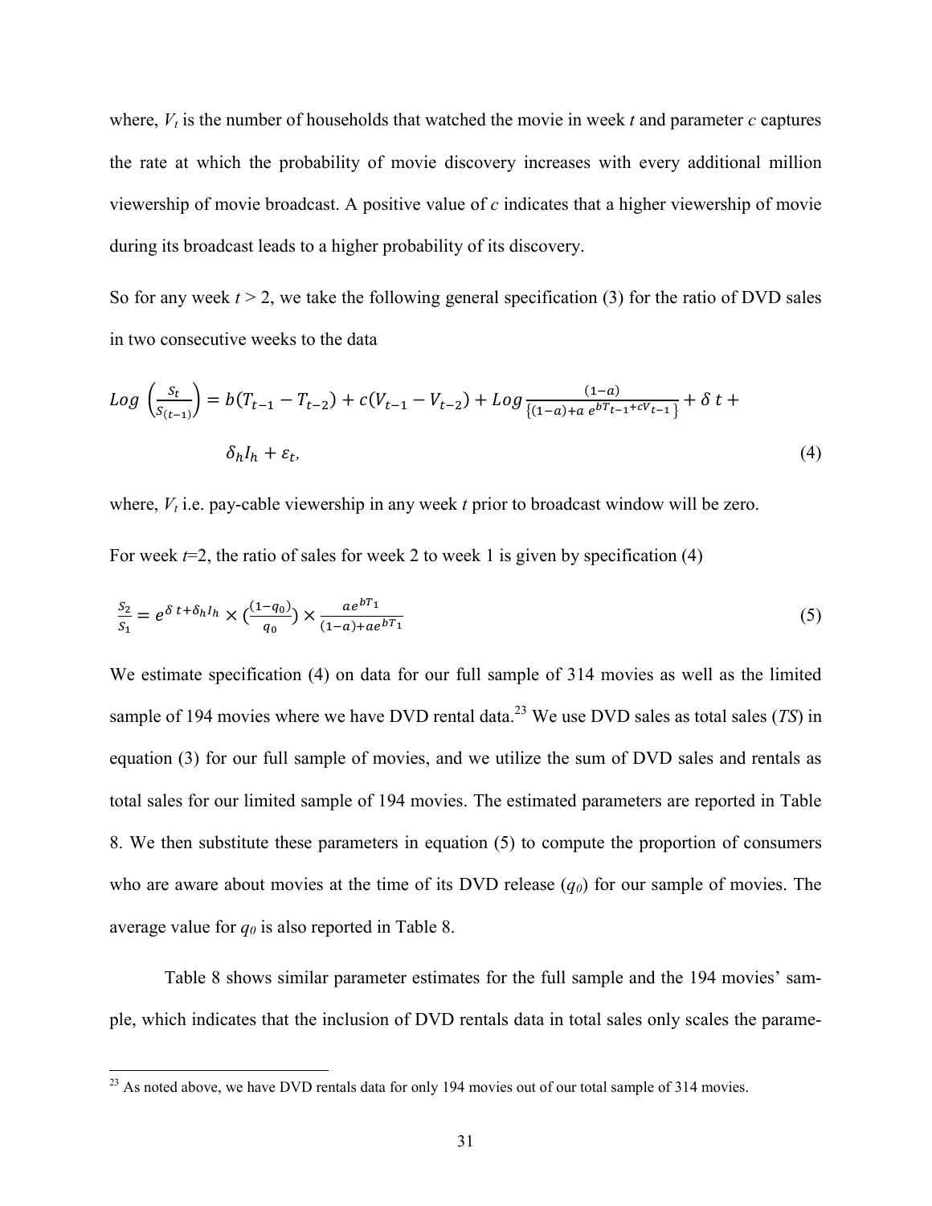where, $V_t$ is the number of households that watched the movie in week $t$ and parameter $c$ captures the rate at which the probability of movie discovery increases with every additional million viewership of movie broadcast. A positive value of $c$ indicates that a higher viewership of movie during its broadcast leads to a higher probability of its discovery.

So for any week $t > 2$, we take the following general specification (3) for the ratio of DVD sales in two consecutive weeks to the data

$$Log\left(\frac{S_t}{S_{(t-1)}}\right) = b(T_{t-1} - T_{t-2}) + c(V_{t-1} - V_{t-2}) + Log\frac{(1-a)}{\{(1-a) + a\ e^{bT_{t-1} + cV_{t-1}}\}} + \delta\ t + \delta_h I_h + \varepsilon_t, \tag{4}$$

where, $V_t$ i.e. pay-cable viewership in any week $t$ prior to broadcast window will be zero.

For week $t$=2, the ratio of sales for week 2 to week 1 is given by specification (4)

$$\frac{S_2}{S_1} = e^{\delta\ t + \delta_h I_h} \times \left(\frac{(1-q_0)}{q_0}\right) \times \frac{ae^{bT_1}}{(1-a) + ae^{bT_1}} \tag{5}$$

We estimate specification (4) on data for our full sample of 314 movies as well as the limited sample of 194 movies where we have DVD rental data.[23] We use DVD sales as total sales (*TS*) in equation (3) for our full sample of movies, and we utilize the sum of DVD sales and rentals as total sales for our limited sample of 194 movies. The estimated parameters are reported in Table 8. We then substitute these parameters in equation (5) to compute the proportion of consumers who are aware about movies at the time of its DVD release ($q_0$) for our sample of movies. The average value for $q_0$ is also reported in Table 8.

Table 8 shows similar parameter estimates for the full sample and the 194 movies' sample, which indicates that the inclusion of DVD rentals data in total sales only scales the parame-

[23] As noted above, we have DVD rentals data for only 194 movies out of our total sample of 314 movies.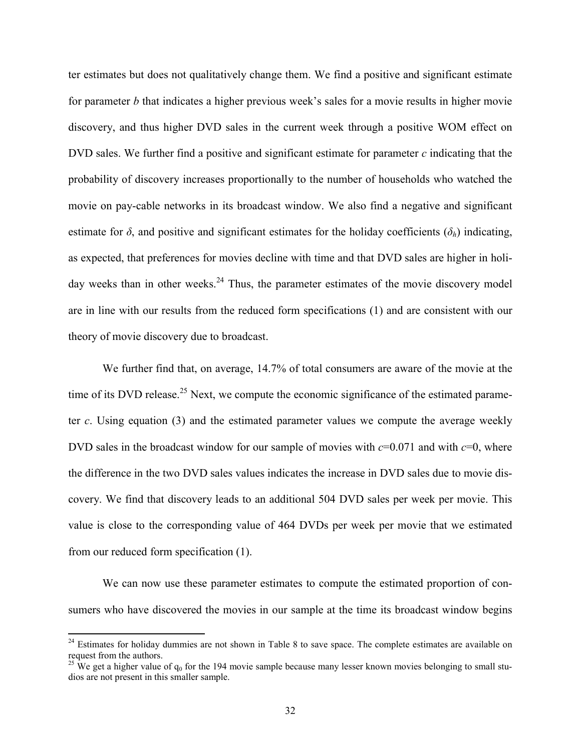ter estimates but does not qualitatively change them. We find a positive and significant estimate for parameter *b* that indicates a higher previous week's sales for a movie results in higher movie discovery, and thus higher DVD sales in the current week through a positive WOM effect on DVD sales. We further find a positive and significant estimate for parameter *c* indicating that the probability of discovery increases proportionally to the number of households who watched the movie on pay-cable networks in its broadcast window. We also find a negative and significant estimate for $\delta$, and positive and significant estimates for the holiday coefficients ($\delta_h$) indicating, as expected, that preferences for movies decline with time and that DVD sales are higher in holiday weeks than in other weeks.[24] Thus, the parameter estimates of the movie discovery model are in line with our results from the reduced form specifications (1) and are consistent with our theory of movie discovery due to broadcast.

We further find that, on average, 14.7% of total consumers are aware of the movie at the time of its DVD release.[25] Next, we compute the economic significance of the estimated parameter *c*. Using equation (3) and the estimated parameter values we compute the average weekly DVD sales in the broadcast window for our sample of movies with $c$=0.071 and with $c$=0, where the difference in the two DVD sales values indicates the increase in DVD sales due to movie discovery. We find that discovery leads to an additional 504 DVD sales per week per movie. This value is close to the corresponding value of 464 DVDs per week per movie that we estimated from our reduced form specification (1).

We can now use these parameter estimates to compute the estimated proportion of consumers who have discovered the movies in our sample at the time its broadcast window begins

---

[24] Estimates for holiday dummies are not shown in Table 8 to save space. The complete estimates are available on request from the authors.

[25] We get a higher value of $q_0$ for the 194 movie sample because many lesser known movies belonging to small studios are not present in this smaller sample.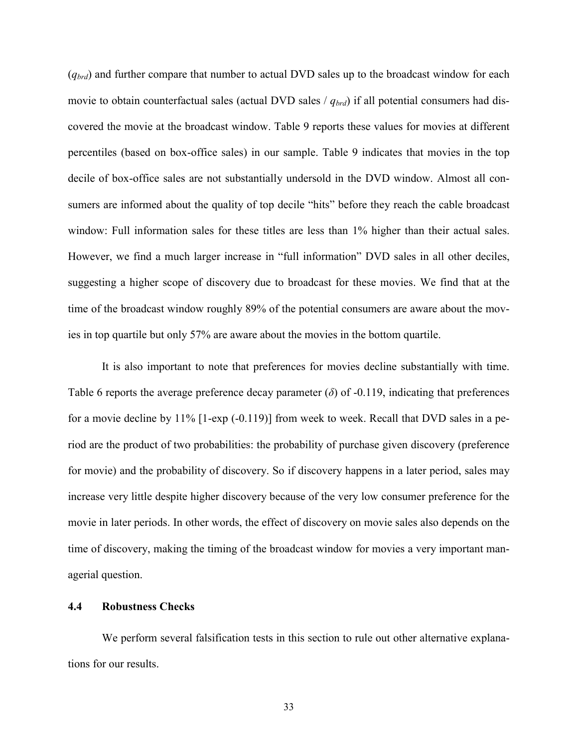($q_{brd}$) and further compare that number to actual DVD sales up to the broadcast window for each movie to obtain counterfactual sales (actual DVD sales / $q_{brd}$) if all potential consumers had discovered the movie at the broadcast window. Table 9 reports these values for movies at different percentiles (based on box-office sales) in our sample. Table 9 indicates that movies in the top decile of box-office sales are not substantially undersold in the DVD window. Almost all consumers are informed about the quality of top decile "hits" before they reach the cable broadcast window: Full information sales for these titles are less than 1% higher than their actual sales. However, we find a much larger increase in "full information" DVD sales in all other deciles, suggesting a higher scope of discovery due to broadcast for these movies. We find that at the time of the broadcast window roughly 89% of the potential consumers are aware about the movies in top quartile but only 57% are aware about the movies in the bottom quartile.

It is also important to note that preferences for movies decline substantially with time. Table 6 reports the average preference decay parameter ($\delta$) of -0.119, indicating that preferences for a movie decline by 11% [1-exp (-0.119)] from week to week. Recall that DVD sales in a period are the product of two probabilities: the probability of purchase given discovery (preference for movie) and the probability of discovery. So if discovery happens in a later period, sales may increase very little despite higher discovery because of the very low consumer preference for the movie in later periods. In other words, the effect of discovery on movie sales also depends on the time of discovery, making the timing of the broadcast window for movies a very important managerial question.

### 4.4 Robustness Checks

We perform several falsification tests in this section to rule out other alternative explanations for our results.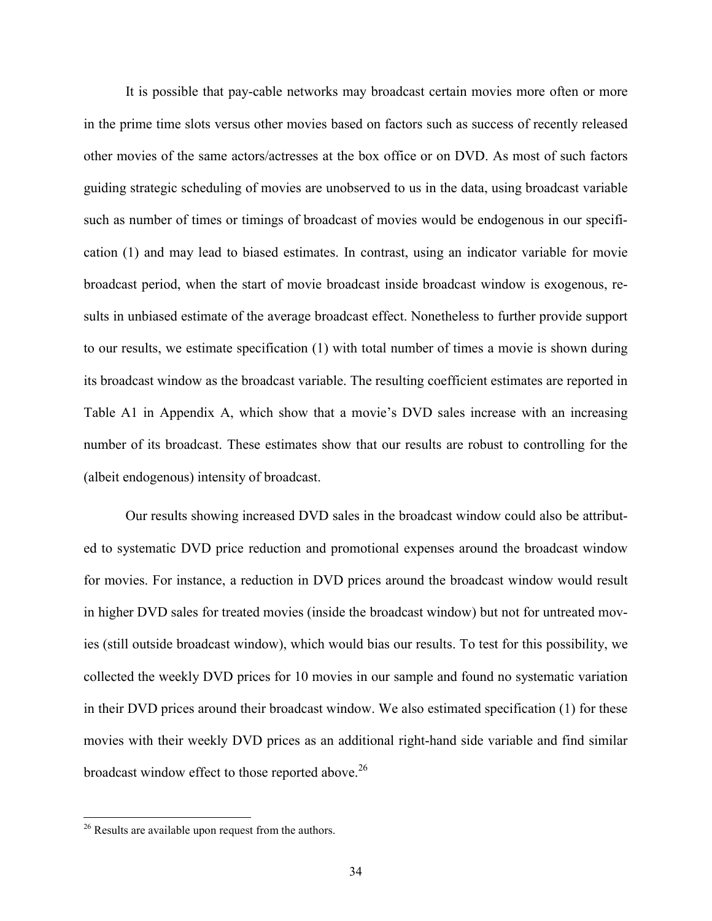It is possible that pay-cable networks may broadcast certain movies more often or more in the prime time slots versus other movies based on factors such as success of recently released other movies of the same actors/actresses at the box office or on DVD. As most of such factors guiding strategic scheduling of movies are unobserved to us in the data, using broadcast variable such as number of times or timings of broadcast of movies would be endogenous in our specification (1) and may lead to biased estimates. In contrast, using an indicator variable for movie broadcast period, when the start of movie broadcast inside broadcast window is exogenous, results in unbiased estimate of the average broadcast effect. Nonetheless to further provide support to our results, we estimate specification (1) with total number of times a movie is shown during its broadcast window as the broadcast variable. The resulting coefficient estimates are reported in Table A1 in Appendix A, which show that a movie's DVD sales increase with an increasing number of its broadcast. These estimates show that our results are robust to controlling for the (albeit endogenous) intensity of broadcast.

Our results showing increased DVD sales in the broadcast window could also be attributed to systematic DVD price reduction and promotional expenses around the broadcast window for movies. For instance, a reduction in DVD prices around the broadcast window would result in higher DVD sales for treated movies (inside the broadcast window) but not for untreated movies (still outside broadcast window), which would bias our results. To test for this possibility, we collected the weekly DVD prices for 10 movies in our sample and found no systematic variation in their DVD prices around their broadcast window. We also estimated specification (1) for these movies with their weekly DVD prices as an additional right-hand side variable and find similar broadcast window effect to those reported above.[26]

[26] Results are available upon request from the authors.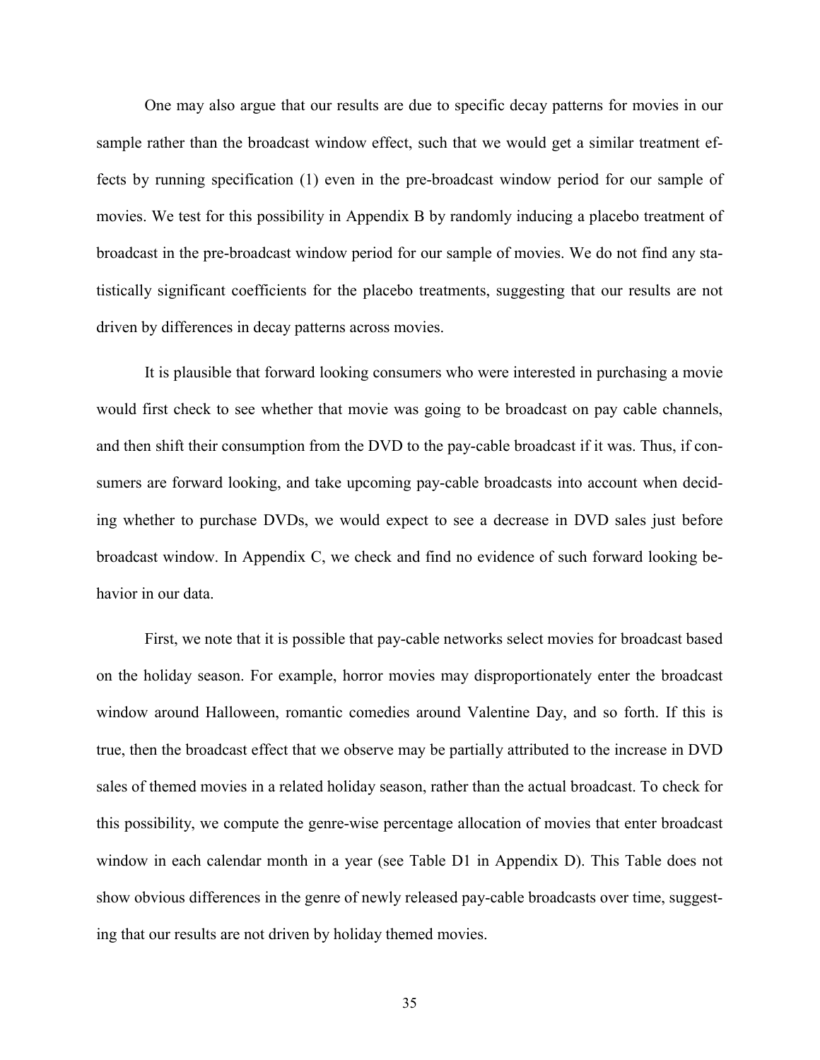One may also argue that our results are due to specific decay patterns for movies in our sample rather than the broadcast window effect, such that we would get a similar treatment effects by running specification (1) even in the pre-broadcast window period for our sample of movies. We test for this possibility in Appendix B by randomly inducing a placebo treatment of broadcast in the pre-broadcast window period for our sample of movies. We do not find any statistically significant coefficients for the placebo treatments, suggesting that our results are not driven by differences in decay patterns across movies.

It is plausible that forward looking consumers who were interested in purchasing a movie would first check to see whether that movie was going to be broadcast on pay cable channels, and then shift their consumption from the DVD to the pay-cable broadcast if it was. Thus, if consumers are forward looking, and take upcoming pay-cable broadcasts into account when deciding whether to purchase DVDs, we would expect to see a decrease in DVD sales just before broadcast window. In Appendix C, we check and find no evidence of such forward looking behavior in our data.

First, we note that it is possible that pay-cable networks select movies for broadcast based on the holiday season. For example, horror movies may disproportionately enter the broadcast window around Halloween, romantic comedies around Valentine Day, and so forth. If this is true, then the broadcast effect that we observe may be partially attributed to the increase in DVD sales of themed movies in a related holiday season, rather than the actual broadcast. To check for this possibility, we compute the genre-wise percentage allocation of movies that enter broadcast window in each calendar month in a year (see Table D1 in Appendix D). This Table does not show obvious differences in the genre of newly released pay-cable broadcasts over time, suggesting that our results are not driven by holiday themed movies.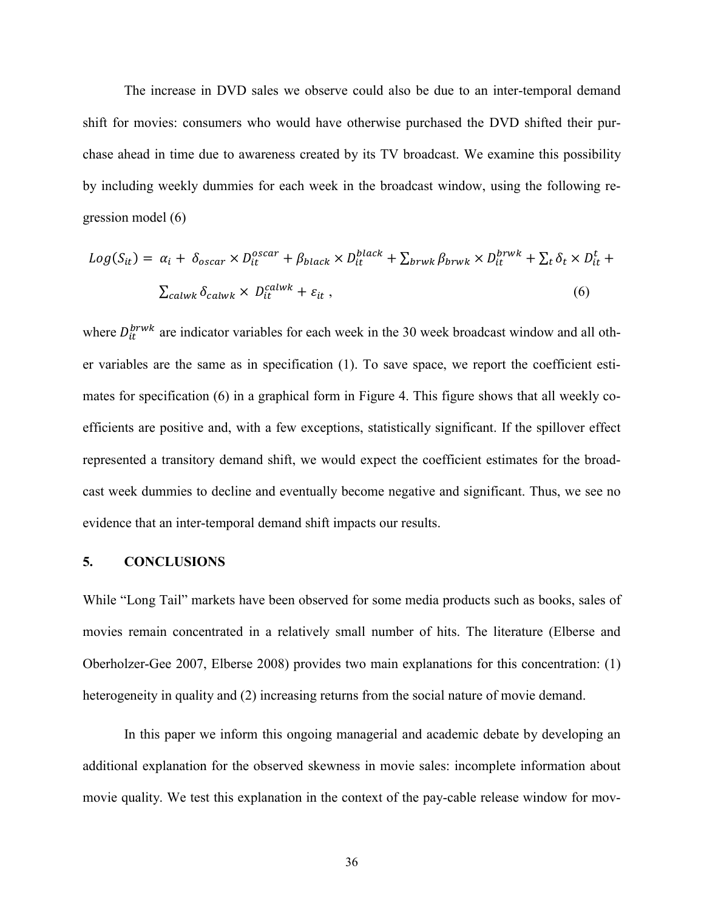The increase in DVD sales we observe could also be due to an inter-temporal demand shift for movies: consumers who would have otherwise purchased the DVD shifted their purchase ahead in time due to awareness created by its TV broadcast. We examine this possibility by including weekly dummies for each week in the broadcast window, using the following regression model (6)

$$Log(S_{it}) = \alpha_i + \delta_{oscar} \times D_{it}^{oscar} + \beta_{black} \times D_{it}^{black} + \sum_{brwk} \beta_{brwk} \times D_{it}^{brwk} + \sum_t \delta_t \times D_{it}^{t} + \sum_{calwk} \delta_{calwk} \times D_{it}^{calwk} + \varepsilon_{it} , \quad (6)$$

where $D_{it}^{brwk}$ are indicator variables for each week in the 30 week broadcast window and all other variables are the same as in specification (1). To save space, we report the coefficient estimates for specification (6) in a graphical form in Figure 4. This figure shows that all weekly coefficients are positive and, with a few exceptions, statistically significant. If the spillover effect represented a transitory demand shift, we would expect the coefficient estimates for the broadcast week dummies to decline and eventually become negative and significant. Thus, we see no evidence that an inter-temporal demand shift impacts our results.

## 5. CONCLUSIONS

While "Long Tail" markets have been observed for some media products such as books, sales of movies remain concentrated in a relatively small number of hits. The literature (Elberse and Oberholzer-Gee 2007, Elberse 2008) provides two main explanations for this concentration: (1) heterogeneity in quality and (2) increasing returns from the social nature of movie demand.

In this paper we inform this ongoing managerial and academic debate by developing an additional explanation for the observed skewness in movie sales: incomplete information about movie quality. We test this explanation in the context of the pay-cable release window for mov-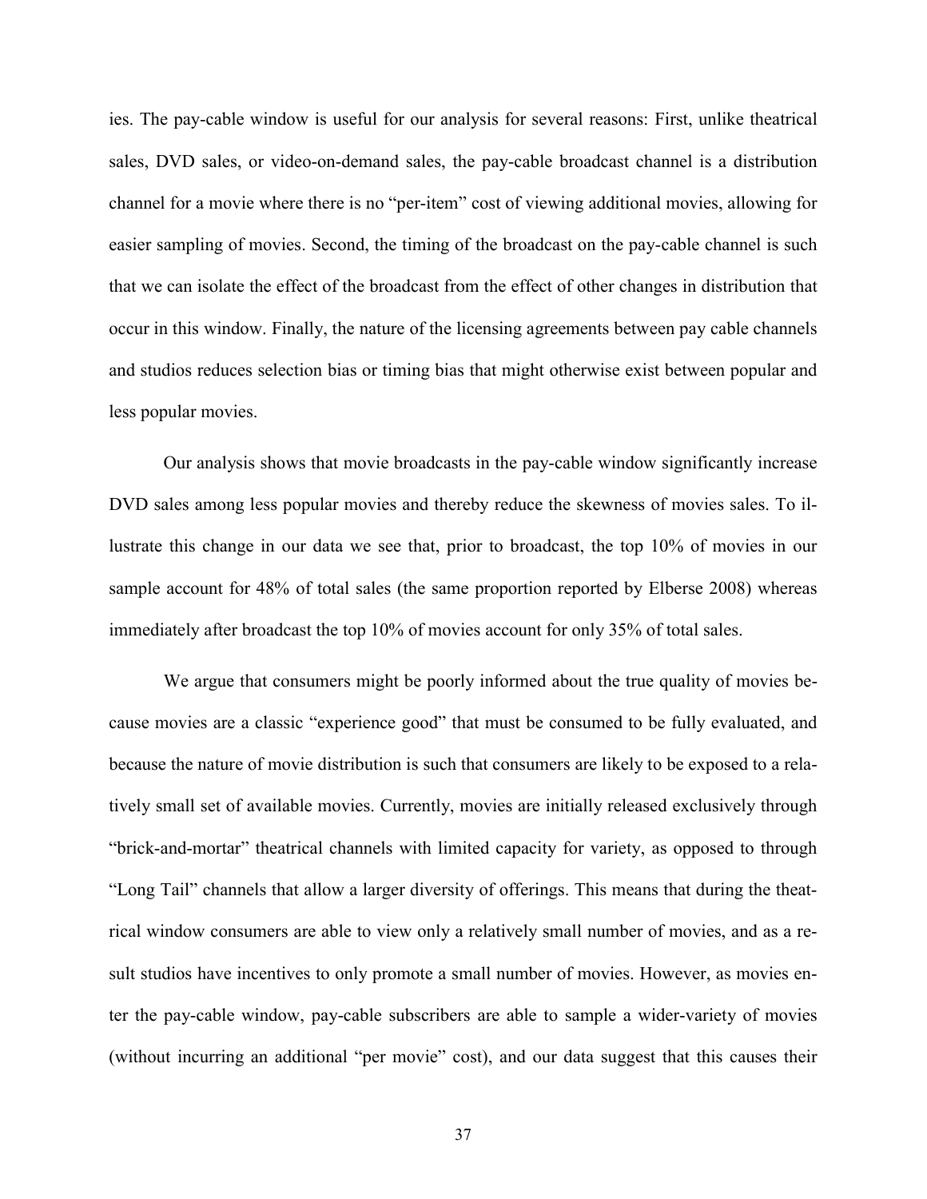ies. The pay-cable window is useful for our analysis for several reasons: First, unlike theatrical sales, DVD sales, or video-on-demand sales, the pay-cable broadcast channel is a distribution channel for a movie where there is no "per-item" cost of viewing additional movies, allowing for easier sampling of movies. Second, the timing of the broadcast on the pay-cable channel is such that we can isolate the effect of the broadcast from the effect of other changes in distribution that occur in this window. Finally, the nature of the licensing agreements between pay cable channels and studios reduces selection bias or timing bias that might otherwise exist between popular and less popular movies.

Our analysis shows that movie broadcasts in the pay-cable window significantly increase DVD sales among less popular movies and thereby reduce the skewness of movies sales. To illustrate this change in our data we see that, prior to broadcast, the top 10% of movies in our sample account for 48% of total sales (the same proportion reported by Elberse 2008) whereas immediately after broadcast the top 10% of movies account for only 35% of total sales.

We argue that consumers might be poorly informed about the true quality of movies because movies are a classic "experience good" that must be consumed to be fully evaluated, and because the nature of movie distribution is such that consumers are likely to be exposed to a relatively small set of available movies. Currently, movies are initially released exclusively through "brick-and-mortar" theatrical channels with limited capacity for variety, as opposed to through "Long Tail" channels that allow a larger diversity of offerings. This means that during the theatrical window consumers are able to view only a relatively small number of movies, and as a result studios have incentives to only promote a small number of movies. However, as movies enter the pay-cable window, pay-cable subscribers are able to sample a wider-variety of movies (without incurring an additional "per movie" cost), and our data suggest that this causes their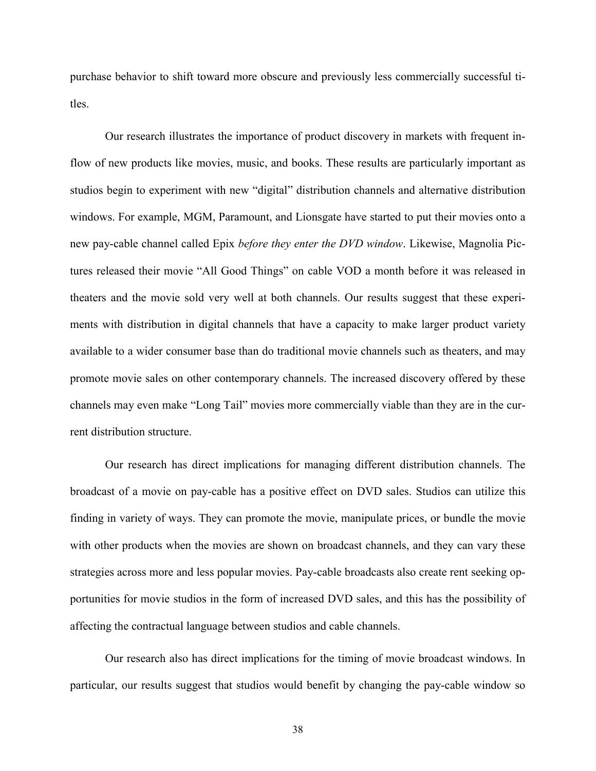purchase behavior to shift toward more obscure and previously less commercially successful titles.

Our research illustrates the importance of product discovery in markets with frequent inflow of new products like movies, music, and books. These results are particularly important as studios begin to experiment with new "digital" distribution channels and alternative distribution windows. For example, MGM, Paramount, and Lionsgate have started to put their movies onto a new pay-cable channel called Epix *before they enter the DVD window*. Likewise, Magnolia Pictures released their movie "All Good Things" on cable VOD a month before it was released in theaters and the movie sold very well at both channels. Our results suggest that these experiments with distribution in digital channels that have a capacity to make larger product variety available to a wider consumer base than do traditional movie channels such as theaters, and may promote movie sales on other contemporary channels. The increased discovery offered by these channels may even make "Long Tail" movies more commercially viable than they are in the current distribution structure.

Our research has direct implications for managing different distribution channels. The broadcast of a movie on pay-cable has a positive effect on DVD sales. Studios can utilize this finding in variety of ways. They can promote the movie, manipulate prices, or bundle the movie with other products when the movies are shown on broadcast channels, and they can vary these strategies across more and less popular movies. Pay-cable broadcasts also create rent seeking opportunities for movie studios in the form of increased DVD sales, and this has the possibility of affecting the contractual language between studios and cable channels.

Our research also has direct implications for the timing of movie broadcast windows. In particular, our results suggest that studios would benefit by changing the pay-cable window so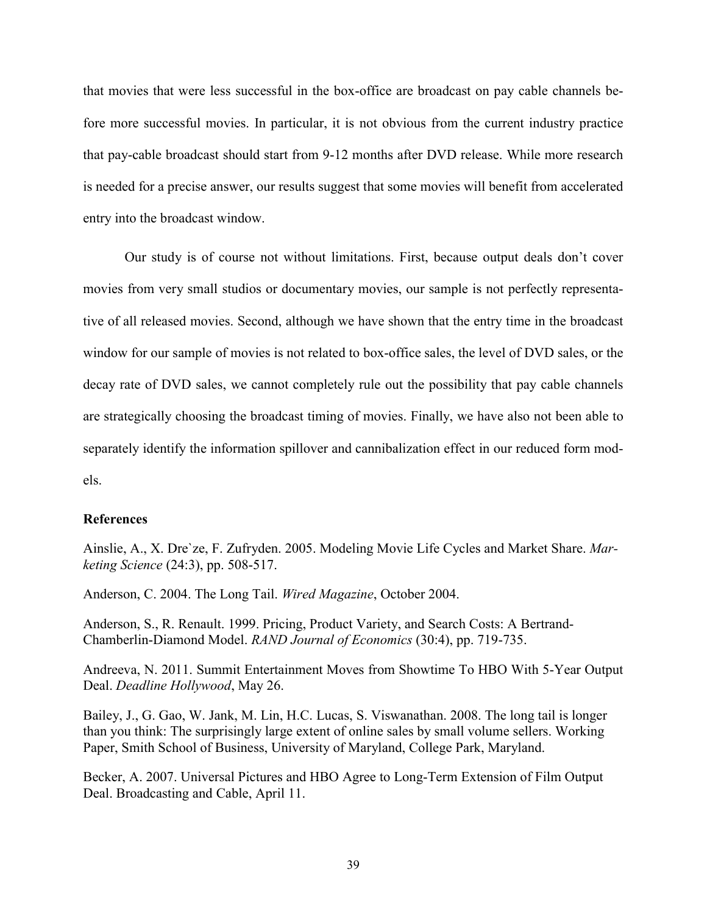that movies that were less successful in the box-office are broadcast on pay cable channels before more successful movies. In particular, it is not obvious from the current industry practice that pay-cable broadcast should start from 9-12 months after DVD release. While more research is needed for a precise answer, our results suggest that some movies will benefit from accelerated entry into the broadcast window.

Our study is of course not without limitations. First, because output deals don't cover movies from very small studios or documentary movies, our sample is not perfectly representative of all released movies. Second, although we have shown that the entry time in the broadcast window for our sample of movies is not related to box-office sales, the level of DVD sales, or the decay rate of DVD sales, we cannot completely rule out the possibility that pay cable channels are strategically choosing the broadcast timing of movies. Finally, we have also not been able to separately identify the information spillover and cannibalization effect in our reduced form models.

**References**

Ainslie, A., X. Dre`ze, F. Zufryden. 2005. Modeling Movie Life Cycles and Market Share. *Marketing Science* (24:3), pp. 508-517.

Anderson, C. 2004. The Long Tail. *Wired Magazine*, October 2004.

Anderson, S., R. Renault. 1999. Pricing, Product Variety, and Search Costs: A Bertrand-Chamberlin-Diamond Model. *RAND Journal of Economics* (30:4), pp. 719-735.

Andreeva, N. 2011. Summit Entertainment Moves from Showtime To HBO With 5-Year Output Deal. *Deadline Hollywood*, May 26.

Bailey, J., G. Gao, W. Jank, M. Lin, H.C. Lucas, S. Viswanathan. 2008. The long tail is longer than you think: The surprisingly large extent of online sales by small volume sellers. Working Paper, Smith School of Business, University of Maryland, College Park, Maryland.

Becker, A. 2007. Universal Pictures and HBO Agree to Long-Term Extension of Film Output Deal. Broadcasting and Cable, April 11.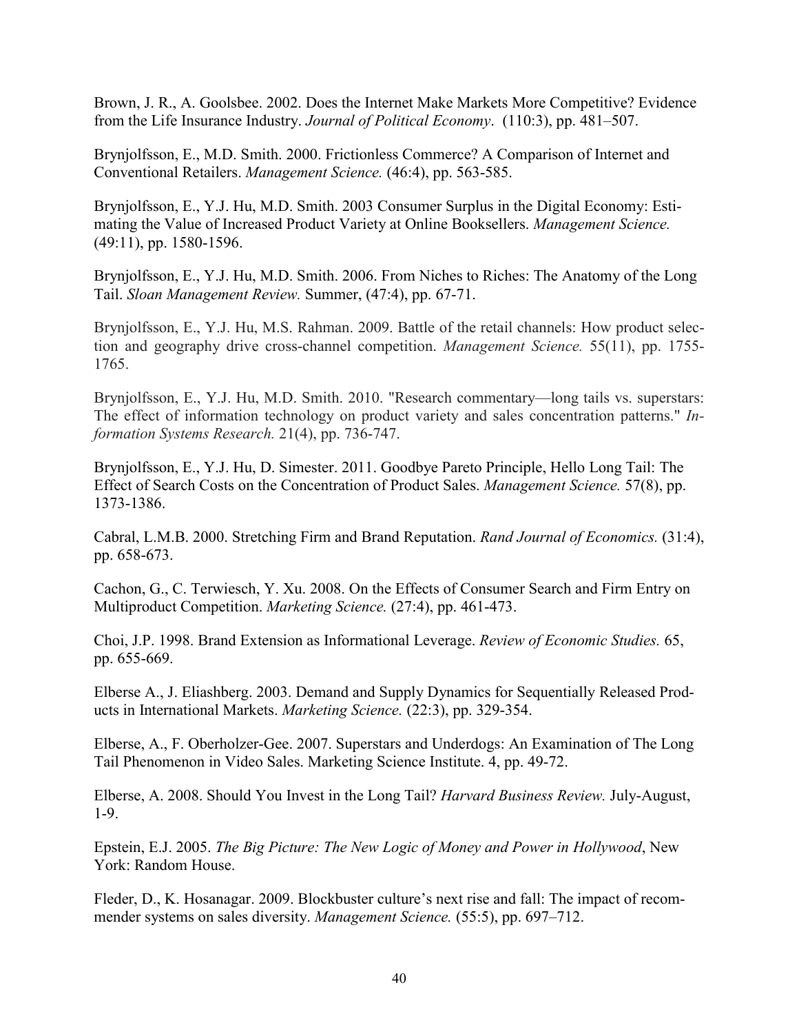Brown, J. R., A. Goolsbee. 2002. Does the Internet Make Markets More Competitive? Evidence from the Life Insurance Industry. *Journal of Political Economy*. (110:3), pp. 481–507.

Brynjolfsson, E., M.D. Smith. 2000. Frictionless Commerce? A Comparison of Internet and Conventional Retailers. *Management Science.* (46:4), pp. 563-585.

Brynjolfsson, E., Y.J. Hu, M.D. Smith. 2003 Consumer Surplus in the Digital Economy: Estimating the Value of Increased Product Variety at Online Booksellers. *Management Science.* (49:11), pp. 1580-1596.

Brynjolfsson, E., Y.J. Hu, M.D. Smith. 2006. From Niches to Riches: The Anatomy of the Long Tail. *Sloan Management Review.* Summer, (47:4), pp. 67-71.

Brynjolfsson, E., Y.J. Hu, M.S. Rahman. 2009. Battle of the retail channels: How product selection and geography drive cross-channel competition. *Management Science.* 55(11), pp. 1755-1765.

Brynjolfsson, E., Y.J. Hu, M.D. Smith. 2010. "Research commentary—long tails vs. superstars: The effect of information technology on product variety and sales concentration patterns." *Information Systems Research.* 21(4), pp. 736-747.

Brynjolfsson, E., Y.J. Hu, D. Simester. 2011. Goodbye Pareto Principle, Hello Long Tail: The Effect of Search Costs on the Concentration of Product Sales. *Management Science.* 57(8), pp. 1373-1386.

Cabral, L.M.B. 2000. Stretching Firm and Brand Reputation. *Rand Journal of Economics.* (31:4), pp. 658-673.

Cachon, G., C. Terwiesch, Y. Xu. 2008. On the Effects of Consumer Search and Firm Entry on Multiproduct Competition. *Marketing Science.* (27:4), pp. 461-473.

Choi, J.P. 1998. Brand Extension as Informational Leverage. *Review of Economic Studies.* 65, pp. 655-669.

Elberse A., J. Eliashberg. 2003. Demand and Supply Dynamics for Sequentially Released Products in International Markets. *Marketing Science.* (22:3), pp. 329-354.

Elberse, A., F. Oberholzer-Gee. 2007. Superstars and Underdogs: An Examination of The Long Tail Phenomenon in Video Sales. Marketing Science Institute. 4, pp. 49-72.

Elberse, A. 2008. Should You Invest in the Long Tail? *Harvard Business Review.* July-August, 1-9.

Epstein, E.J. 2005. *The Big Picture: The New Logic of Money and Power in Hollywood*, New York: Random House.

Fleder, D., K. Hosanagar. 2009. Blockbuster culture's next rise and fall: The impact of recommender systems on sales diversity. *Management Science.* (55:5), pp. 697–712.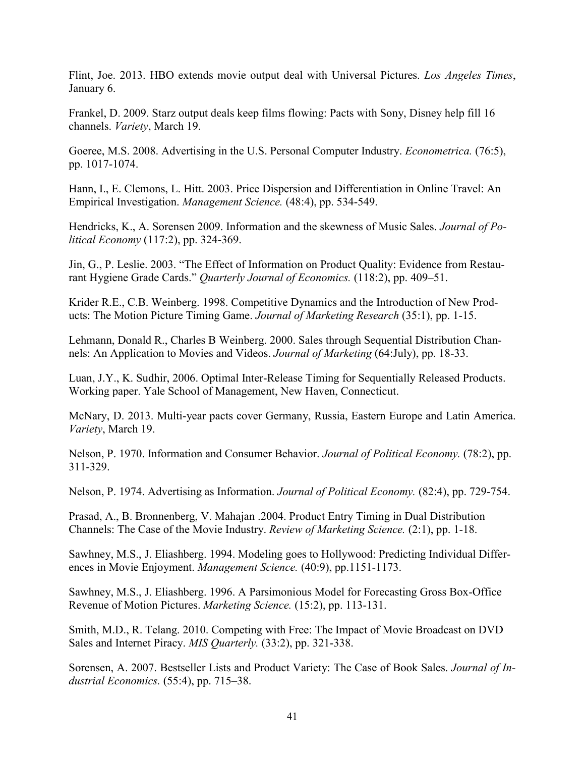Flint, Joe. 2013. HBO extends movie output deal with Universal Pictures. *Los Angeles Times*, January 6.

Frankel, D. 2009. Starz output deals keep films flowing: Pacts with Sony, Disney help fill 16 channels. *Variety*, March 19.

Goeree, M.S. 2008. Advertising in the U.S. Personal Computer Industry. *Econometrica.* (76:5), pp. 1017-1074.

Hann, I., E. Clemons, L. Hitt. 2003. Price Dispersion and Differentiation in Online Travel: An Empirical Investigation. *Management Science.* (48:4), pp. 534-549.

Hendricks, K., A. Sorensen 2009. Information and the skewness of Music Sales. *Journal of Political Economy* (117:2), pp. 324-369.

Jin, G., P. Leslie. 2003. "The Effect of Information on Product Quality: Evidence from Restaurant Hygiene Grade Cards." *Quarterly Journal of Economics.* (118:2), pp. 409–51.

Krider R.E., C.B. Weinberg. 1998. Competitive Dynamics and the Introduction of New Products: The Motion Picture Timing Game. *Journal of Marketing Research* (35:1), pp. 1-15.

Lehmann, Donald R., Charles B Weinberg. 2000. Sales through Sequential Distribution Channels: An Application to Movies and Videos. *Journal of Marketing* (64:July), pp. 18-33.

Luan, J.Y., K. Sudhir, 2006. Optimal Inter-Release Timing for Sequentially Released Products. Working paper. Yale School of Management, New Haven, Connecticut.

McNary, D. 2013. Multi-year pacts cover Germany, Russia, Eastern Europe and Latin America. *Variety*, March 19.

Nelson, P. 1970. Information and Consumer Behavior. *Journal of Political Economy.* (78:2), pp. 311-329.

Nelson, P. 1974. Advertising as Information. *Journal of Political Economy.* (82:4), pp. 729-754.

Prasad, A., B. Bronnenberg, V. Mahajan .2004. Product Entry Timing in Dual Distribution Channels: The Case of the Movie Industry. *Review of Marketing Science.* (2:1), pp. 1-18.

Sawhney, M.S., J. Eliashberg. 1994. Modeling goes to Hollywood: Predicting Individual Differences in Movie Enjoyment. *Management Science.* (40:9), pp.1151-1173.

Sawhney, M.S., J. Eliashberg. 1996. A Parsimonious Model for Forecasting Gross Box-Office Revenue of Motion Pictures. *Marketing Science.* (15:2), pp. 113-131.

Smith, M.D., R. Telang. 2010. Competing with Free: The Impact of Movie Broadcast on DVD Sales and Internet Piracy. *MIS Quarterly.* (33:2), pp. 321-338.

Sorensen, A. 2007. Bestseller Lists and Product Variety: The Case of Book Sales. *Journal of Industrial Economics.* (55:4), pp. 715–38.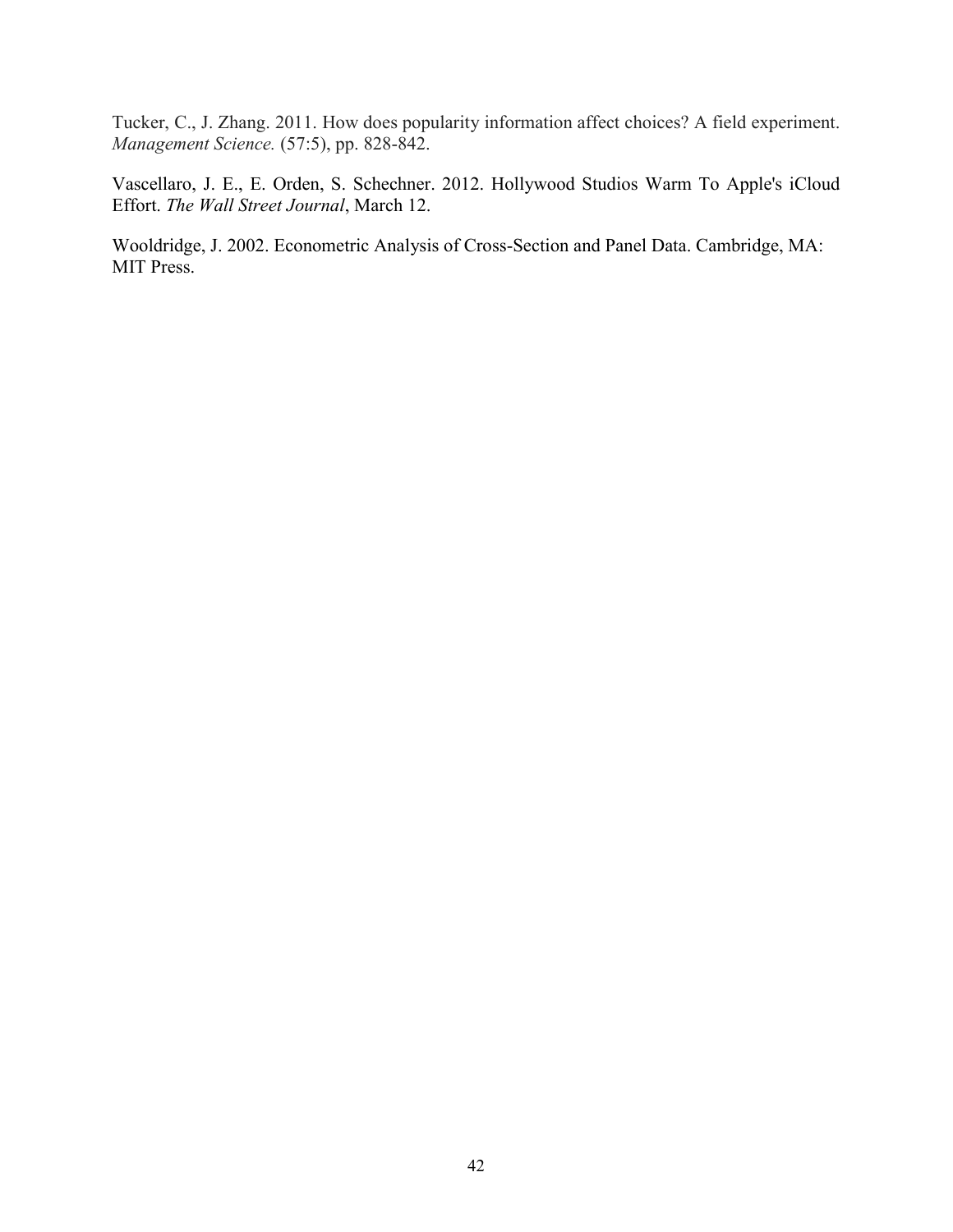Tucker, C., J. Zhang. 2011. How does popularity information affect choices? A field experiment. *Management Science.* (57:5), pp. 828-842.

Vascellaro, J. E., E. Orden, S. Schechner. 2012. Hollywood Studios Warm To Apple's iCloud Effort. *The Wall Street Journal*, March 12.

Wooldridge, J. 2002. Econometric Analysis of Cross-Section and Panel Data. Cambridge, MA: MIT Press.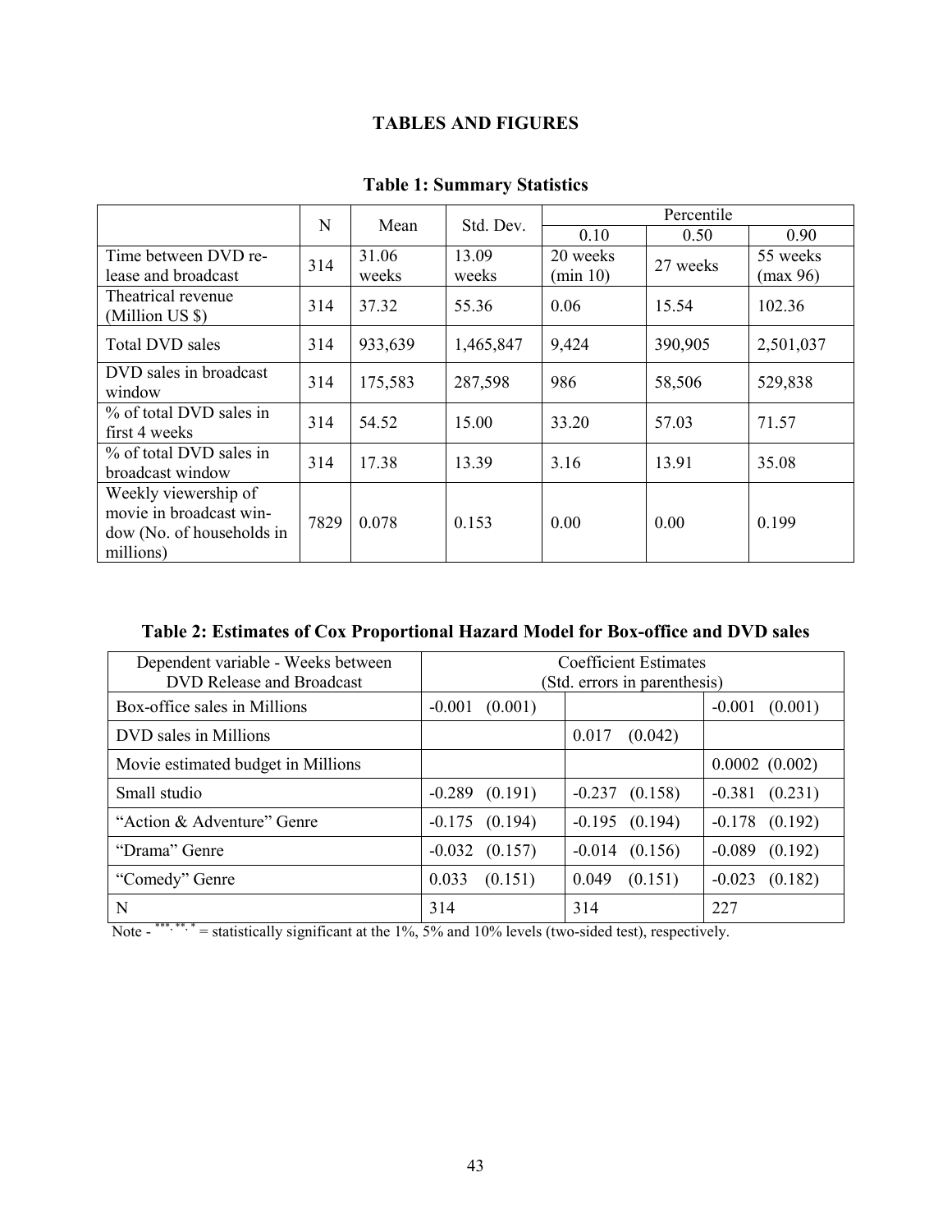# TABLES AND FIGURES

**Table 1: Summary Statistics**

| | N | Mean | Std. Dev. | Percentile | | |
|---|---|---|---|---|---|---|
| | | | | 0.10 | 0.50 | 0.90 |
| Time between DVD release and broadcast | 314 | 31.06 weeks | 13.09 weeks | 20 weeks (min 10) | 27 weeks | 55 weeks (max 96) |
| Theatrical revenue (Million US $) | 314 | 37.32 | 55.36 | 0.06 | 15.54 | 102.36 |
| Total DVD sales | 314 | 933,639 | 1,465,847 | 9,424 | 390,905 | 2,501,037 |
| DVD sales in broadcast window | 314 | 175,583 | 287,598 | 986 | 58,506 | 529,838 |
| % of total DVD sales in first 4 weeks | 314 | 54.52 | 15.00 | 33.20 | 57.03 | 71.57 |
| % of total DVD sales in broadcast window | 314 | 17.38 | 13.39 | 3.16 | 13.91 | 35.08 |
| Weekly viewership of movie in broadcast window (No. of households in millions) | 7829 | 0.078 | 0.153 | 0.00 | 0.00 | 0.199 |

**Table 2: Estimates of Cox Proportional Hazard Model for Box-office and DVD sales**

| Dependent variable - Weeks between DVD Release and Broadcast | Coefficient Estimates (Std. errors in parenthesis) | | |
|---|---|---|---|
| Box-office sales in Millions | -0.001 (0.001) | | -0.001 (0.001) |
| DVD sales in Millions | | 0.017 (0.042) | |
| Movie estimated budget in Millions | | | 0.0002 (0.002) |
| Small studio | -0.289 (0.191) | -0.237 (0.158) | -0.381 (0.231) |
| "Action & Adventure" Genre | -0.175 (0.194) | -0.195 (0.194) | -0.178 (0.192) |
| "Drama" Genre | -0.032 (0.157) | -0.014 (0.156) | -0.089 (0.192) |
| "Comedy" Genre | 0.033 (0.151) | 0.049 (0.151) | -0.023 (0.182) |
| N | 314 | 314 | 227 |

Note - ***, **, * = statistically significant at the 1%, 5% and 10% levels (two-sided test), respectively.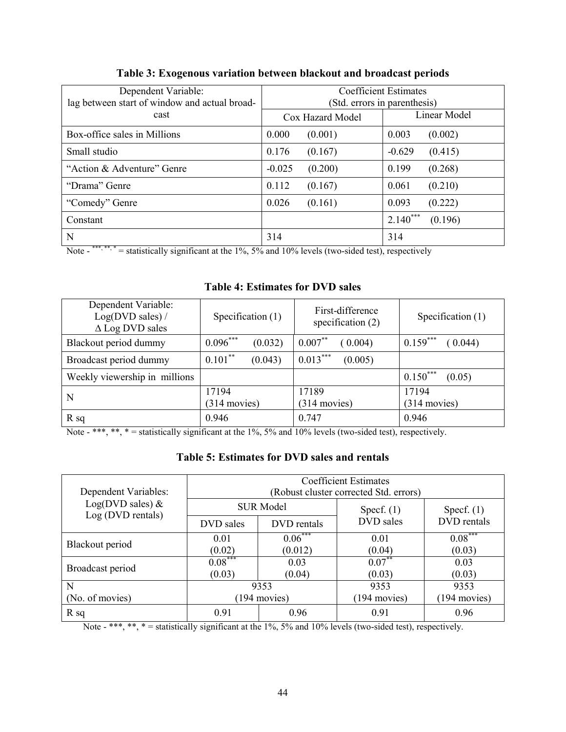**Table 3: Exogenous variation between blackout and broadcast periods**

| Dependent Variable: lag between start of window and actual broadcast | Coefficient Estimates (Std. errors in parenthesis) | | | |
|---|---|---|---|---|
| | Cox Hazard Model | | Linear Model | |
| Box-office sales in Millions | 0.000 | (0.001) | 0.003 | (0.002) |
| Small studio | 0.176 | (0.167) | -0.629 | (0.415) |
| "Action & Adventure" Genre | -0.025 | (0.200) | 0.199 | (0.268) |
| "Drama" Genre | 0.112 | (0.167) | 0.061 | (0.210) |
| "Comedy" Genre | 0.026 | (0.161) | 0.093 | (0.222) |
| Constant | | | 2.140*** | (0.196) |
| N | 314 | | 314 | |

Note - ***, **, * = statistically significant at the 1%, 5% and 10% levels (two-sided test), respectively

**Table 4: Estimates for DVD sales**

| Dependent Variable: Log(DVD sales) / Δ Log DVD sales | Specification (1) | | First-difference specification (2) | | Specification (1) | |
|---|---|---|---|---|---|---|
| Blackout period dummy | 0.096*** | (0.032) | 0.007** | ( 0.004) | 0.159*** | ( 0.044) |
| Broadcast period dummy | 0.101** | (0.043) | 0.013*** | (0.005) | | |
| Weekly viewership in millions | | | | | 0.150*** | (0.05) |
| N | 17194 (314 movies) | | 17189 (314 movies) | | 17194 (314 movies) | |
| R sq | 0.946 | | 0.747 | | 0.946 | |

Note - ***, **, * = statistically significant at the 1%, 5% and 10% levels (two-sided test), respectively.

**Table 5: Estimates for DVD sales and rentals**

| Dependent Variables: Log(DVD sales) & Log (DVD rentals) | Coefficient Estimates (Robust cluster corrected Std. errors) | | | |
|---|---|---|---|---|
| | SUR Model | | Specf. (1) | Specf. (1) |
| | DVD sales | DVD rentals | DVD sales | DVD rentals |
| Blackout period | 0.01 (0.02) | 0.06*** (0.012) | 0.01 (0.04) | 0.08*** (0.03) |
| Broadcast period | 0.08*** (0.03) | 0.03 (0.04) | 0.07** (0.03) | 0.03 (0.03) |
| N (No. of movies) | 9353 (194 movies) | | 9353 (194 movies) | 9353 (194 movies) |
| R sq | 0.91 | 0.96 | 0.91 | 0.96 |

Note - ***, **, * = statistically significant at the 1%, 5% and 10% levels (two-sided test), respectively.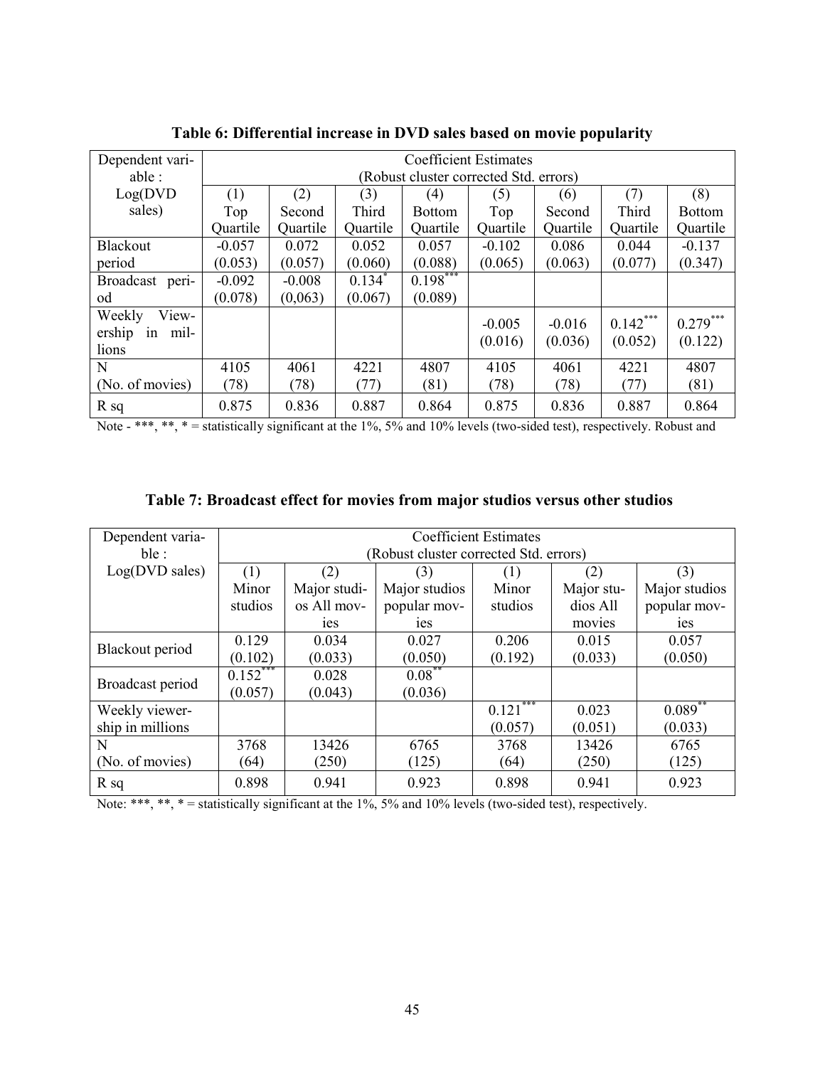**Table 6: Differential increase in DVD sales based on movie popularity**

| Dependent variable : Log(DVD sales) | Coefficient Estimates (Robust cluster corrected Std. errors) | | | | | | | |
|---|---|---|---|---|---|---|---|---|
| | (1) Top Quartile | (2) Second Quartile | (3) Third Quartile | (4) Bottom Quartile | (5) Top Quartile | (6) Second Quartile | (7) Third Quartile | (8) Bottom Quartile |
| Blackout period | -0.057 (0.053) | 0.072 (0.057) | 0.052 (0.060) | 0.057 (0.088) | -0.102 (0.065) | 0.086 (0.063) | 0.044 (0.077) | -0.137 (0.347) |
| Broadcast period | -0.092 (0.078) | -0.008 (0,063) | $0.134^{*}$ (0.067) | $0.198^{***}$ (0.089) | | | | |
| Weekly Viewership in millions | | | | | -0.005 (0.016) | -0.016 (0.036) | $0.142^{***}$ (0.052) | $0.279^{***}$ (0.122) |
| N (No. of movies) | 4105 (78) | 4061 (78) | 4221 (77) | 4807 (81) | 4105 (78) | 4061 (78) | 4221 (77) | 4807 (81) |
| R sq | 0.875 | 0.836 | 0.887 | 0.864 | 0.875 | 0.836 | 0.887 | 0.864 |

Note - \*\*\*, \*\*, \* = statistically significant at the 1%, 5% and 10% levels (two-sided test), respectively. Robust and

**Table 7: Broadcast effect for movies from major studios versus other studios**

| Dependent variable : Log(DVD sales) | Coefficient Estimates (Robust cluster corrected Std. errors) | | | | | |
|---|---|---|---|---|---|---|
| | (1) Minor studios | (2) Major studios All movies | (3) Major studios popular movies | (1) Minor studios | (2) Major studios All movies | (3) Major studios popular movies |
| Blackout period | 0.129 (0.102) | 0.034 (0.033) | 0.027 (0.050) | 0.206 (0.192) | 0.015 (0.033) | 0.057 (0.050) |
| Broadcast period | $0.152^{***}$ (0.057) | 0.028 (0.043) | $0.08^{**}$ (0.036) | | | |
| Weekly viewership in millions | | | | $0.121^{***}$ (0.057) | 0.023 (0.051) | $0.089^{**}$ (0.033) |
| N (No. of movies) | 3768 (64) | 13426 (250) | 6765 (125) | 3768 (64) | 13426 (250) | 6765 (125) |
| R sq | 0.898 | 0.941 | 0.923 | 0.898 | 0.941 | 0.923 |

Note: \*\*\*, \*\*, \* = statistically significant at the 1%, 5% and 10% levels (two-sided test), respectively.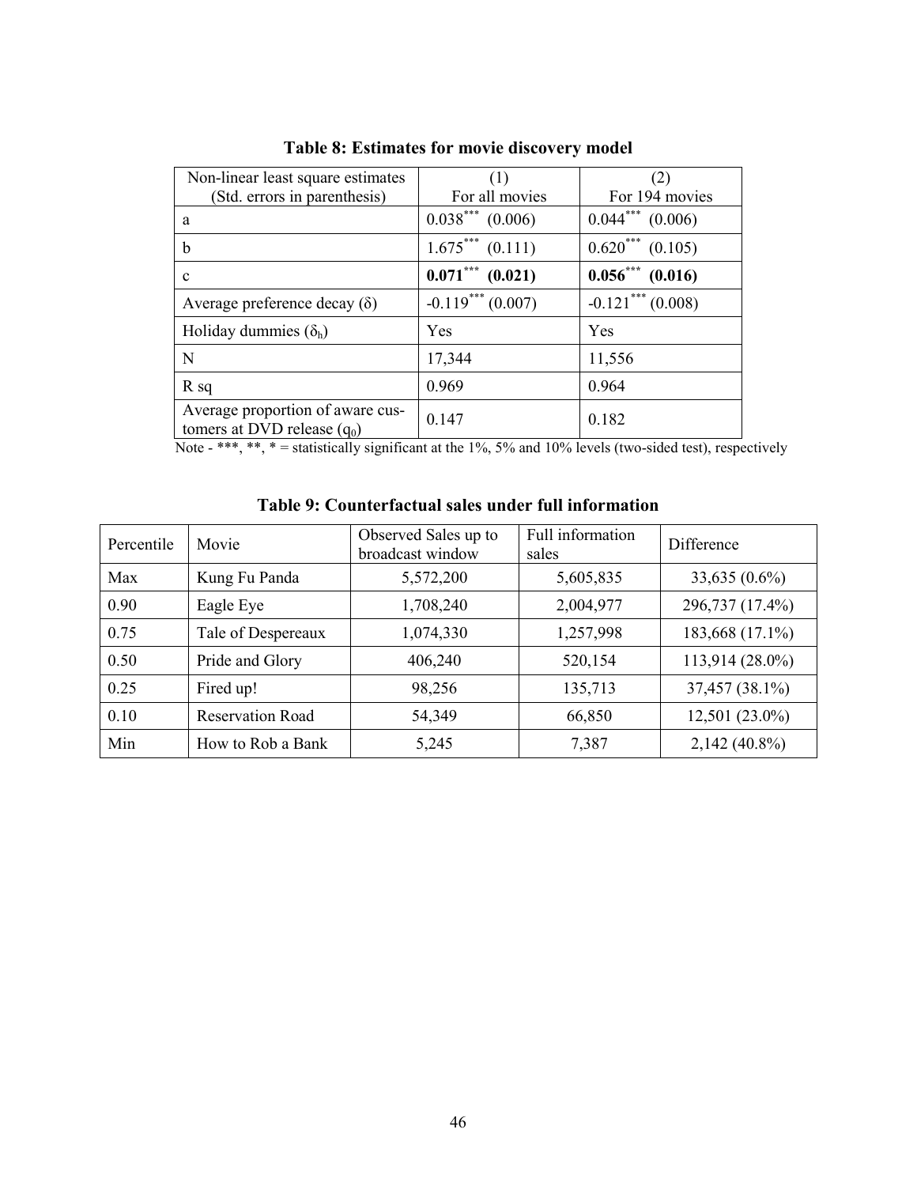**Table 8: Estimates for movie discovery model**

| Non-linear least square estimates (Std. errors in parenthesis) | (1) For all movies | (2) For 194 movies |
|---|---|---|
| a | $0.038^{***}$ (0.006) | $0.044^{***}$ (0.006) |
| b | $1.675^{***}$ (0.111) | $0.620^{***}$ (0.105) |
| c | **$0.071^{***}$ (0.021)** | **$0.056^{***}$ (0.016)** |
| Average preference decay ($\delta$) | $-0.119^{***}$ (0.007) | $-0.121^{***}$ (0.008) |
| Holiday dummies ($\delta_h$) | Yes | Yes |
| N | 17,344 | 11,556 |
| R sq | 0.969 | 0.964 |
| Average proportion of aware customers at DVD release ($q_0$) | 0.147 | 0.182 |

Note - ***, **, * = statistically significant at the 1%, 5% and 10% levels (two-sided test), respectively

**Table 9: Counterfactual sales under full information**

| Percentile | Movie | Observed Sales up to broadcast window | Full information sales | Difference |
|---|---|---|---|---|
| Max | Kung Fu Panda | 5,572,200 | 5,605,835 | 33,635 (0.6%) |
| 0.90 | Eagle Eye | 1,708,240 | 2,004,977 | 296,737 (17.4%) |
| 0.75 | Tale of Despereaux | 1,074,330 | 1,257,998 | 183,668 (17.1%) |
| 0.50 | Pride and Glory | 406,240 | 520,154 | 113,914 (28.0%) |
| 0.25 | Fired up! | 98,256 | 135,713 | 37,457 (38.1%) |
| 0.10 | Reservation Road | 54,349 | 66,850 | 12,501 (23.0%) |
| Min | How to Rob a Bank | 5,245 | 7,387 | 2,142 (40.8%) |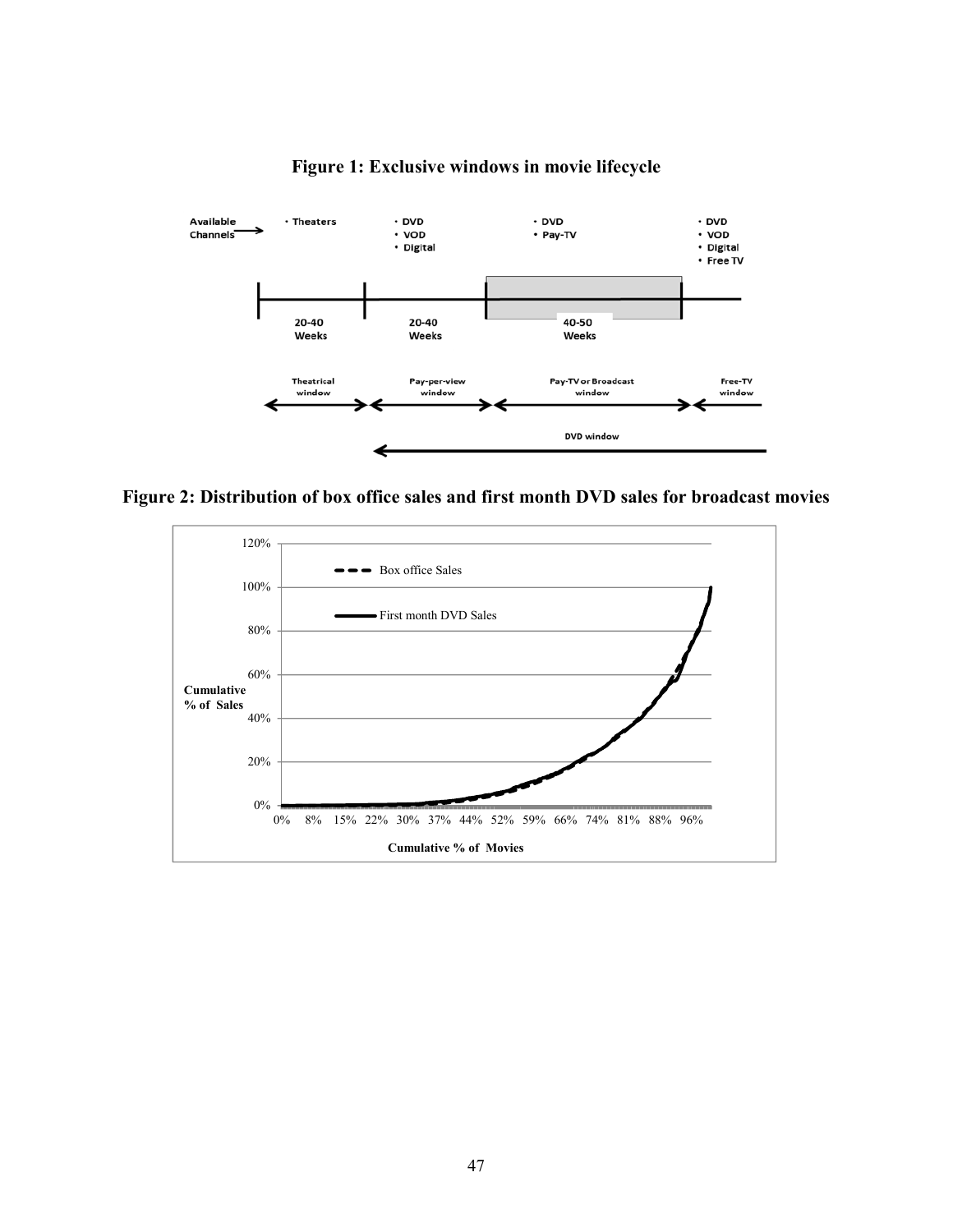**Figure 1: Exclusive windows in movie lifecycle**

**Figure 2: Distribution of box office sales and first month DVD sales for broadcast movies**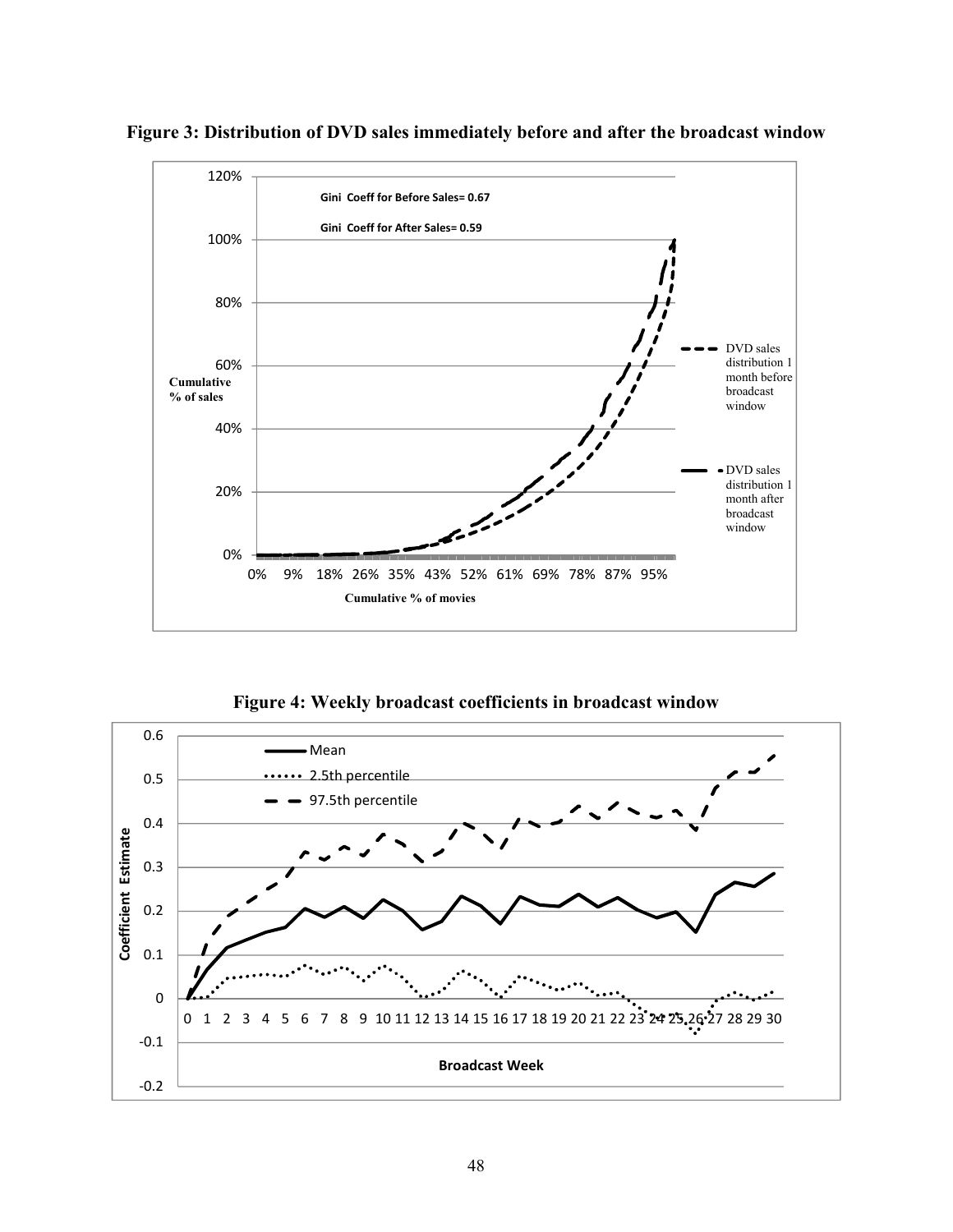**Figure 3: Distribution of DVD sales immediately before and after the broadcast window**

**Figure 4: Weekly broadcast coefficients in broadcast window**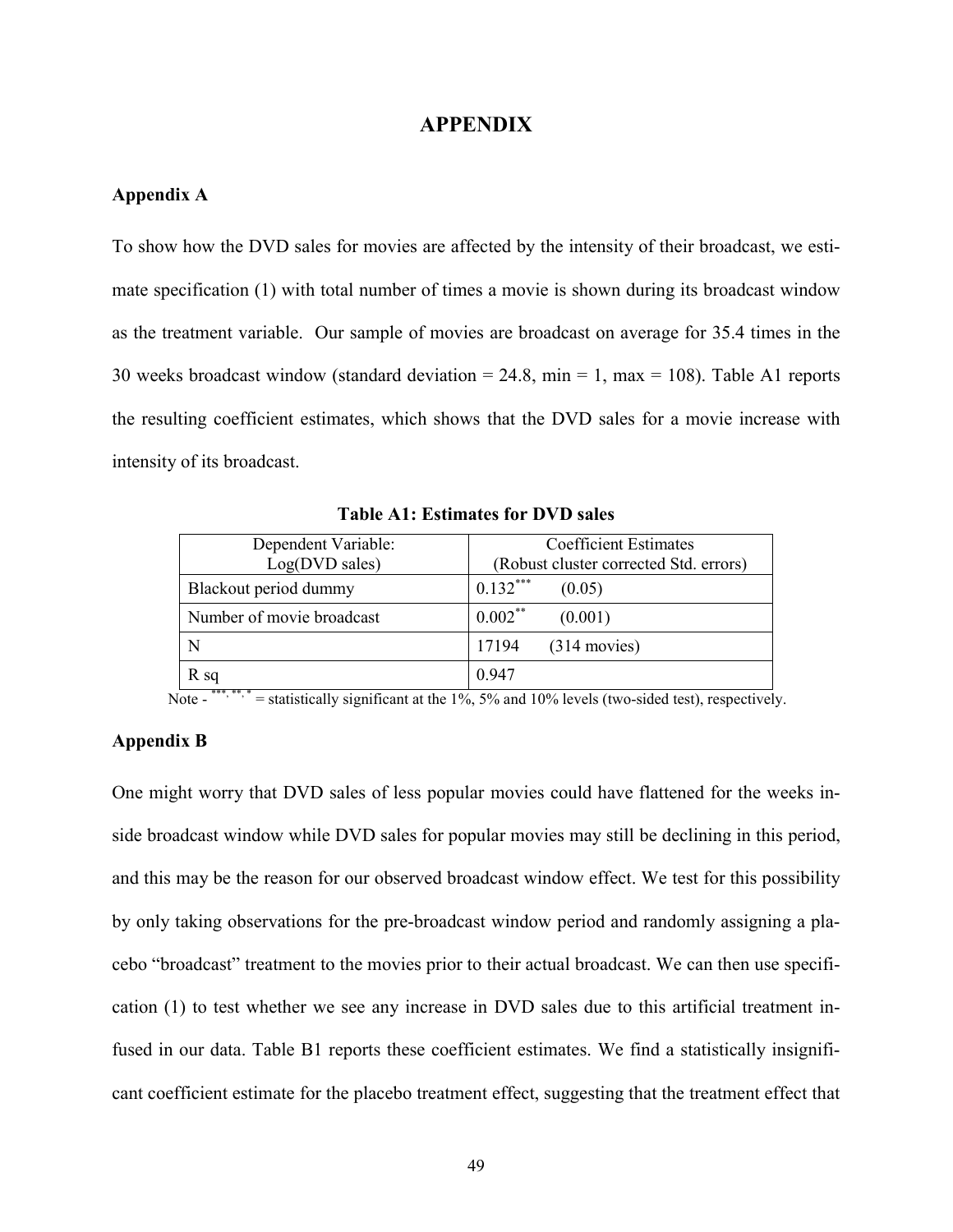# APPENDIX

## Appendix A

To show how the DVD sales for movies are affected by the intensity of their broadcast, we estimate specification (1) with total number of times a movie is shown during its broadcast window as the treatment variable. Our sample of movies are broadcast on average for 35.4 times in the 30 weeks broadcast window (standard deviation = 24.8, min = 1, max = 108). Table A1 reports the resulting coefficient estimates, which shows that the DVD sales for a movie increase with intensity of its broadcast.

**Table A1: Estimates for DVD sales**

| Dependent Variable: Log(DVD sales) | Coefficient Estimates (Robust cluster corrected Std. errors) |
|---|---|
| Blackout period dummy | 0.132*** (0.05) |
| Number of movie broadcast | 0.002** (0.001) |
| N | 17194 (314 movies) |
| R sq | 0.947 |

Note - ***, **, * = statistically significant at the 1%, 5% and 10% levels (two-sided test), respectively.

## Appendix B

One might worry that DVD sales of less popular movies could have flattened for the weeks inside broadcast window while DVD sales for popular movies may still be declining in this period, and this may be the reason for our observed broadcast window effect. We test for this possibility by only taking observations for the pre-broadcast window period and randomly assigning a placebo "broadcast" treatment to the movies prior to their actual broadcast. We can then use specification (1) to test whether we see any increase in DVD sales due to this artificial treatment infused in our data. Table B1 reports these coefficient estimates. We find a statistically insignificant coefficient estimate for the placebo treatment effect, suggesting that the treatment effect that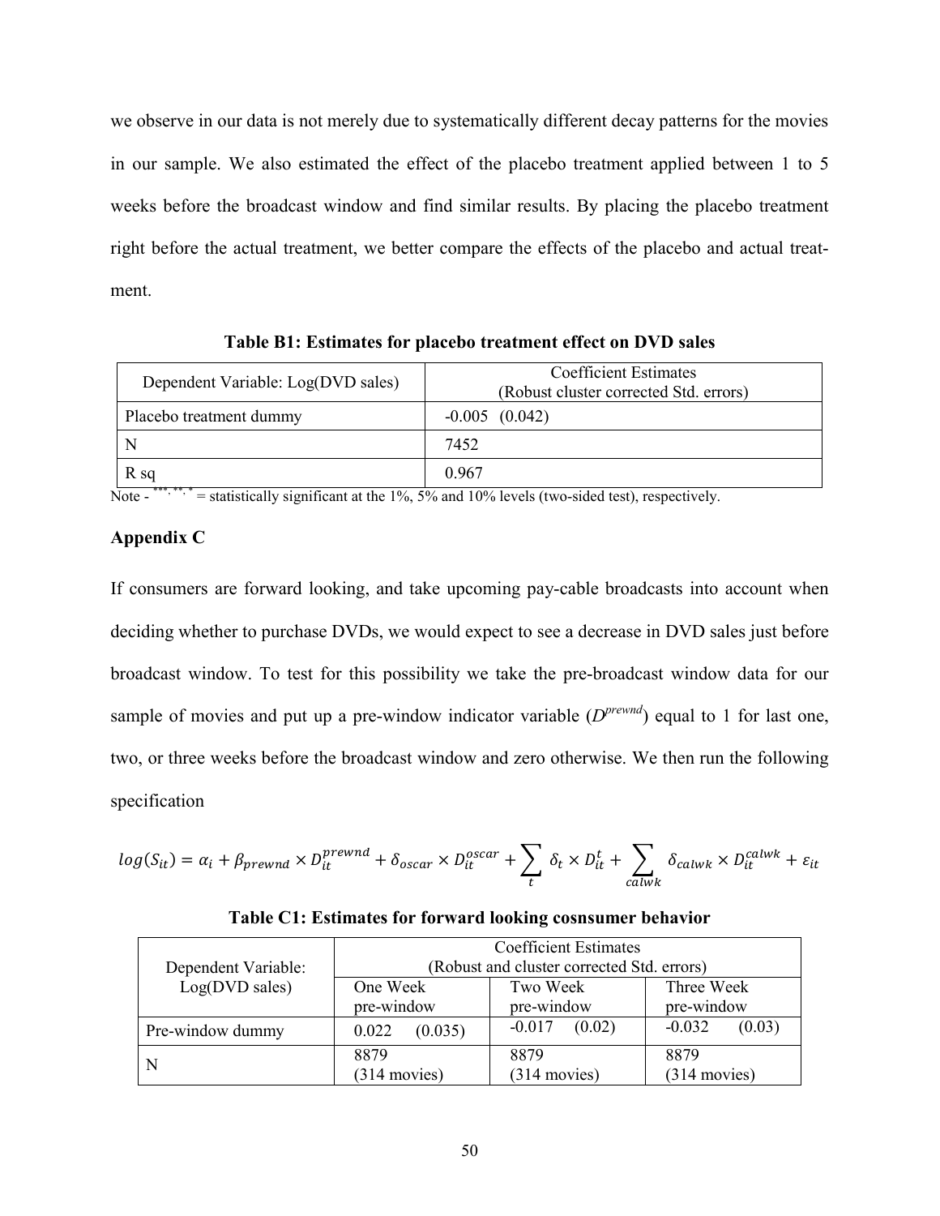we observe in our data is not merely due to systematically different decay patterns for the movies in our sample. We also estimated the effect of the placebo treatment applied between 1 to 5 weeks before the broadcast window and find similar results. By placing the placebo treatment right before the actual treatment, we better compare the effects of the placebo and actual treatment.

**Table B1: Estimates for placebo treatment effect on DVD sales**

| Dependent Variable: Log(DVD sales) | Coefficient Estimates (Robust cluster corrected Std. errors) |
|---|---|
| Placebo treatment dummy | -0.005 (0.042) |
| N | 7452 |
| R sq | 0.967 |

Note - ***, **, * = statistically significant at the 1%, 5% and 10% levels (two-sided test), respectively.

## Appendix C

If consumers are forward looking, and take upcoming pay-cable broadcasts into account when deciding whether to purchase DVDs, we would expect to see a decrease in DVD sales just before broadcast window. To test for this possibility we take the pre-broadcast window data for our sample of movies and put up a pre-window indicator variable ($D^{prewnd}$) equal to 1 for last one, two, or three weeks before the broadcast window and zero otherwise. We then run the following specification

$$log(S_{it}) = \alpha_i + \beta_{prewnd} \times D_{it}^{prewnd} + \delta_{oscar} \times D_{it}^{oscar} + \sum_{t} \delta_t \times D_{it}^{t} + \sum_{calwk} \delta_{calwk} \times D_{it}^{calwk} + \varepsilon_{it}$$

**Table C1: Estimates for forward looking cosnsumer behavior**

| Dependent Variable: Log(DVD sales) | Coefficient Estimates (Robust and cluster corrected Std. errors) | | |
|---|---|---|---|
| | One Week pre-window | Two Week pre-window | Three Week pre-window |
| Pre-window dummy | 0.022 (0.035) | -0.017 (0.02) | -0.032 (0.03) |
| N | 8879 (314 movies) | 8879 (314 movies) | 8879 (314 movies) |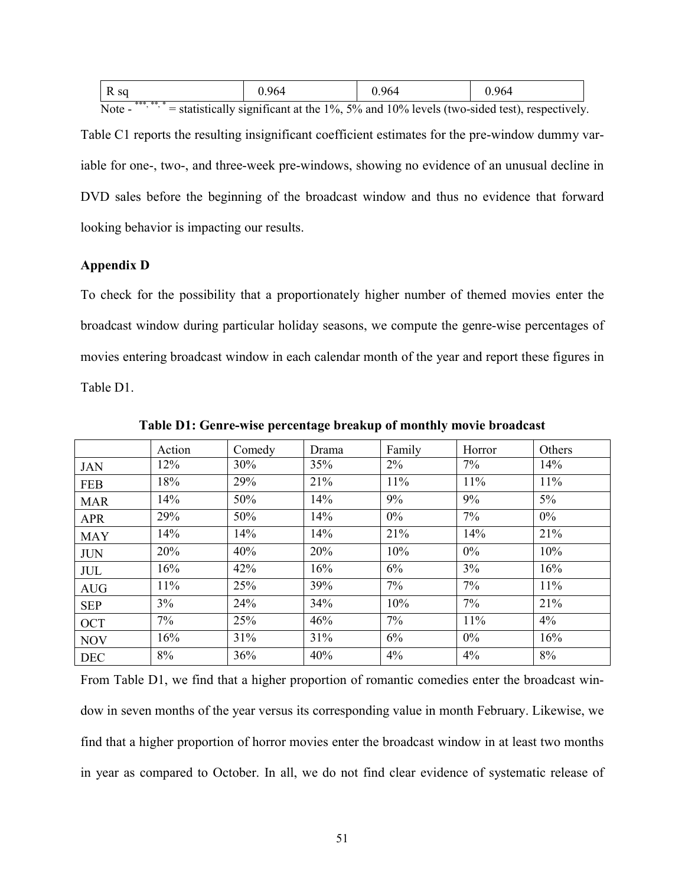| R sq | 0.964 | 0.964 | 0.964 |
|---|---|---|---|

Note - ***, **, * = statistically significant at the 1%, 5% and 10% levels (two-sided test), respectively.

Table C1 reports the resulting insignificant coefficient estimates for the pre-window dummy variable for one-, two-, and three-week pre-windows, showing no evidence of an unusual decline in DVD sales before the beginning of the broadcast window and thus no evidence that forward looking behavior is impacting our results.

**Appendix D**

To check for the possibility that a proportionately higher number of themed movies enter the broadcast window during particular holiday seasons, we compute the genre-wise percentages of movies entering broadcast window in each calendar month of the year and report these figures in Table D1.

**Table D1: Genre-wise percentage breakup of monthly movie broadcast**

| | Action | Comedy | Drama | Family | Horror | Others |
|---|---|---|---|---|---|---|
| JAN | 12% | 30% | 35% | 2% | 7% | 14% |
| FEB | 18% | 29% | 21% | 11% | 11% | 11% |
| MAR | 14% | 50% | 14% | 9% | 9% | 5% |
| APR | 29% | 50% | 14% | 0% | 7% | 0% |
| MAY | 14% | 14% | 14% | 21% | 14% | 21% |
| JUN | 20% | 40% | 20% | 10% | 0% | 10% |
| JUL | 16% | 42% | 16% | 6% | 3% | 16% |
| AUG | 11% | 25% | 39% | 7% | 7% | 11% |
| SEP | 3% | 24% | 34% | 10% | 7% | 21% |
| OCT | 7% | 25% | 46% | 7% | 11% | 4% |
| NOV | 16% | 31% | 31% | 6% | 0% | 16% |
| DEC | 8% | 36% | 40% | 4% | 4% | 8% |

From Table D1, we find that a higher proportion of romantic comedies enter the broadcast window in seven months of the year versus its corresponding value in month February. Likewise, we find that a higher proportion of horror movies enter the broadcast window in at least two months in year as compared to October. In all, we do not find clear evidence of systematic release of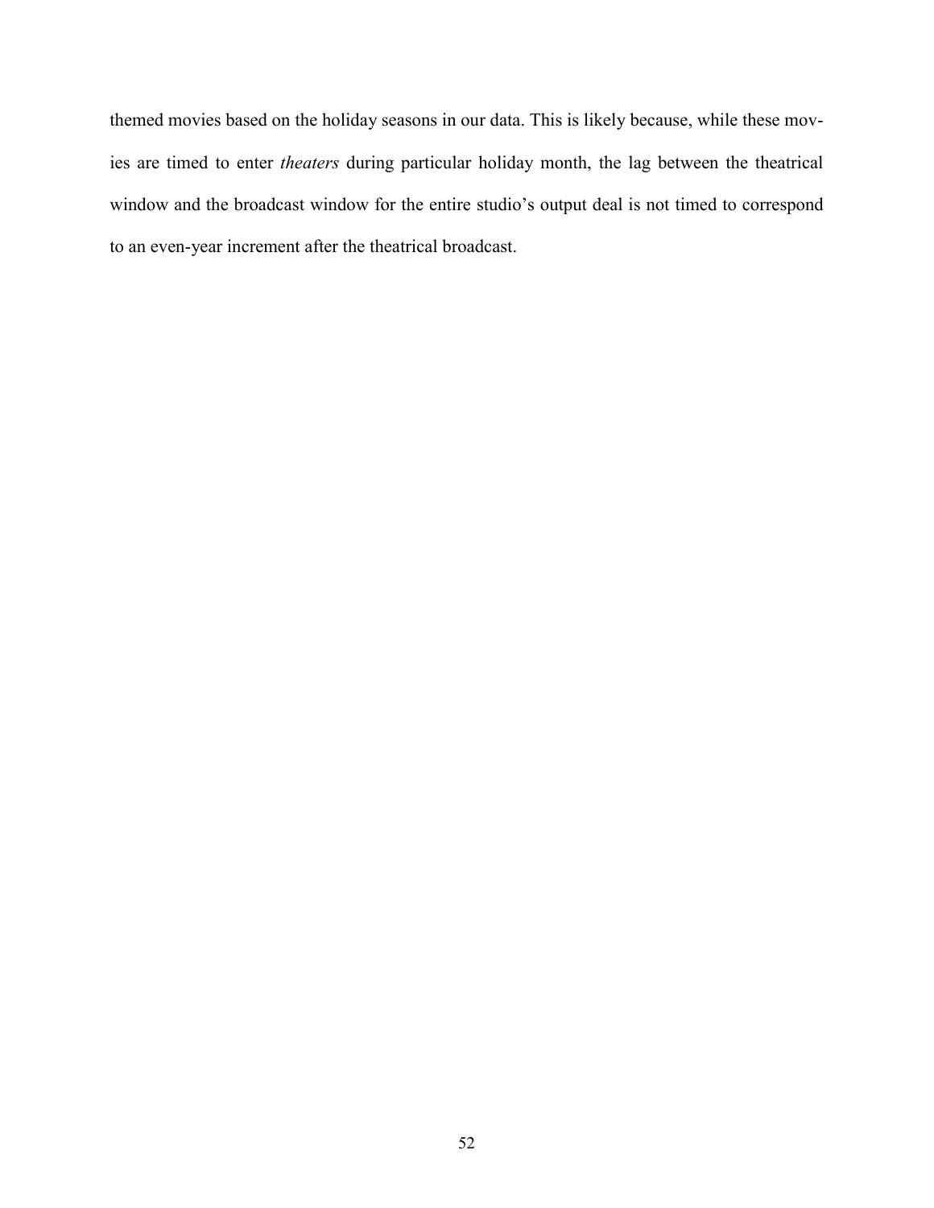themed movies based on the holiday seasons in our data. This is likely because, while these movies are timed to enter *theaters* during particular holiday month, the lag between the theatrical window and the broadcast window for the entire studio's output deal is not timed to correspond to an even-year increment after the theatrical broadcast.